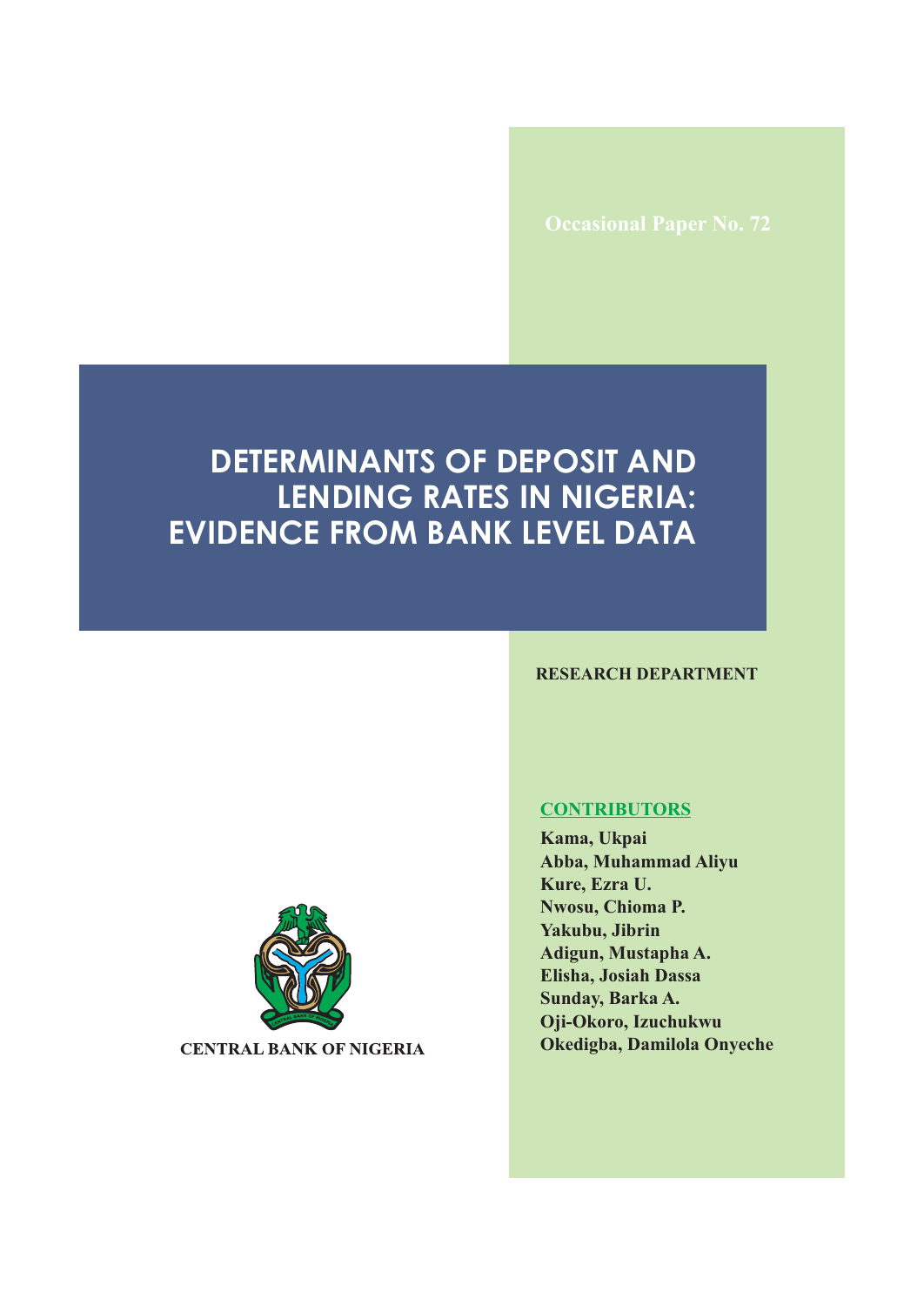Occasional Paper No. 72

# DETERMINANTS OF DEPOSIT AND LENDING RATES IN NIGERIA: EVIDENCE FROM BANK LEVEL DATA

**RESEARCH DEPARTMENT**

**CONTRIBUTORS**

**Kama, Ukpai**
**Abba, Muhammad Aliyu**
**Kure, Ezra U.**
**Nwosu, Chioma P.**
**Yakubu, Jibrin**
**Adigun, Mustapha A.**
**Elisha, Josiah Dassa**
**Sunday, Barka A.**
**Oji-Okoro, Izuchukwu**
**Okedigba, Damilola Onyeche**

**CENTRAL BANK OF NIGERIA**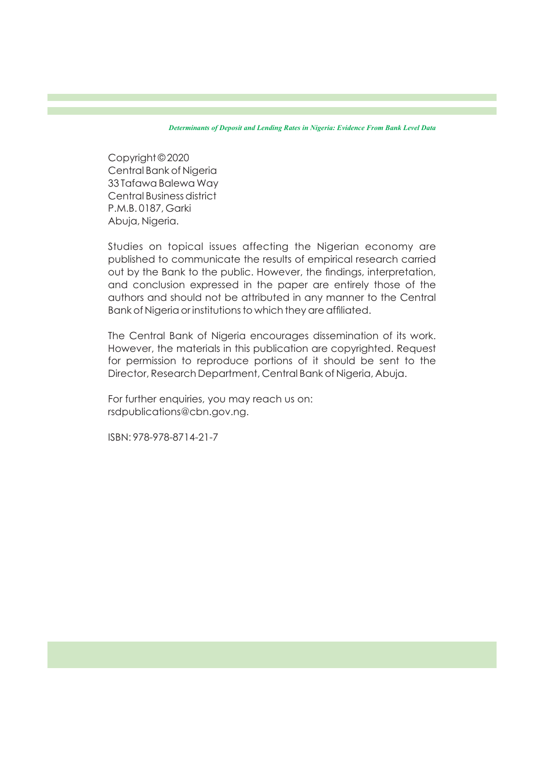Copyright © 2020
Central Bank of Nigeria
33 Tafawa Balewa Way
Central Business district
P.M.B. 0187, Garki
Abuja, Nigeria.

Studies on topical issues affecting the Nigerian economy are published to communicate the results of empirical research carried out by the Bank to the public. However, the findings, interpretation, and conclusion expressed in the paper are entirely those of the authors and should not be attributed in any manner to the Central Bank of Nigeria or institutions to which they are affiliated.

The Central Bank of Nigeria encourages dissemination of its work. However, the materials in this publication are copyrighted. Request for permission to reproduce portions of it should be sent to the Director, Research Department, Central Bank of Nigeria, Abuja.

For further enquiries, you may reach us on:
rsdpublications@cbn.gov.ng.

ISBN: 978-978-8714-21-7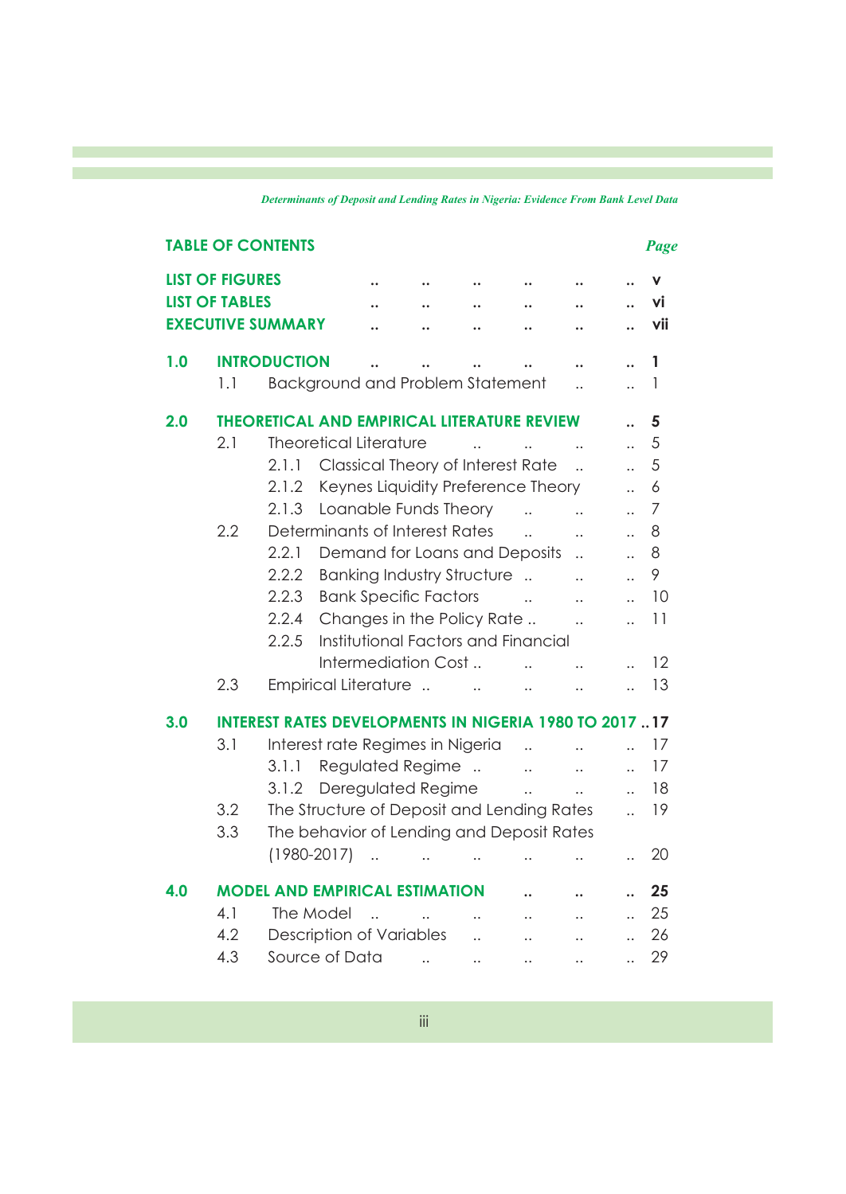## TABLE OF CONTENTS

| | | Page |
|---|---|---|
| **LIST OF FIGURES** | | v |
| **LIST OF TABLES** | | vi |
| **EXECUTIVE SUMMARY** | | vii |
| **1.0** | **INTRODUCTION** | **1** |
| | 1.1 Background and Problem Statement | 1 |
| **2.0** | **THEORETICAL AND EMPIRICAL LITERATURE REVIEW** | **5** |
| | 2.1 Theoretical Literature | 5 |
| | 2.1.1 Classical Theory of Interest Rate | 5 |
| | 2.1.2 Keynes Liquidity Preference Theory | 6 |
| | 2.1.3 Loanable Funds Theory | 7 |
| | 2.2 Determinants of Interest Rates | 8 |
| | 2.2.1 Demand for Loans and Deposits | 8 |
| | 2.2.2 Banking Industry Structure | 9 |
| | 2.2.3 Bank Specific Factors | 10 |
| | 2.2.4 Changes in the Policy Rate | 11 |
| | 2.2.5 Institutional Factors and Financial Intermediation Cost | 12 |
| | 2.3 Empirical Literature | 13 |
| **3.0** | **INTEREST RATES DEVELOPMENTS IN NIGERIA 1980 TO 2017** | **17** |
| | 3.1 Interest rate Regimes in Nigeria | 17 |
| | 3.1.1 Regulated Regime | 17 |
| | 3.1.2 Deregulated Regime | 18 |
| | 3.2 The Structure of Deposit and Lending Rates | 19 |
| | 3.3 The behavior of Lending and Deposit Rates (1980-2017) | 20 |
| **4.0** | **MODEL AND EMPIRICAL ESTIMATION** | **25** |
| | 4.1 The Model | 25 |
| | 4.2 Description of Variables | 26 |
| | 4.3 Source of Data | 29 |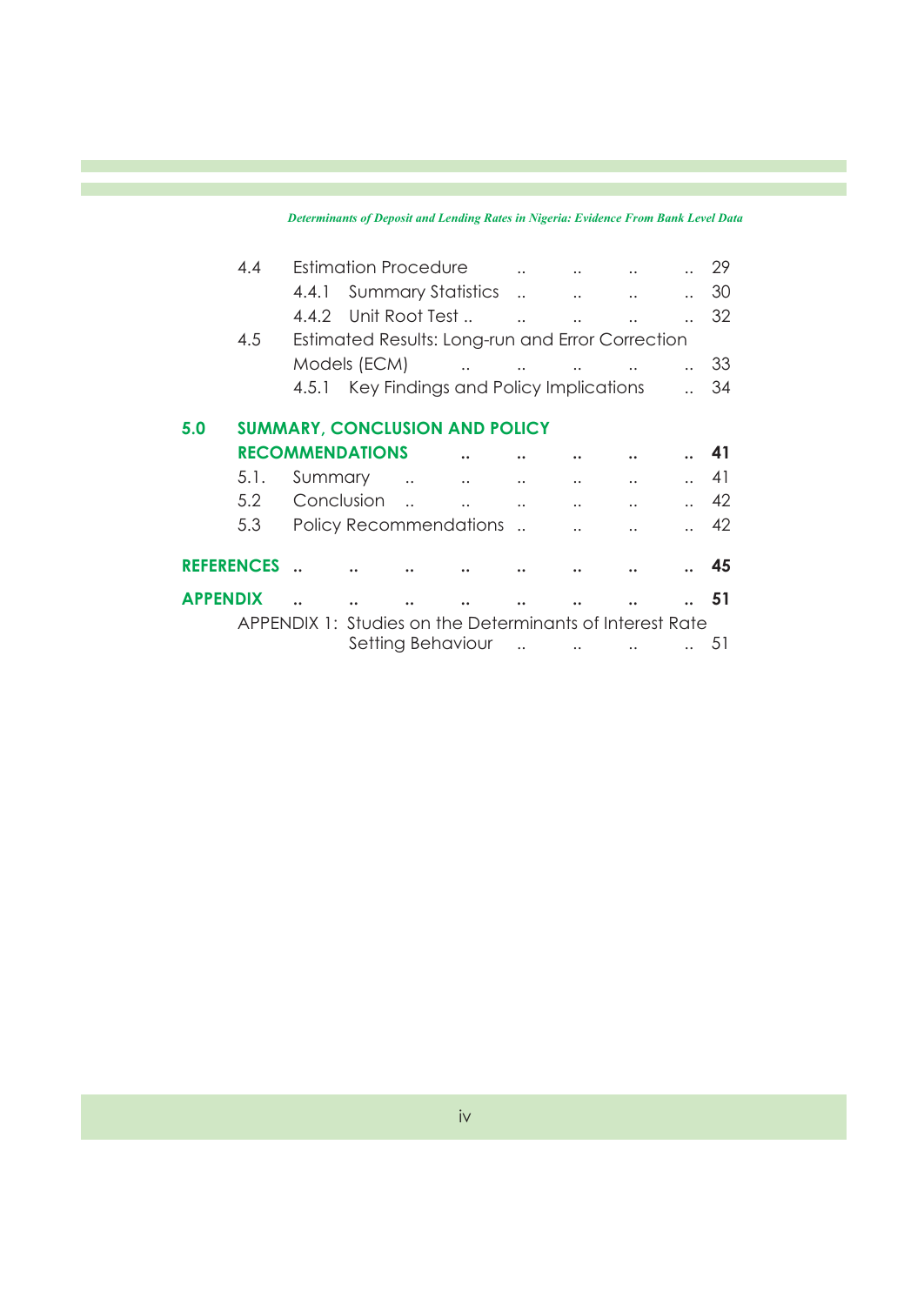- 4.4 Estimation Procedure .. .. .. .. 29
  - 4.4.1 Summary Statistics .. .. .. .. 30
  - 4.4.2 Unit Root Test .. .. .. .. .. 32
- 4.5 Estimated Results: Long-run and Error Correction Models (ECM) .. .. .. .. .. 33
  - 4.5.1 Key Findings and Policy Implications .. 34

**5.0 SUMMARY, CONCLUSION AND POLICY RECOMMENDATIONS .. .. .. .. .. 41**

- 5.1. Summary .. .. .. .. .. .. 41
- 5.2 Conclusion .. .. .. .. .. .. 42
- 5.3 Policy Recommendations .. .. .. .. 42

**REFERENCES .. .. .. .. .. .. .. .. 45**

**APPENDIX .. .. .. .. .. .. .. .. 51**

APPENDIX 1: Studies on the Determinants of Interest Rate Setting Behaviour .. .. .. .. 51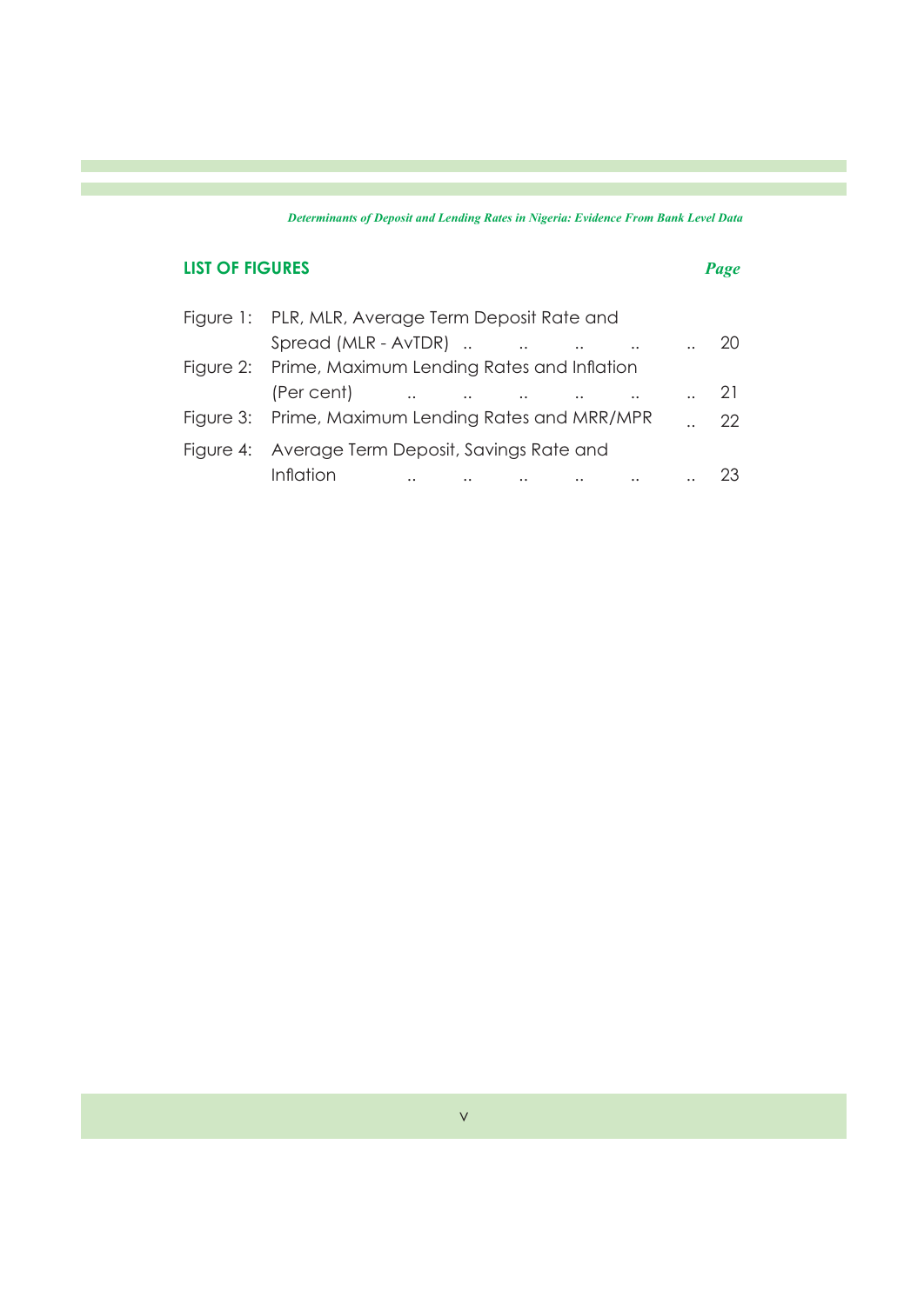## LIST OF FIGURES

| | | *Page* |
|---|---|---|
| Figure 1: | PLR, MLR, Average Term Deposit Rate and Spread (MLR - AvTDR) .. .. .. .. .. | 20 |
| Figure 2: | Prime, Maximum Lending Rates and Inflation (Per cent) .. .. .. .. .. .. | 21 |
| Figure 3: | Prime, Maximum Lending Rates and MRR/MPR .. | 22 |
| Figure 4: | Average Term Deposit, Savings Rate and Inflation .. .. .. .. .. .. | 23 |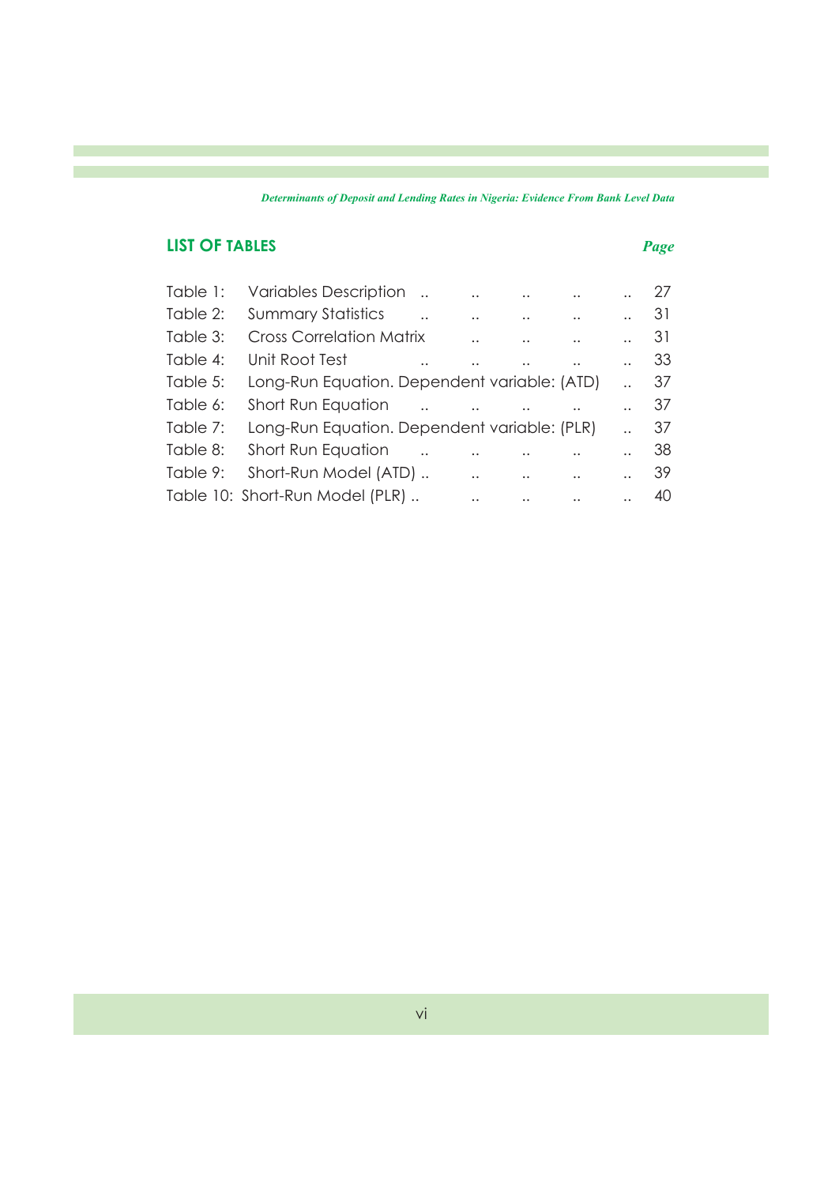## LIST OF TABLES

| | | *Page* |
|---|---|---|
| Table 1: | Variables Description | 27 |
| Table 2: | Summary Statistics | 31 |
| Table 3: | Cross Correlation Matrix | 31 |
| Table 4: | Unit Root Test | 33 |
| Table 5: | Long-Run Equation. Dependent variable: (ATD) | 37 |
| Table 6: | Short Run Equation | 37 |
| Table 7: | Long-Run Equation. Dependent variable: (PLR) | 37 |
| Table 8: | Short Run Equation | 38 |
| Table 9: | Short-Run Model (ATD) | 39 |
| Table 10: | Short-Run Model (PLR) | 40 |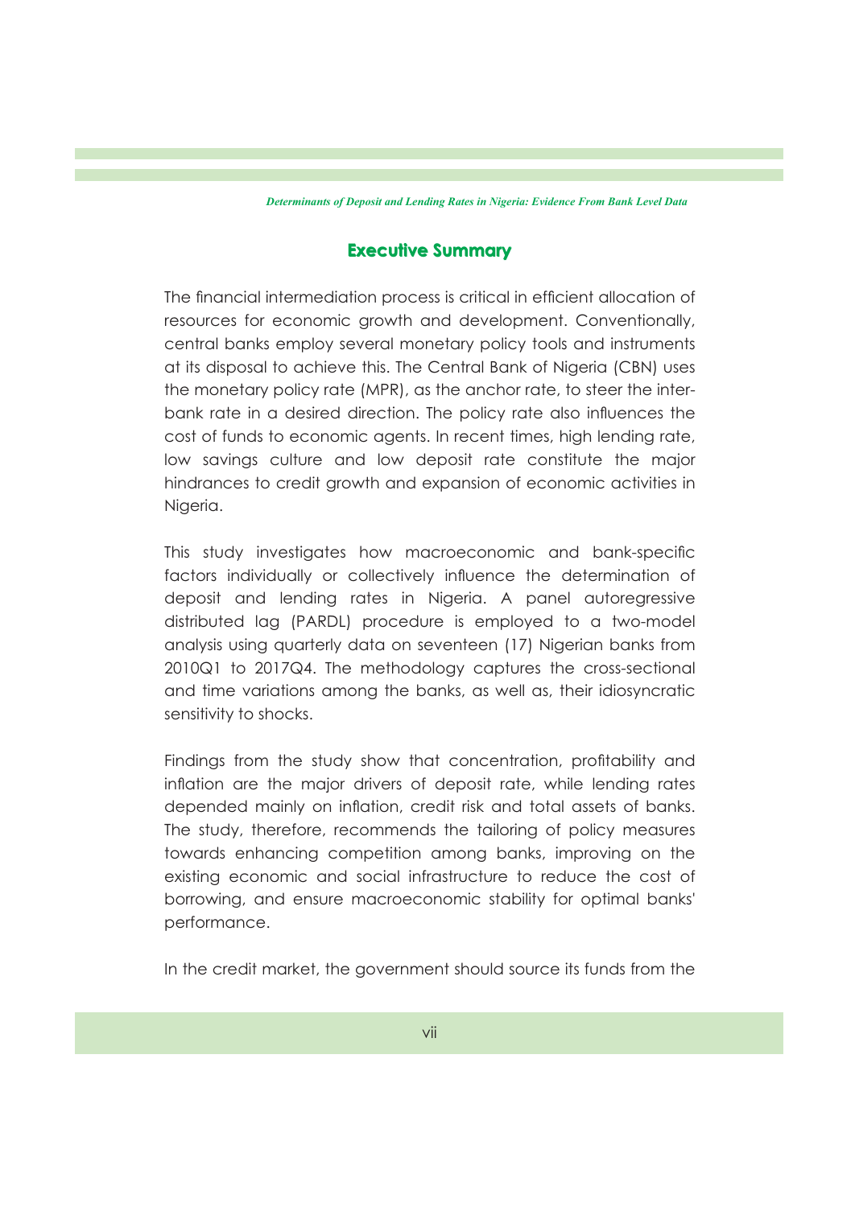## Executive Summary

The financial intermediation process is critical in efficient allocation of resources for economic growth and development. Conventionally, central banks employ several monetary policy tools and instruments at its disposal to achieve this. The Central Bank of Nigeria (CBN) uses the monetary policy rate (MPR), as the anchor rate, to steer the inter-bank rate in a desired direction. The policy rate also influences the cost of funds to economic agents. In recent times, high lending rate, low savings culture and low deposit rate constitute the major hindrances to credit growth and expansion of economic activities in Nigeria.

This study investigates how macroeconomic and bank-specific factors individually or collectively influence the determination of deposit and lending rates in Nigeria. A panel autoregressive distributed lag (PARDL) procedure is employed to a two-model analysis using quarterly data on seventeen (17) Nigerian banks from 2010Q1 to 2017Q4. The methodology captures the cross-sectional and time variations among the banks, as well as, their idiosyncratic sensitivity to shocks.

Findings from the study show that concentration, profitability and inflation are the major drivers of deposit rate, while lending rates depended mainly on inflation, credit risk and total assets of banks. The study, therefore, recommends the tailoring of policy measures towards enhancing competition among banks, improving on the existing economic and social infrastructure to reduce the cost of borrowing, and ensure macroeconomic stability for optimal banks' performance.

In the credit market, the government should source its funds from the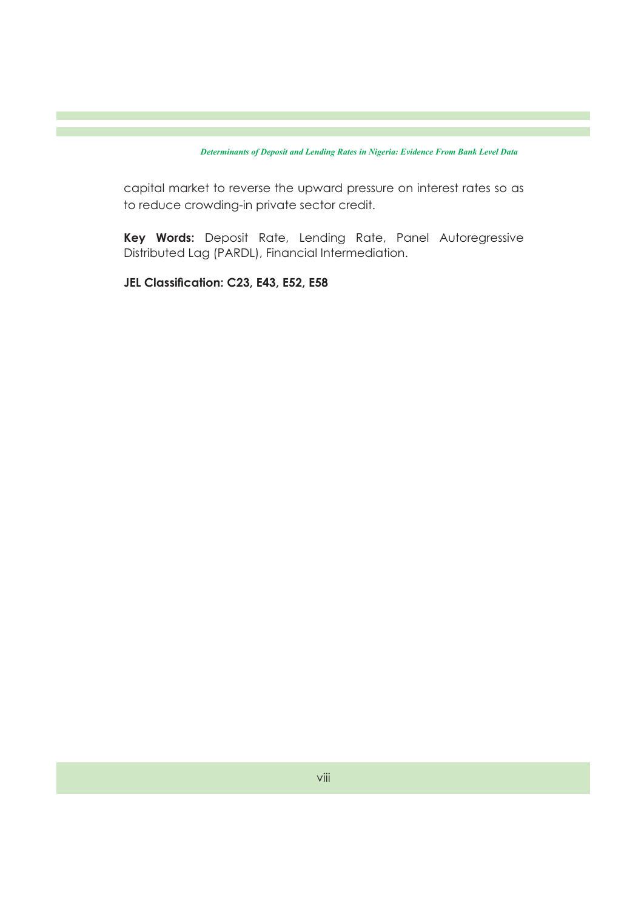capital market to reverse the upward pressure on interest rates so as to reduce crowding-in private sector credit.

**Key Words:** Deposit Rate, Lending Rate, Panel Autoregressive Distributed Lag (PARDL), Financial Intermediation.

**JEL Classification: C23, E43, E52, E58**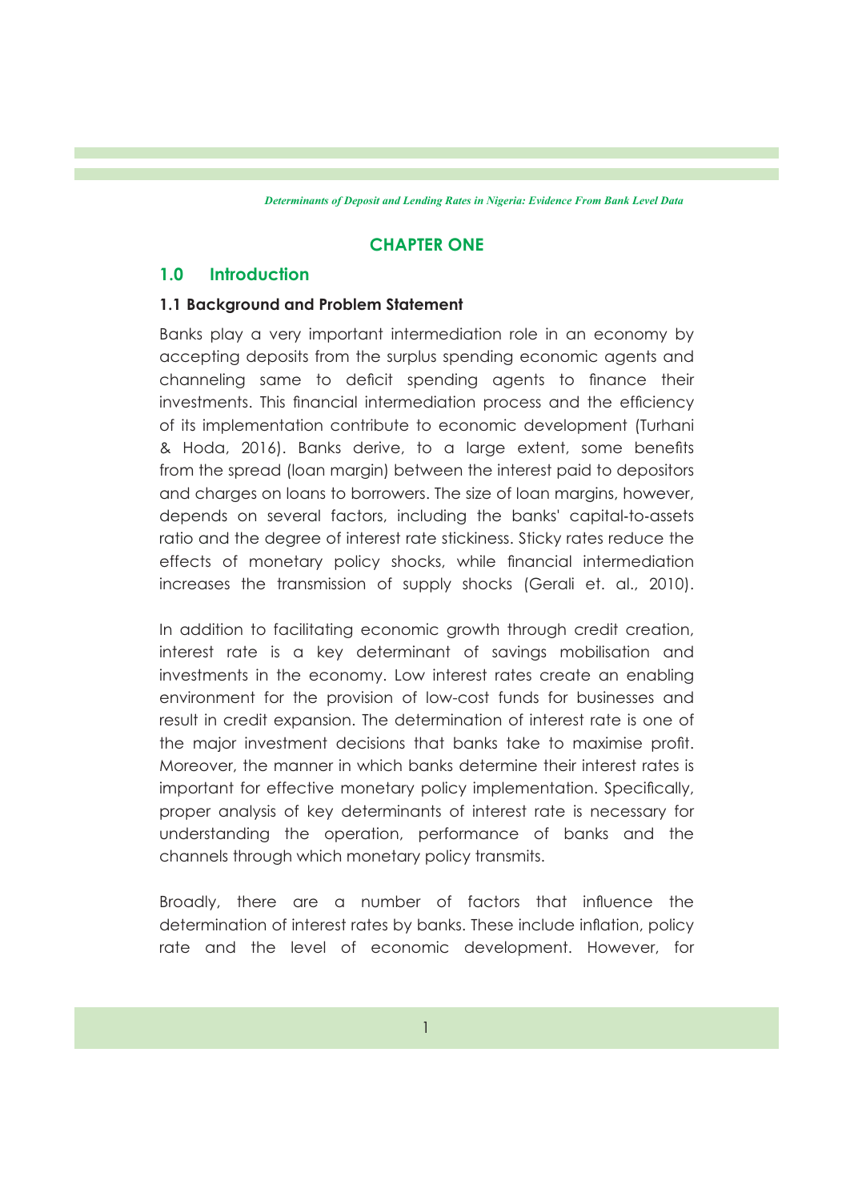# CHAPTER ONE

## 1.0 Introduction

### 1.1 Background and Problem Statement

Banks play a very important intermediation role in an economy by accepting deposits from the surplus spending economic agents and channeling same to deficit spending agents to finance their investments. This financial intermediation process and the efficiency of its implementation contribute to economic development (Turhani & Hoda, 2016). Banks derive, to a large extent, some benefits from the spread (loan margin) between the interest paid to depositors and charges on loans to borrowers. The size of loan margins, however, depends on several factors, including the banks' capital-to-assets ratio and the degree of interest rate stickiness. Sticky rates reduce the effects of monetary policy shocks, while financial intermediation increases the transmission of supply shocks (Gerali et. al., 2010).

In addition to facilitating economic growth through credit creation, interest rate is a key determinant of savings mobilisation and investments in the economy. Low interest rates create an enabling environment for the provision of low-cost funds for businesses and result in credit expansion. The determination of interest rate is one of the major investment decisions that banks take to maximise profit. Moreover, the manner in which banks determine their interest rates is important for effective monetary policy implementation. Specifically, proper analysis of key determinants of interest rate is necessary for understanding the operation, performance of banks and the channels through which monetary policy transmits.

Broadly, there are a number of factors that influence the determination of interest rates by banks. These include inflation, policy rate and the level of economic development. However, for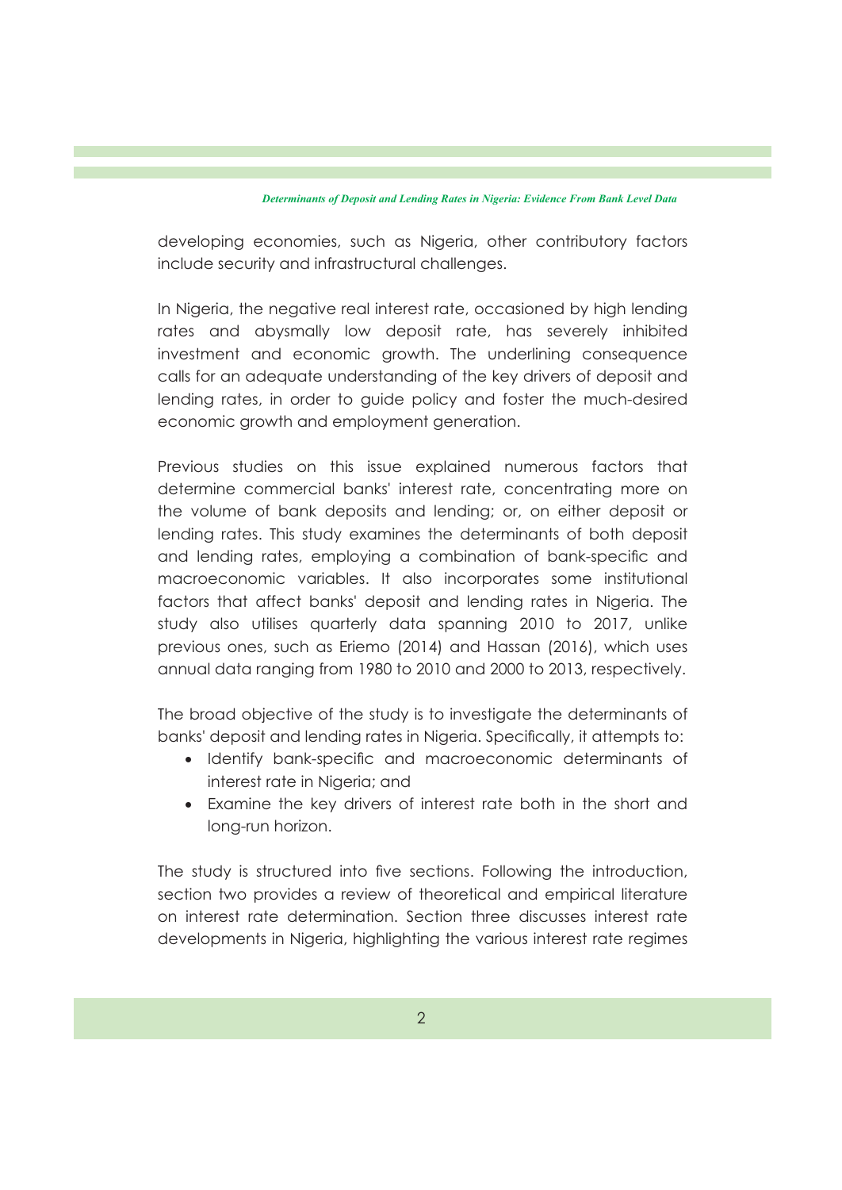developing economies, such as Nigeria, other contributory factors include security and infrastructural challenges.

In Nigeria, the negative real interest rate, occasioned by high lending rates and abysmally low deposit rate, has severely inhibited investment and economic growth. The underlining consequence calls for an adequate understanding of the key drivers of deposit and lending rates, in order to guide policy and foster the much-desired economic growth and employment generation.

Previous studies on this issue explained numerous factors that determine commercial banks' interest rate, concentrating more on the volume of bank deposits and lending; or, on either deposit or lending rates. This study examines the determinants of both deposit and lending rates, employing a combination of bank-specific and macroeconomic variables. It also incorporates some institutional factors that affect banks' deposit and lending rates in Nigeria. The study also utilises quarterly data spanning 2010 to 2017, unlike previous ones, such as Eriemo (2014) and Hassan (2016), which uses annual data ranging from 1980 to 2010 and 2000 to 2013, respectively.

The broad objective of the study is to investigate the determinants of banks' deposit and lending rates in Nigeria. Specifically, it attempts to:

- Identify bank-specific and macroeconomic determinants of interest rate in Nigeria; and
- Examine the key drivers of interest rate both in the short and long-run horizon.

The study is structured into five sections. Following the introduction, section two provides a review of theoretical and empirical literature on interest rate determination. Section three discusses interest rate developments in Nigeria, highlighting the various interest rate regimes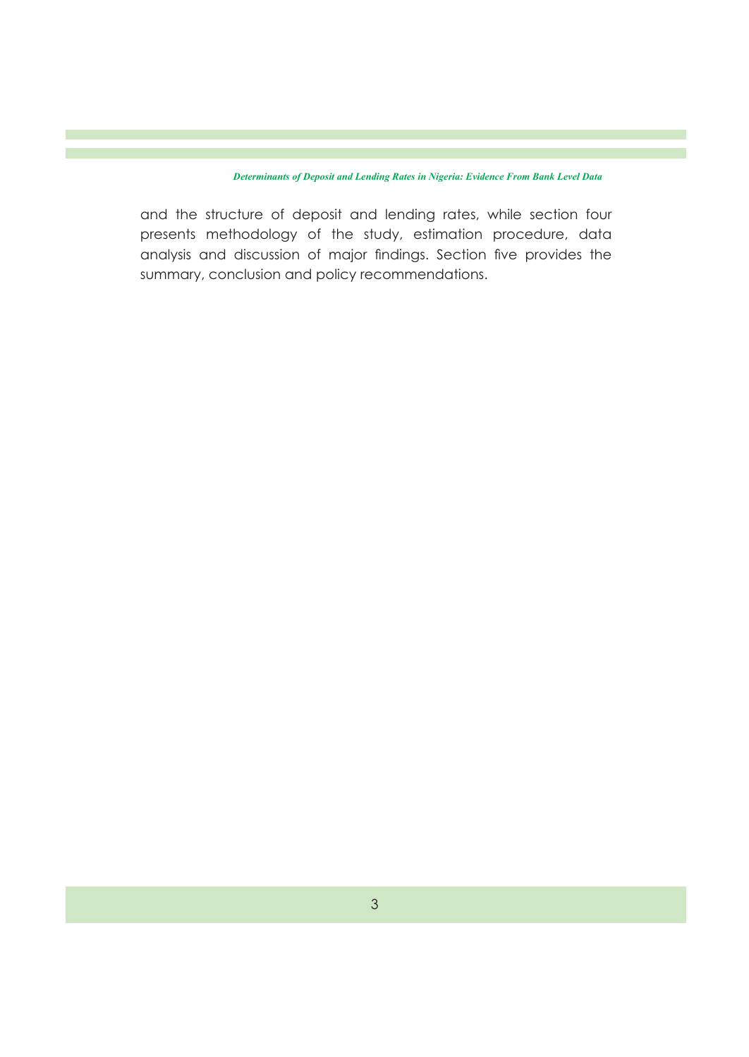and the structure of deposit and lending rates, while section four presents methodology of the study, estimation procedure, data analysis and discussion of major findings. Section five provides the summary, conclusion and policy recommendations.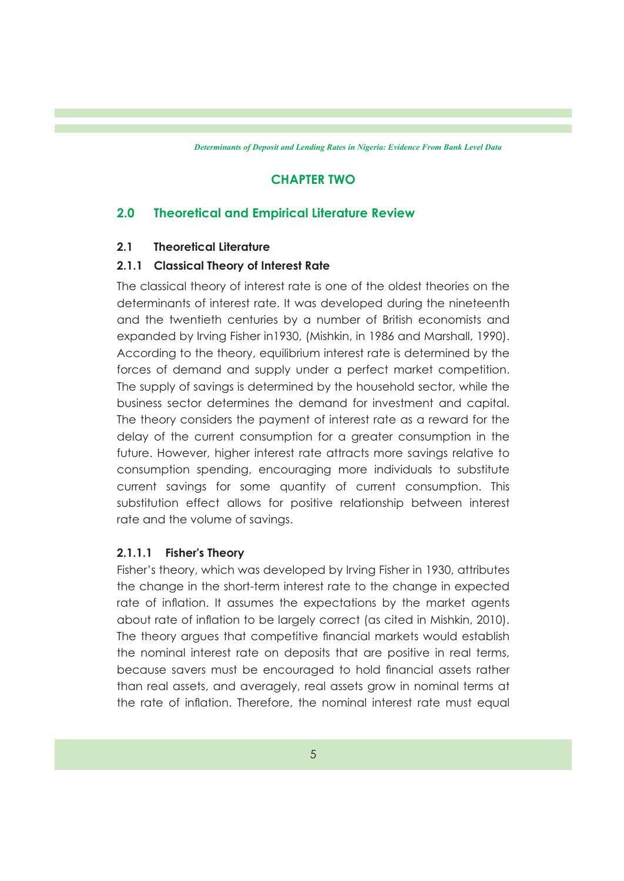# CHAPTER TWO

## 2.0 Theoretical and Empirical Literature Review

### 2.1 Theoretical Literature

#### 2.1.1 Classical Theory of Interest Rate

The classical theory of interest rate is one of the oldest theories on the determinants of interest rate. It was developed during the nineteenth and the twentieth centuries by a number of British economists and expanded by Irving Fisher in1930, (Mishkin, in 1986 and Marshall, 1990). According to the theory, equilibrium interest rate is determined by the forces of demand and supply under a perfect market competition. The supply of savings is determined by the household sector, while the business sector determines the demand for investment and capital. The theory considers the payment of interest rate as a reward for the delay of the current consumption for a greater consumption in the future. However, higher interest rate attracts more savings relative to consumption spending, encouraging more individuals to substitute current savings for some quantity of current consumption. This substitution effect allows for positive relationship between interest rate and the volume of savings.

##### 2.1.1.1 Fisher's Theory

Fisher's theory, which was developed by Irving Fisher in 1930, attributes the change in the short-term interest rate to the change in expected rate of inflation. It assumes the expectations by the market agents about rate of inflation to be largely correct (as cited in Mishkin, 2010). The theory argues that competitive financial markets would establish the nominal interest rate on deposits that are positive in real terms, because savers must be encouraged to hold financial assets rather than real assets, and averagely, real assets grow in nominal terms at the rate of inflation. Therefore, the nominal interest rate must equal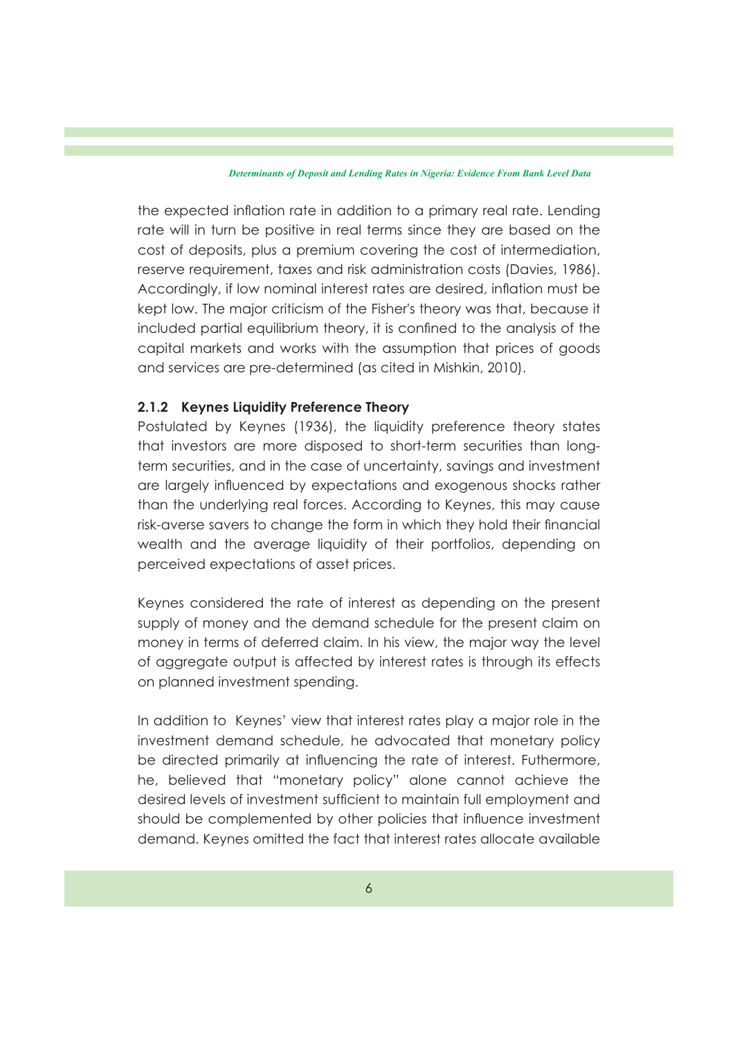the expected inflation rate in addition to a primary real rate. Lending rate will in turn be positive in real terms since they are based on the cost of deposits, plus a premium covering the cost of intermediation, reserve requirement, taxes and risk administration costs (Davies, 1986). Accordingly, if low nominal interest rates are desired, inflation must be kept low. The major criticism of the Fisher's theory was that, because it included partial equilibrium theory, it is confined to the analysis of the capital markets and works with the assumption that prices of goods and services are pre-determined (as cited in Mishkin, 2010).

### 2.1.2 Keynes Liquidity Preference Theory

Postulated by Keynes (1936), the liquidity preference theory states that investors are more disposed to short-term securities than long-term securities, and in the case of uncertainty, savings and investment are largely influenced by expectations and exogenous shocks rather than the underlying real forces. According to Keynes, this may cause risk-averse savers to change the form in which they hold their financial wealth and the average liquidity of their portfolios, depending on perceived expectations of asset prices.

Keynes considered the rate of interest as depending on the present supply of money and the demand schedule for the present claim on money in terms of deferred claim. In his view, the major way the level of aggregate output is affected by interest rates is through its effects on planned investment spending.

In addition to Keynes' view that interest rates play a major role in the investment demand schedule, he advocated that monetary policy be directed primarily at influencing the rate of interest. Futhermore, he, believed that "monetary policy" alone cannot achieve the desired levels of investment sufficient to maintain full employment and should be complemented by other policies that influence investment demand. Keynes omitted the fact that interest rates allocate available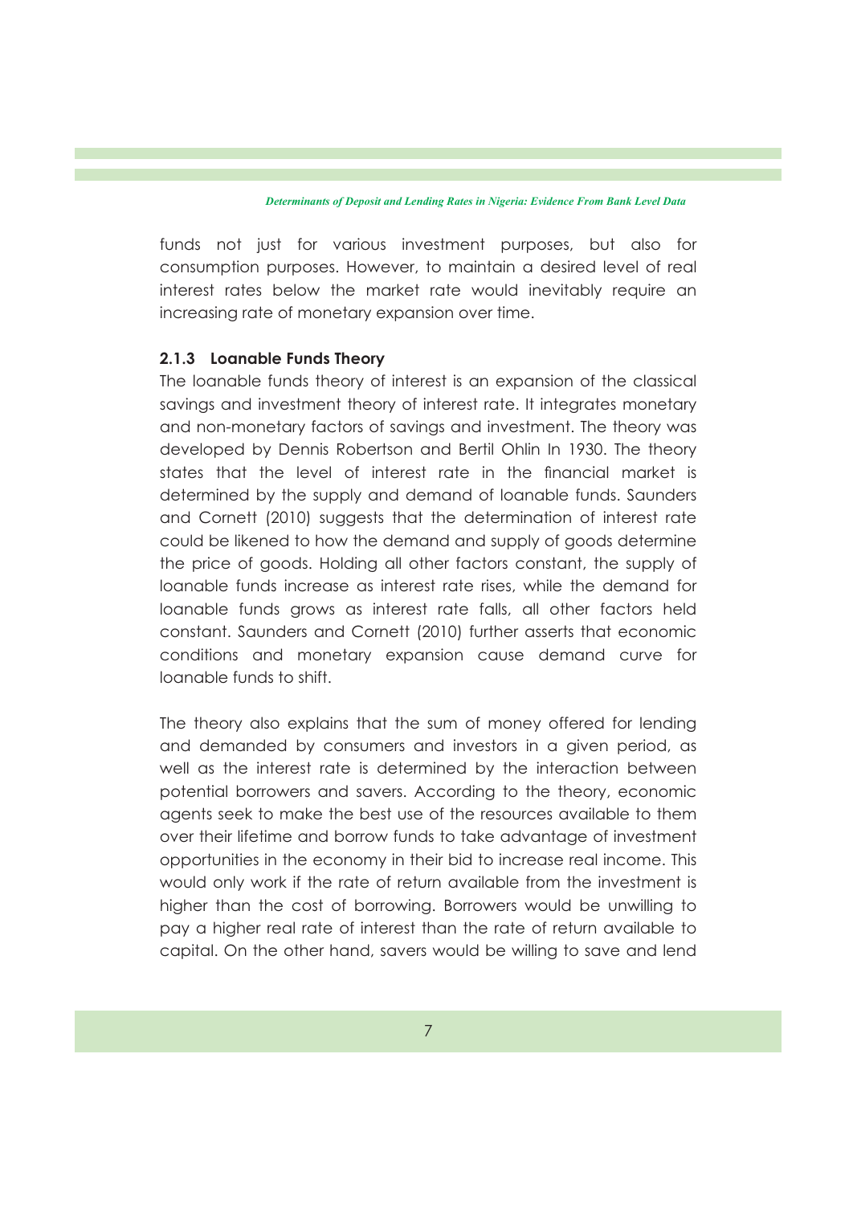funds not just for various investment purposes, but also for consumption purposes. However, to maintain a desired level of real interest rates below the market rate would inevitably require an increasing rate of monetary expansion over time.

### 2.1.3 Loanable Funds Theory

The loanable funds theory of interest is an expansion of the classical savings and investment theory of interest rate. It integrates monetary and non-monetary factors of savings and investment. The theory was developed by Dennis Robertson and Bertil Ohlin In 1930. The theory states that the level of interest rate in the financial market is determined by the supply and demand of loanable funds. Saunders and Cornett (2010) suggests that the determination of interest rate could be likened to how the demand and supply of goods determine the price of goods. Holding all other factors constant, the supply of loanable funds increase as interest rate rises, while the demand for loanable funds grows as interest rate falls, all other factors held constant. Saunders and Cornett (2010) further asserts that economic conditions and monetary expansion cause demand curve for loanable funds to shift.

The theory also explains that the sum of money offered for lending and demanded by consumers and investors in a given period, as well as the interest rate is determined by the interaction between potential borrowers and savers. According to the theory, economic agents seek to make the best use of the resources available to them over their lifetime and borrow funds to take advantage of investment opportunities in the economy in their bid to increase real income. This would only work if the rate of return available from the investment is higher than the cost of borrowing. Borrowers would be unwilling to pay a higher real rate of interest than the rate of return available to capital. On the other hand, savers would be willing to save and lend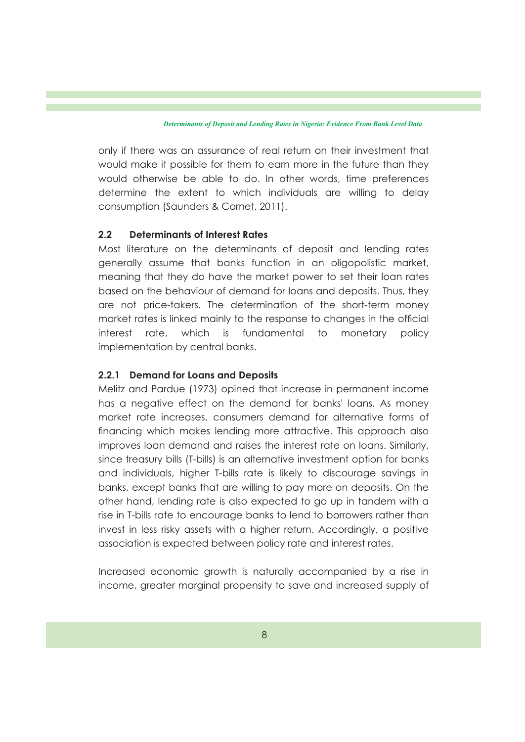only if there was an assurance of real return on their investment that would make it possible for them to earn more in the future than they would otherwise be able to do. In other words, time preferences determine the extent to which individuals are willing to delay consumption (Saunders & Cornet, 2011).

### 2.2 Determinants of Interest Rates

Most literature on the determinants of deposit and lending rates generally assume that banks function in an oligopolistic market, meaning that they do have the market power to set their loan rates based on the behaviour of demand for loans and deposits. Thus, they are not price-takers. The determination of the short-term money market rates is linked mainly to the response to changes in the official interest rate, which is fundamental to monetary policy implementation by central banks.

#### 2.2.1 Demand for Loans and Deposits

Melitz and Pardue (1973) opined that increase in permanent income has a negative effect on the demand for banks' loans. As money market rate increases, consumers demand for alternative forms of financing which makes lending more attractive. This approach also improves loan demand and raises the interest rate on loans. Similarly, since treasury bills (T-bills) is an alternative investment option for banks and individuals, higher T-bills rate is likely to discourage savings in banks, except banks that are willing to pay more on deposits. On the other hand, lending rate is also expected to go up in tandem with a rise in T-bills rate to encourage banks to lend to borrowers rather than invest in less risky assets with a higher return. Accordingly, a positive association is expected between policy rate and interest rates.

Increased economic growth is naturally accompanied by a rise in income, greater marginal propensity to save and increased supply of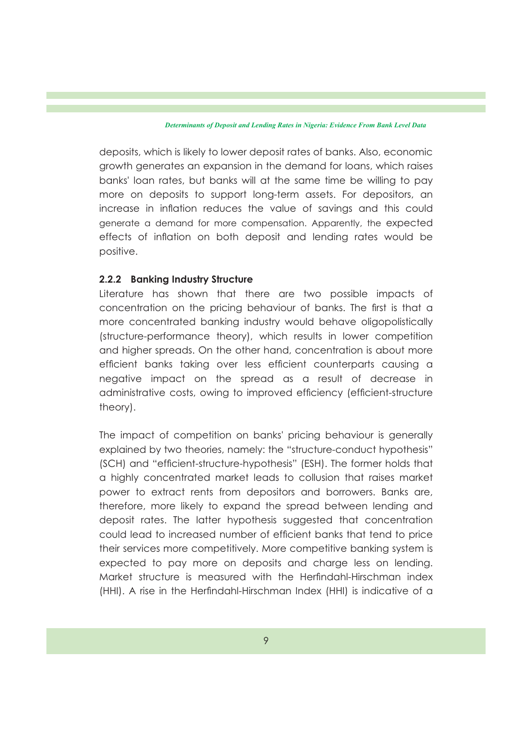deposits, which is likely to lower deposit rates of banks. Also, economic growth generates an expansion in the demand for loans, which raises banks' loan rates, but banks will at the same time be willing to pay more on deposits to support long-term assets. For depositors, an increase in inflation reduces the value of savings and this could generate a demand for more compensation. Apparently, the expected effects of inflation on both deposit and lending rates would be positive.

### 2.2.2 Banking Industry Structure

Literature has shown that there are two possible impacts of concentration on the pricing behaviour of banks. The first is that a more concentrated banking industry would behave oligopolistically (structure-performance theory), which results in lower competition and higher spreads. On the other hand, concentration is about more efficient banks taking over less efficient counterparts causing a negative impact on the spread as a result of decrease in administrative costs, owing to improved efficiency (efficient-structure theory).

The impact of competition on banks' pricing behaviour is generally explained by two theories, namely: the "structure-conduct hypothesis" (SCH) and "efficient-structure-hypothesis" (ESH). The former holds that a highly concentrated market leads to collusion that raises market power to extract rents from depositors and borrowers. Banks are, therefore, more likely to expand the spread between lending and deposit rates. The latter hypothesis suggested that concentration could lead to increased number of efficient banks that tend to price their services more competitively. More competitive banking system is expected to pay more on deposits and charge less on lending. Market structure is measured with the Herfindahl-Hirschman index (HHI). A rise in the Herfindahl-Hirschman Index (HHI) is indicative of a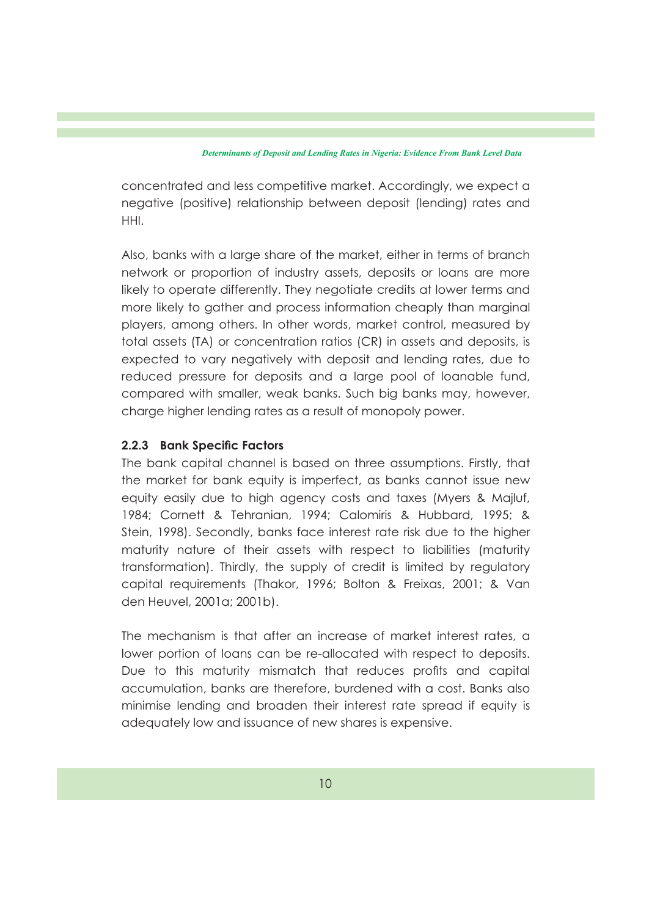concentrated and less competitive market. Accordingly, we expect a negative (positive) relationship between deposit (lending) rates and HHI.

Also, banks with a large share of the market, either in terms of branch network or proportion of industry assets, deposits or loans are more likely to operate differently. They negotiate credits at lower terms and more likely to gather and process information cheaply than marginal players, among others. In other words, market control, measured by total assets (TA) or concentration ratios (CR) in assets and deposits, is expected to vary negatively with deposit and lending rates, due to reduced pressure for deposits and a large pool of loanable fund, compared with smaller, weak banks. Such big banks may, however, charge higher lending rates as a result of monopoly power.

### 2.2.3 Bank Specific Factors

The bank capital channel is based on three assumptions. Firstly, that the market for bank equity is imperfect, as banks cannot issue new equity easily due to high agency costs and taxes (Myers & Majluf, 1984; Cornett & Tehranian, 1994; Calomiris & Hubbard, 1995; & Stein, 1998). Secondly, banks face interest rate risk due to the higher maturity nature of their assets with respect to liabilities (maturity transformation). Thirdly, the supply of credit is limited by regulatory capital requirements (Thakor, 1996; Bolton & Freixas, 2001; & Van den Heuvel, 2001a; 2001b).

The mechanism is that after an increase of market interest rates, a lower portion of loans can be re-allocated with respect to deposits. Due to this maturity mismatch that reduces profits and capital accumulation, banks are therefore, burdened with a cost. Banks also minimise lending and broaden their interest rate spread if equity is adequately low and issuance of new shares is expensive.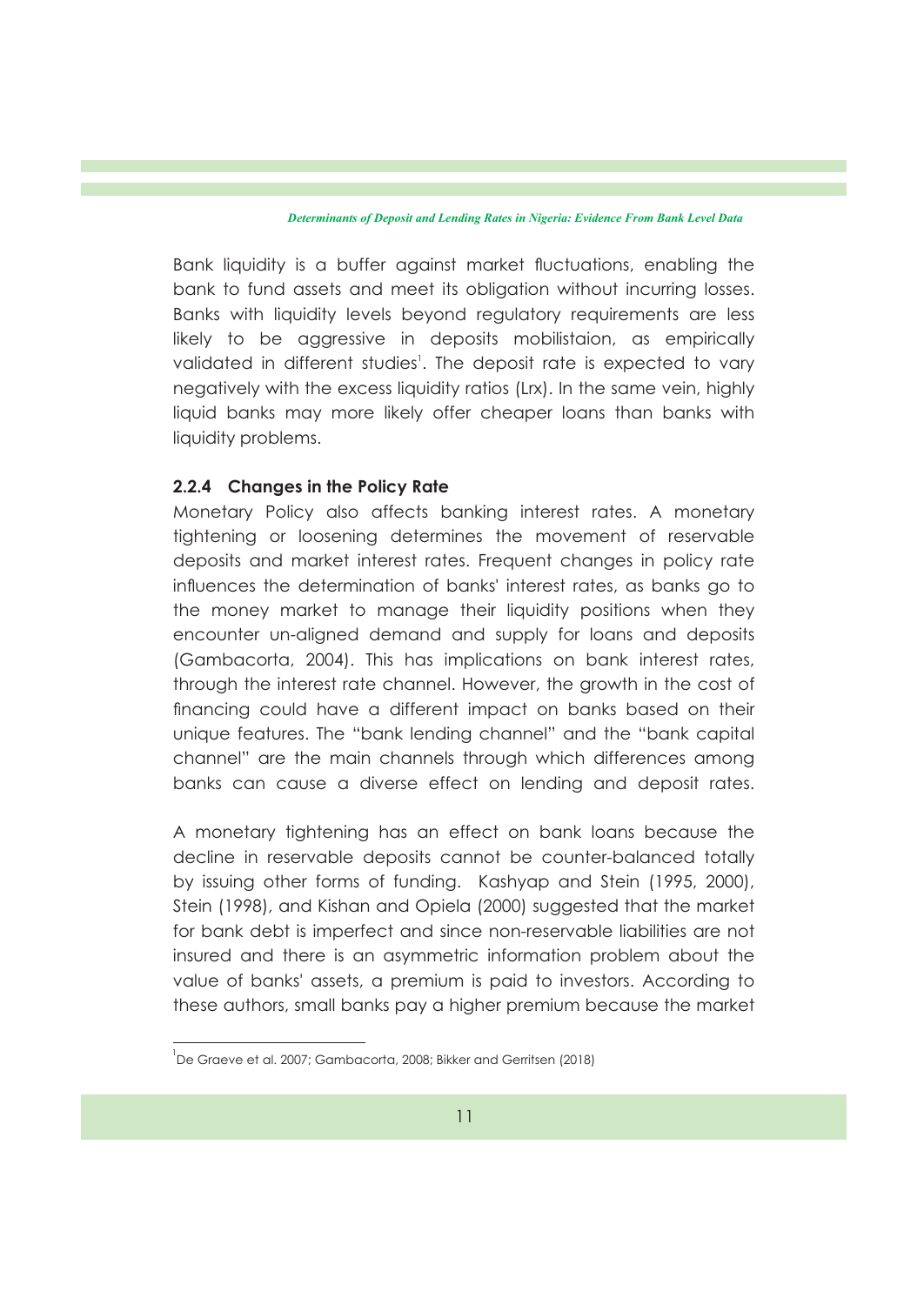Bank liquidity is a buffer against market fluctuations, enabling the bank to fund assets and meet its obligation without incurring losses. Banks with liquidity levels beyond regulatory requirements are less likely to be aggressive in deposits mobilistaion, as empirically validated in different studies[1]. The deposit rate is expected to vary negatively with the excess liquidity ratios (Lrx). In the same vein, highly liquid banks may more likely offer cheaper loans than banks with liquidity problems.

### 2.2.4 Changes in the Policy Rate

Monetary Policy also affects banking interest rates. A monetary tightening or loosening determines the movement of reservable deposits and market interest rates. Frequent changes in policy rate influences the determination of banks' interest rates, as banks go to the money market to manage their liquidity positions when they encounter un-aligned demand and supply for loans and deposits (Gambacorta, 2004). This has implications on bank interest rates, through the interest rate channel. However, the growth in the cost of financing could have a different impact on banks based on their unique features. The "bank lending channel" and the "bank capital channel" are the main channels through which differences among banks can cause a diverse effect on lending and deposit rates.

A monetary tightening has an effect on bank loans because the decline in reservable deposits cannot be counter-balanced totally by issuing other forms of funding. Kashyap and Stein (1995, 2000), Stein (1998), and Kishan and Opiela (2000) suggested that the market for bank debt is imperfect and since non-reservable liabilities are not insured and there is an asymmetric information problem about the value of banks' assets, a premium is paid to investors. According to these authors, small banks pay a higher premium because the market

[1] De Graeve et al. 2007; Gambacorta, 2008; Bikker and Gerritsen (2018)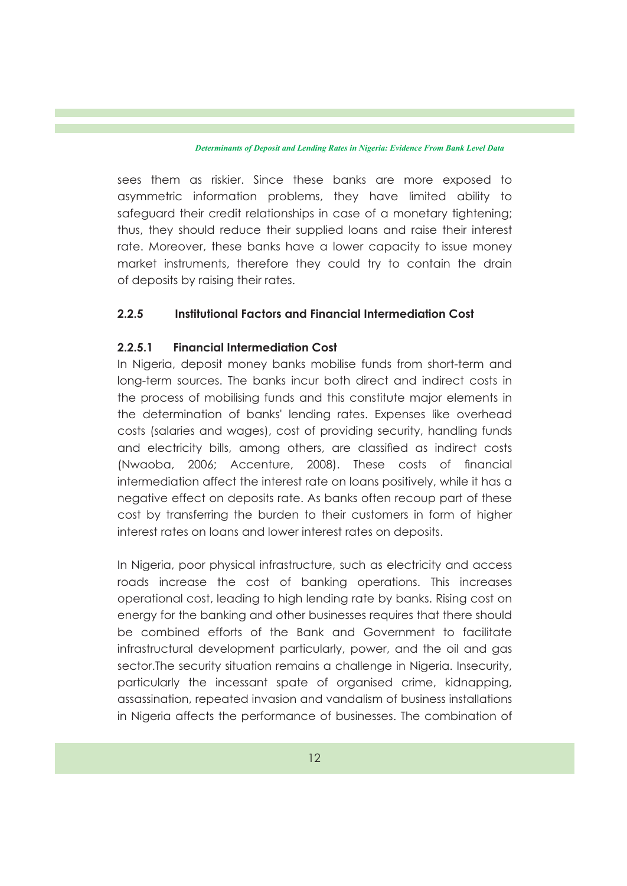sees them as riskier. Since these banks are more exposed to asymmetric information problems, they have limited ability to safeguard their credit relationships in case of a monetary tightening; thus, they should reduce their supplied loans and raise their interest rate. Moreover, these banks have a lower capacity to issue money market instruments, therefore they could try to contain the drain of deposits by raising their rates.

### 2.2.5 Institutional Factors and Financial Intermediation Cost

#### 2.2.5.1 Financial Intermediation Cost

In Nigeria, deposit money banks mobilise funds from short-term and long-term sources. The banks incur both direct and indirect costs in the process of mobilising funds and this constitute major elements in the determination of banks' lending rates. Expenses like overhead costs (salaries and wages), cost of providing security, handling funds and electricity bills, among others, are classified as indirect costs (Nwaoba, 2006; Accenture, 2008). These costs of financial intermediation affect the interest rate on loans positively, while it has a negative effect on deposits rate. As banks often recoup part of these cost by transferring the burden to their customers in form of higher interest rates on loans and lower interest rates on deposits.

In Nigeria, poor physical infrastructure, such as electricity and access roads increase the cost of banking operations. This increases operational cost, leading to high lending rate by banks. Rising cost on energy for the banking and other businesses requires that there should be combined efforts of the Bank and Government to facilitate infrastructural development particularly, power, and the oil and gas sector.The security situation remains a challenge in Nigeria. Insecurity, particularly the incessant spate of organised crime, kidnapping, assassination, repeated invasion and vandalism of business installations in Nigeria affects the performance of businesses. The combination of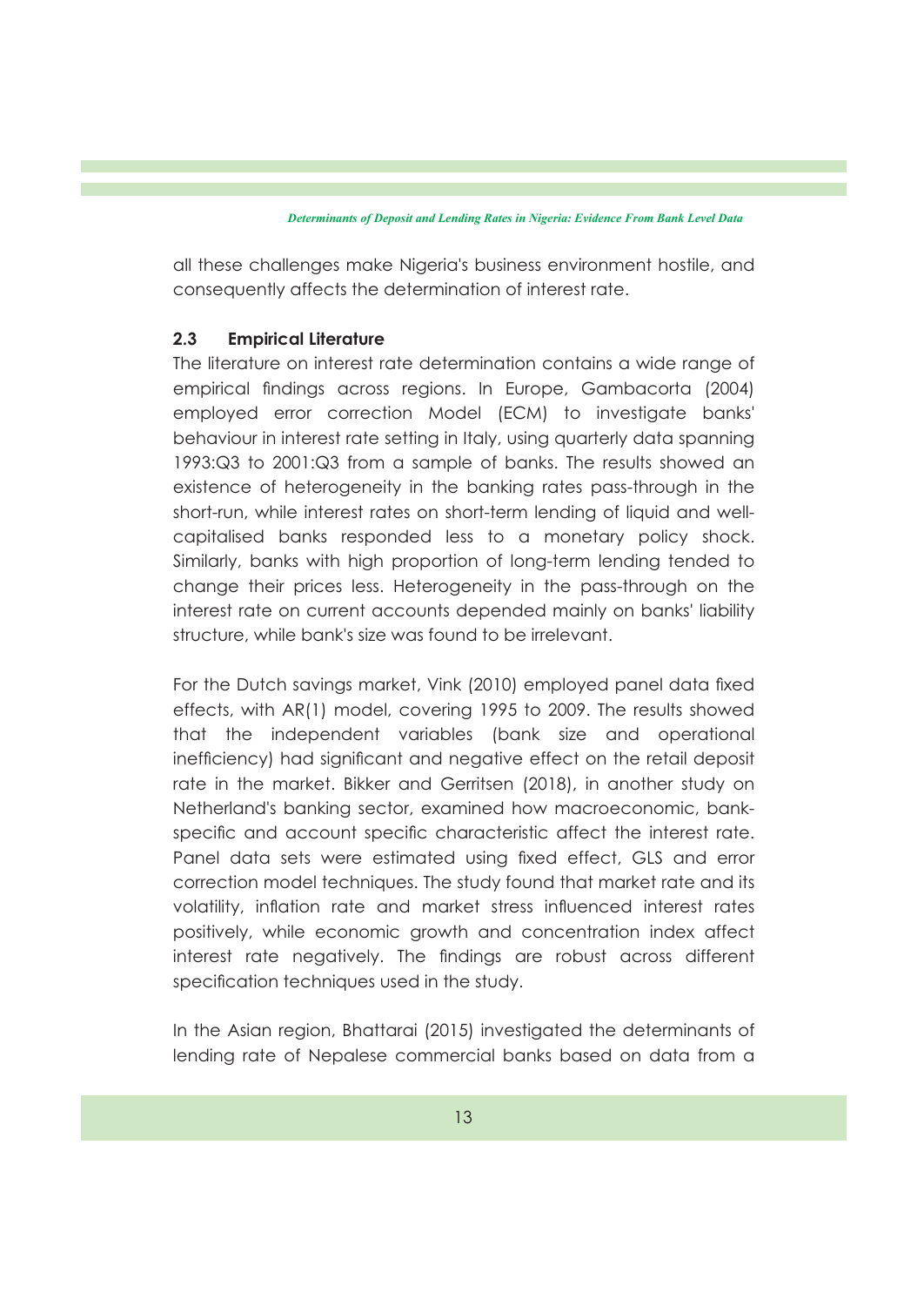all these challenges make Nigeria's business environment hostile, and consequently affects the determination of interest rate.

### 2.3 Empirical Literature

The literature on interest rate determination contains a wide range of empirical findings across regions. In Europe, Gambacorta (2004) employed error correction Model (ECM) to investigate banks' behaviour in interest rate setting in Italy, using quarterly data spanning 1993:Q3 to 2001:Q3 from a sample of banks. The results showed an existence of heterogeneity in the banking rates pass-through in the short-run, while interest rates on short-term lending of liquid and well-capitalised banks responded less to a monetary policy shock. Similarly, banks with high proportion of long-term lending tended to change their prices less. Heterogeneity in the pass-through on the interest rate on current accounts depended mainly on banks' liability structure, while bank's size was found to be irrelevant.

For the Dutch savings market, Vink (2010) employed panel data fixed effects, with AR(1) model, covering 1995 to 2009. The results showed that the independent variables (bank size and operational inefficiency) had significant and negative effect on the retail deposit rate in the market. Bikker and Gerritsen (2018), in another study on Netherland's banking sector, examined how macroeconomic, bank-specific and account specific characteristic affect the interest rate. Panel data sets were estimated using fixed effect, GLS and error correction model techniques. The study found that market rate and its volatility, inflation rate and market stress influenced interest rates positively, while economic growth and concentration index affect interest rate negatively. The findings are robust across different specification techniques used in the study.

In the Asian region, Bhattarai (2015) investigated the determinants of lending rate of Nepalese commercial banks based on data from a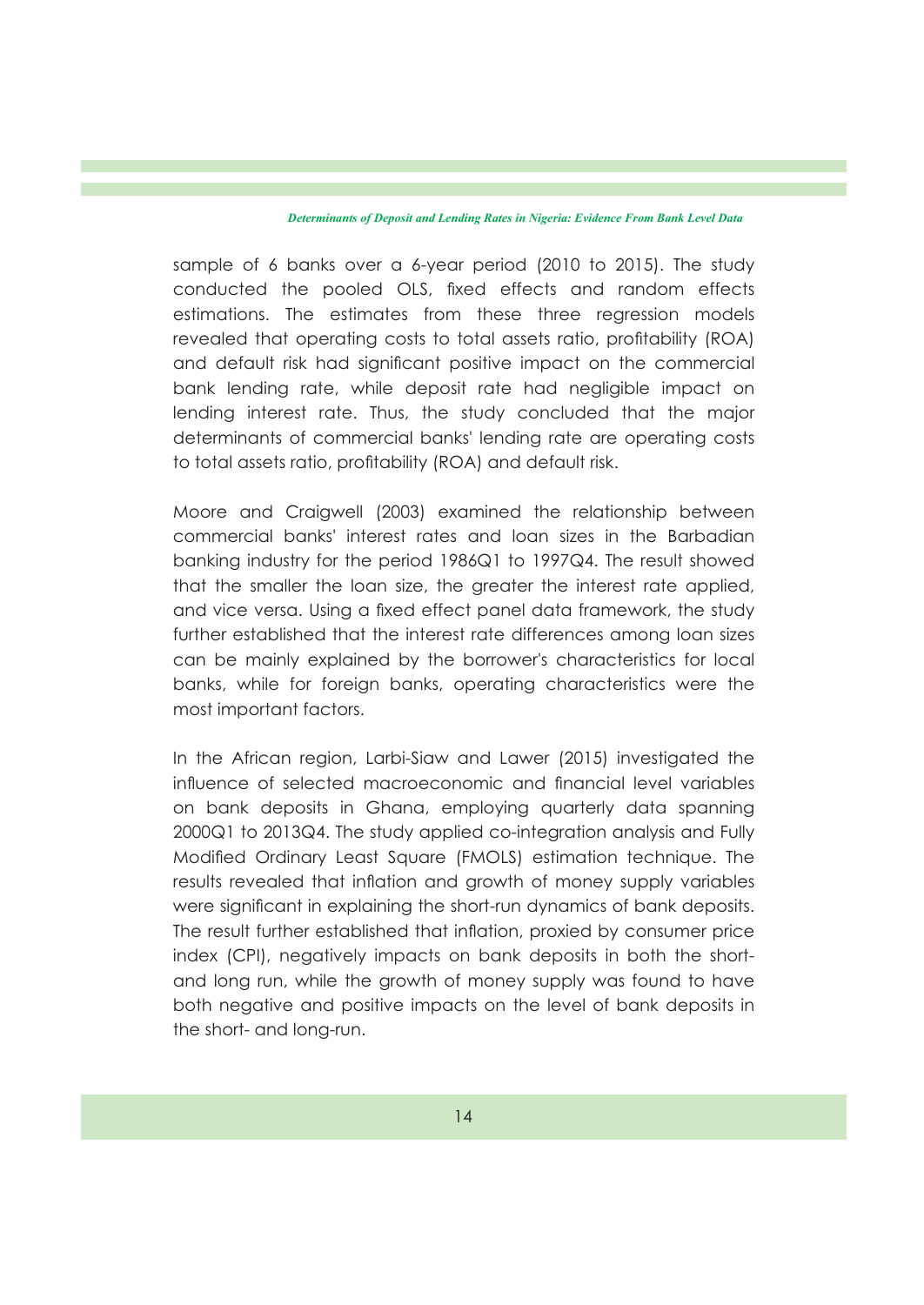sample of 6 banks over a 6-year period (2010 to 2015). The study conducted the pooled OLS, fixed effects and random effects estimations. The estimates from these three regression models revealed that operating costs to total assets ratio, profitability (ROA) and default risk had significant positive impact on the commercial bank lending rate, while deposit rate had negligible impact on lending interest rate. Thus, the study concluded that the major determinants of commercial banks' lending rate are operating costs to total assets ratio, profitability (ROA) and default risk.

Moore and Craigwell (2003) examined the relationship between commercial banks' interest rates and loan sizes in the Barbadian banking industry for the period 1986Q1 to 1997Q4. The result showed that the smaller the loan size, the greater the interest rate applied, and vice versa. Using a fixed effect panel data framework, the study further established that the interest rate differences among loan sizes can be mainly explained by the borrower's characteristics for local banks, while for foreign banks, operating characteristics were the most important factors.

In the African region, Larbi-Siaw and Lawer (2015) investigated the influence of selected macroeconomic and financial level variables on bank deposits in Ghana, employing quarterly data spanning 2000Q1 to 2013Q4. The study applied co-integration analysis and Fully Modified Ordinary Least Square (FMOLS) estimation technique. The results revealed that inflation and growth of money supply variables were significant in explaining the short-run dynamics of bank deposits. The result further established that inflation, proxied by consumer price index (CPI), negatively impacts on bank deposits in both the short- and long run, while the growth of money supply was found to have both negative and positive impacts on the level of bank deposits in the short- and long-run.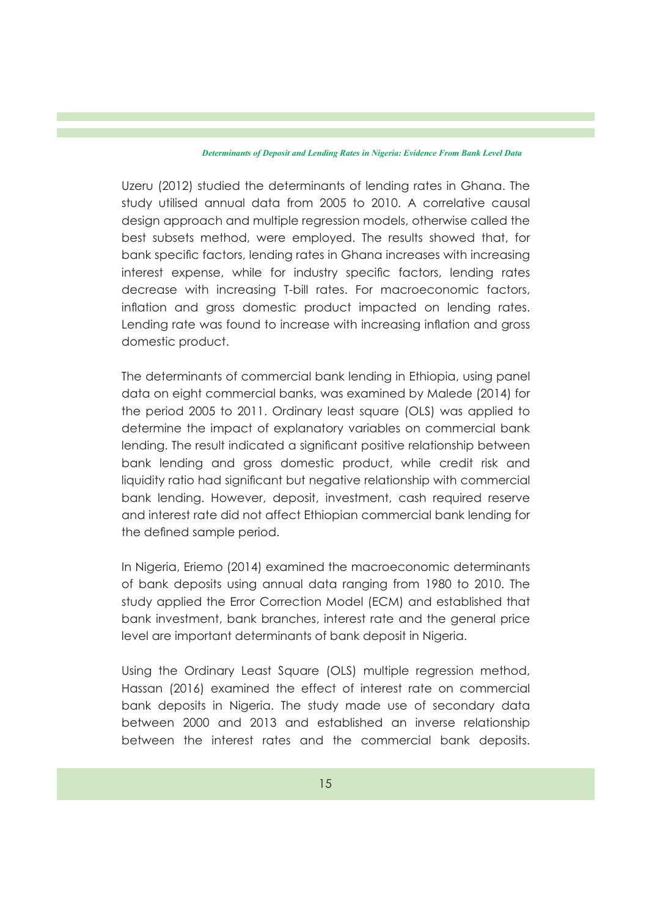Uzeru (2012) studied the determinants of lending rates in Ghana. The study utilised annual data from 2005 to 2010. A correlative causal design approach and multiple regression models, otherwise called the best subsets method, were employed. The results showed that, for bank specific factors, lending rates in Ghana increases with increasing interest expense, while for industry specific factors, lending rates decrease with increasing T-bill rates. For macroeconomic factors, inflation and gross domestic product impacted on lending rates. Lending rate was found to increase with increasing inflation and gross domestic product.

The determinants of commercial bank lending in Ethiopia, using panel data on eight commercial banks, was examined by Malede (2014) for the period 2005 to 2011. Ordinary least square (OLS) was applied to determine the impact of explanatory variables on commercial bank lending. The result indicated a significant positive relationship between bank lending and gross domestic product, while credit risk and liquidity ratio had significant but negative relationship with commercial bank lending. However, deposit, investment, cash required reserve and interest rate did not affect Ethiopian commercial bank lending for the defined sample period.

In Nigeria, Eriemo (2014) examined the macroeconomic determinants of bank deposits using annual data ranging from 1980 to 2010. The study applied the Error Correction Model (ECM) and established that bank investment, bank branches, interest rate and the general price level are important determinants of bank deposit in Nigeria.

Using the Ordinary Least Square (OLS) multiple regression method, Hassan (2016) examined the effect of interest rate on commercial bank deposits in Nigeria. The study made use of secondary data between 2000 and 2013 and established an inverse relationship between the interest rates and the commercial bank deposits.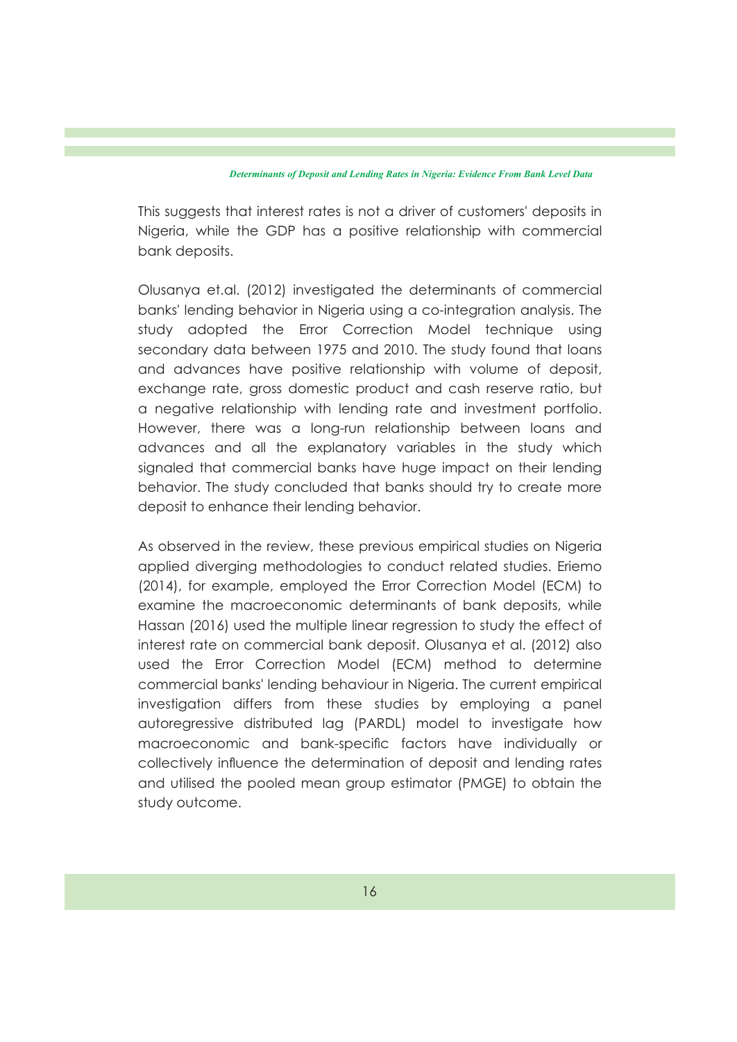This suggests that interest rates is not a driver of customers' deposits in Nigeria, while the GDP has a positive relationship with commercial bank deposits.

Olusanya et.al. (2012) investigated the determinants of commercial banks' lending behavior in Nigeria using a co-integration analysis. The study adopted the Error Correction Model technique using secondary data between 1975 and 2010. The study found that loans and advances have positive relationship with volume of deposit, exchange rate, gross domestic product and cash reserve ratio, but a negative relationship with lending rate and investment portfolio. However, there was a long-run relationship between loans and advances and all the explanatory variables in the study which signaled that commercial banks have huge impact on their lending behavior. The study concluded that banks should try to create more deposit to enhance their lending behavior.

As observed in the review, these previous empirical studies on Nigeria applied diverging methodologies to conduct related studies. Eriemo (2014), for example, employed the Error Correction Model (ECM) to examine the macroeconomic determinants of bank deposits, while Hassan (2016) used the multiple linear regression to study the effect of interest rate on commercial bank deposit. Olusanya et al. (2012) also used the Error Correction Model (ECM) method to determine commercial banks' lending behaviour in Nigeria. The current empirical investigation differs from these studies by employing a panel autoregressive distributed lag (PARDL) model to investigate how macroeconomic and bank-specific factors have individually or collectively influence the determination of deposit and lending rates and utilised the pooled mean group estimator (PMGE) to obtain the study outcome.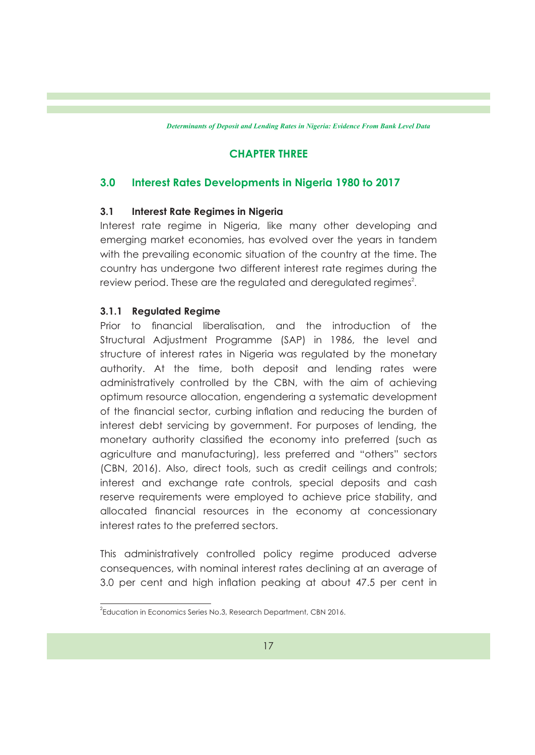## CHAPTER THREE

## 3.0 Interest Rates Developments in Nigeria 1980 to 2017

### 3.1 Interest Rate Regimes in Nigeria

Interest rate regime in Nigeria, like many other developing and emerging market economies, has evolved over the years in tandem with the prevailing economic situation of the country at the time. The country has undergone two different interest rate regimes during the review period. These are the regulated and deregulated regimes[2].

#### 3.1.1 Regulated Regime

Prior to financial liberalisation, and the introduction of the Structural Adjustment Programme (SAP) in 1986, the level and structure of interest rates in Nigeria was regulated by the monetary authority. At the time, both deposit and lending rates were administratively controlled by the CBN, with the aim of achieving optimum resource allocation, engendering a systematic development of the financial sector, curbing inflation and reducing the burden of interest debt servicing by government. For purposes of lending, the monetary authority classified the economy into preferred (such as agriculture and manufacturing), less preferred and "others" sectors (CBN, 2016). Also, direct tools, such as credit ceilings and controls; interest and exchange rate controls, special deposits and cash reserve requirements were employed to achieve price stability, and allocated financial resources in the economy at concessionary interest rates to the preferred sectors.

This administratively controlled policy regime produced adverse consequences, with nominal interest rates declining at an average of 3.0 per cent and high inflation peaking at about 47.5 per cent in

---

[2] Education in Economics Series No.3, Research Department, CBN 2016.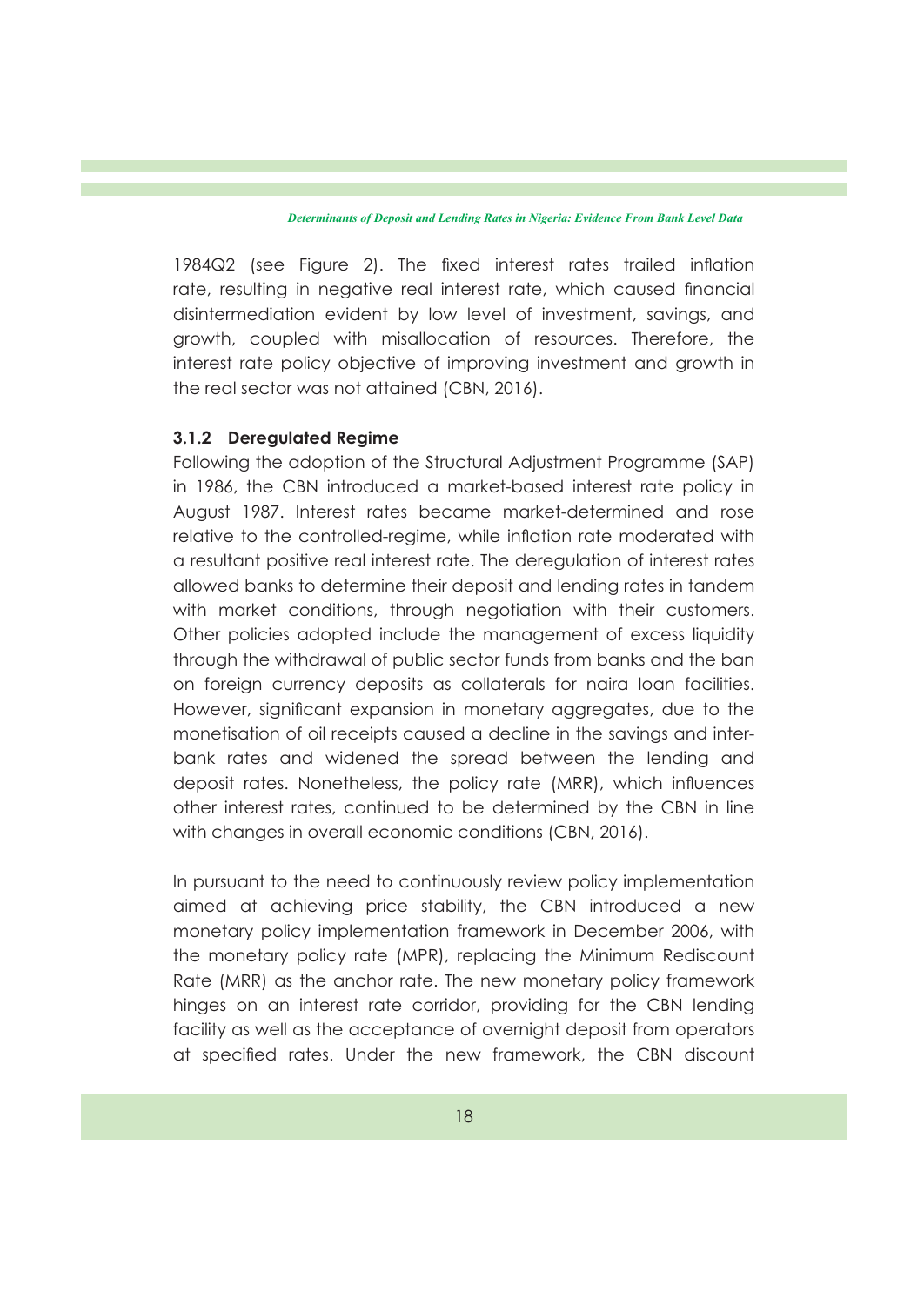1984Q2 (see Figure 2). The fixed interest rates trailed inflation rate, resulting in negative real interest rate, which caused financial disintermediation evident by low level of investment, savings, and growth, coupled with misallocation of resources. Therefore, the interest rate policy objective of improving investment and growth in the real sector was not attained (CBN, 2016).

#### 3.1.2 Deregulated Regime

Following the adoption of the Structural Adjustment Programme (SAP) in 1986, the CBN introduced a market-based interest rate policy in August 1987. Interest rates became market-determined and rose relative to the controlled-regime, while inflation rate moderated with a resultant positive real interest rate. The deregulation of interest rates allowed banks to determine their deposit and lending rates in tandem with market conditions, through negotiation with their customers. Other policies adopted include the management of excess liquidity through the withdrawal of public sector funds from banks and the ban on foreign currency deposits as collaterals for naira loan facilities. However, significant expansion in monetary aggregates, due to the monetisation of oil receipts caused a decline in the savings and inter-bank rates and widened the spread between the lending and deposit rates. Nonetheless, the policy rate (MRR), which influences other interest rates, continued to be determined by the CBN in line with changes in overall economic conditions (CBN, 2016).

In pursuant to the need to continuously review policy implementation aimed at achieving price stability, the CBN introduced a new monetary policy implementation framework in December 2006, with the monetary policy rate (MPR), replacing the Minimum Rediscount Rate (MRR) as the anchor rate. The new monetary policy framework hinges on an interest rate corridor, providing for the CBN lending facility as well as the acceptance of overnight deposit from operators at specified rates. Under the new framework, the CBN discount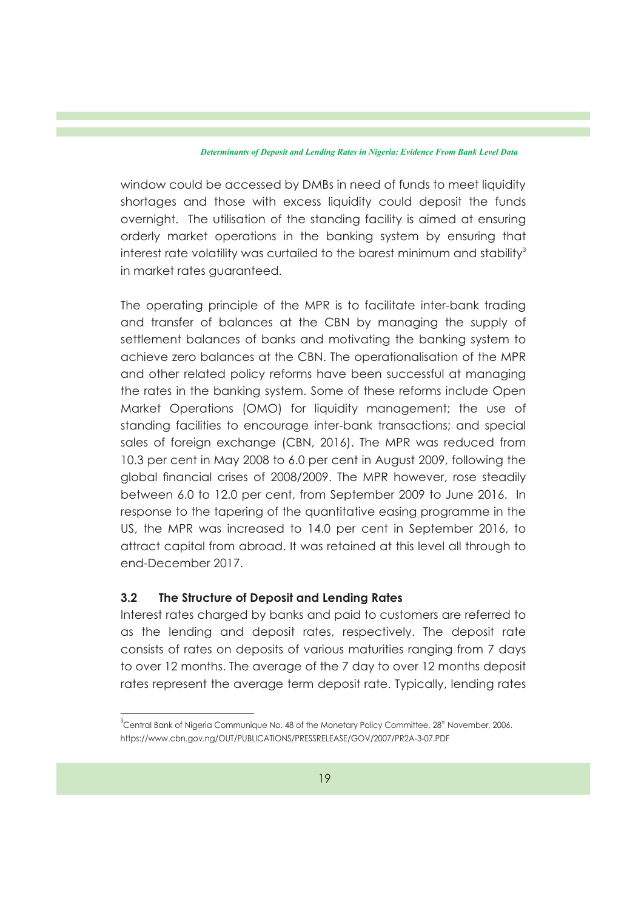window could be accessed by DMBs in need of funds to meet liquidity shortages and those with excess liquidity could deposit the funds overnight. The utilisation of the standing facility is aimed at ensuring orderly market operations in the banking system by ensuring that interest rate volatility was curtailed to the barest minimum and stability[3] in market rates guaranteed.

The operating principle of the MPR is to facilitate inter-bank trading and transfer of balances at the CBN by managing the supply of settlement balances of banks and motivating the banking system to achieve zero balances at the CBN. The operationalisation of the MPR and other related policy reforms have been successful at managing the rates in the banking system. Some of these reforms include Open Market Operations (OMO) for liquidity management; the use of standing facilities to encourage inter-bank transactions; and special sales of foreign exchange (CBN, 2016). The MPR was reduced from 10.3 per cent in May 2008 to 6.0 per cent in August 2009, following the global financial crises of 2008/2009. The MPR however, rose steadily between 6.0 to 12.0 per cent, from September 2009 to June 2016. In response to the tapering of the quantitative easing programme in the US, the MPR was increased to 14.0 per cent in September 2016, to attract capital from abroad. It was retained at this level all through to end-December 2017.

### 3.2 The Structure of Deposit and Lending Rates

Interest rates charged by banks and paid to customers are referred to as the lending and deposit rates, respectively. The deposit rate consists of rates on deposits of various maturities ranging from 7 days to over 12 months. The average of the 7 day to over 12 months deposit rates represent the average term deposit rate. Typically, lending rates

---

[3] Central Bank of Nigeria Communique No. 48 of the Monetary Policy Committee, 28th November, 2006. https://www.cbn.gov.ng/OUT/PUBLICATIONS/PRESSRELEASE/GOV/2007/PR2A-3-07.PDF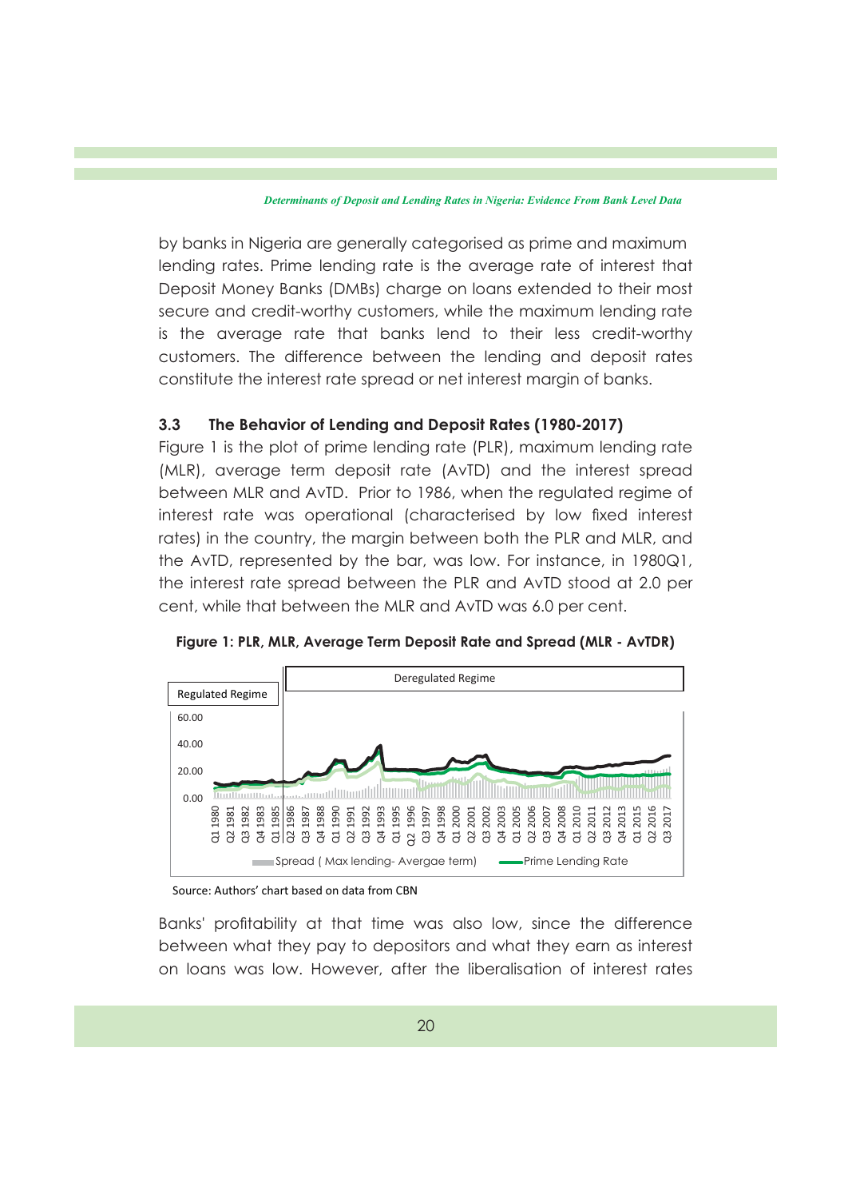by banks in Nigeria are generally categorised as prime and maximum lending rates. Prime lending rate is the average rate of interest that Deposit Money Banks (DMBs) charge on loans extended to their most secure and credit-worthy customers, while the maximum lending rate is the average rate that banks lend to their less credit-worthy customers. The difference between the lending and deposit rates constitute the interest rate spread or net interest margin of banks.

### 3.3 The Behavior of Lending and Deposit Rates (1980-2017)

Figure 1 is the plot of prime lending rate (PLR), maximum lending rate (MLR), average term deposit rate (AvTD) and the interest spread between MLR and AvTD. Prior to 1986, when the regulated regime of interest rate was operational (characterised by low fixed interest rates) in the country, the margin between both the PLR and MLR, and the AvTD, represented by the bar, was low. For instance, in 1980Q1, the interest rate spread between the PLR and AvTD stood at 2.0 per cent, while that between the MLR and AvTD was 6.0 per cent.

**Figure 1: PLR, MLR, Average Term Deposit Rate and Spread (MLR - AvTDR)**

Source: Authors' chart based on data from CBN

Banks' profitability at that time was also low, since the difference between what they pay to depositors and what they earn as interest on loans was low. However, after the liberalisation of interest rates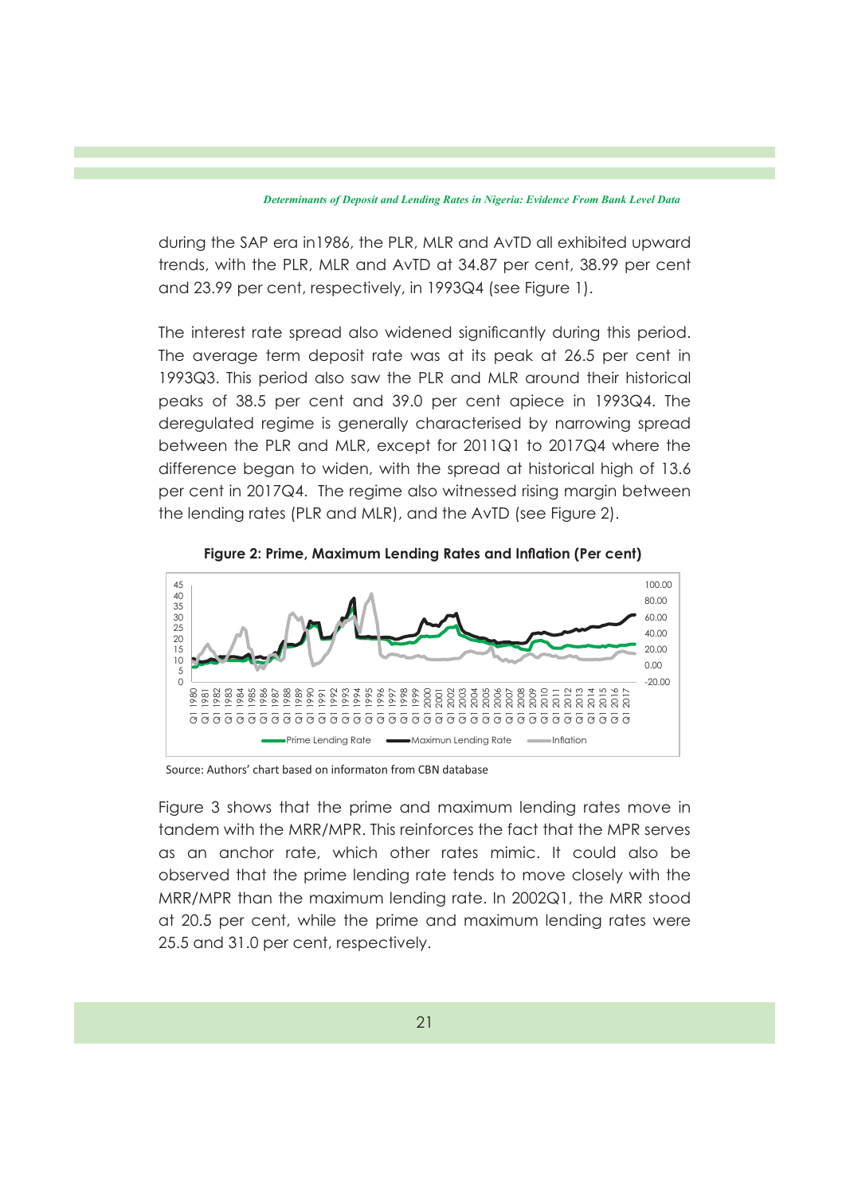during the SAP era in1986, the PLR, MLR and AvTD all exhibited upward trends, with the PLR, MLR and AvTD at 34.87 per cent, 38.99 per cent and 23.99 per cent, respectively, in 1993Q4 (see Figure 1).

The interest rate spread also widened significantly during this period. The average term deposit rate was at its peak at 26.5 per cent in 1993Q3. This period also saw the PLR and MLR around their historical peaks of 38.5 per cent and 39.0 per cent apiece in 1993Q4. The deregulated regime is generally characterised by narrowing spread between the PLR and MLR, except for 2011Q1 to 2017Q4 where the difference began to widen, with the spread at historical high of 13.6 per cent in 2017Q4. The regime also witnessed rising margin between the lending rates (PLR and MLR), and the AvTD (see Figure 2).

**Figure 2: Prime, Maximum Lending Rates and Inflation (Per cent)**

Source: Authors' chart based on informaton from CBN database

Figure 3 shows that the prime and maximum lending rates move in tandem with the MRR/MPR. This reinforces the fact that the MPR serves as an anchor rate, which other rates mimic. It could also be observed that the prime lending rate tends to move closely with the MRR/MPR than the maximum lending rate. In 2002Q1, the MRR stood at 20.5 per cent, while the prime and maximum lending rates were 25.5 and 31.0 per cent, respectively.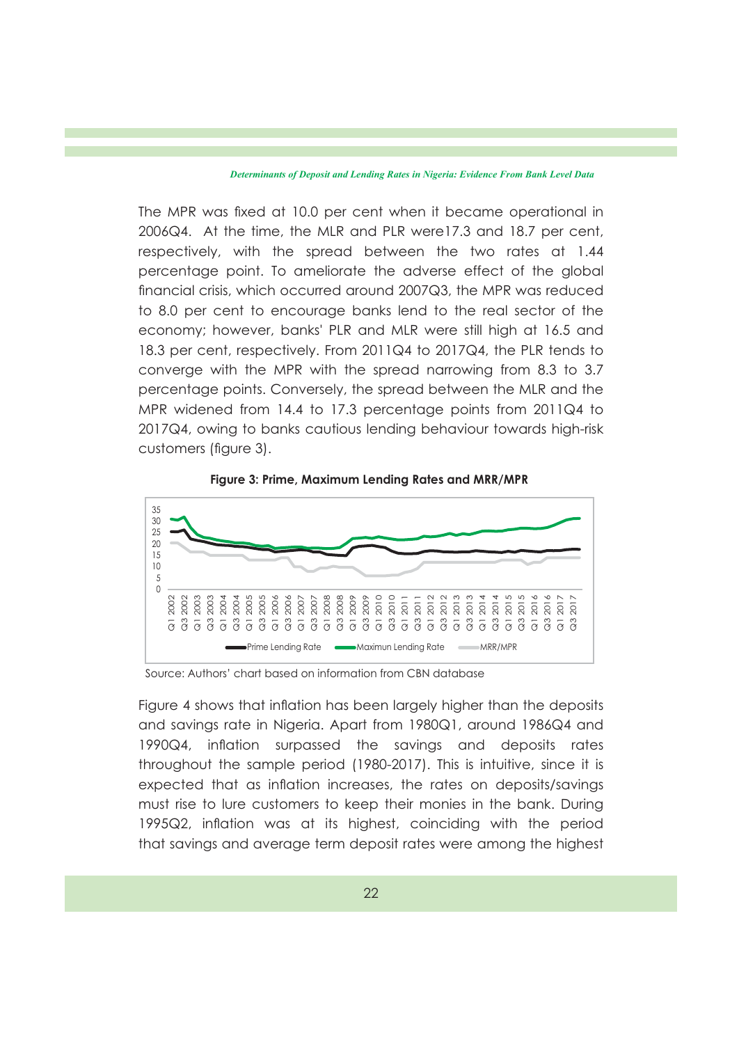The MPR was fixed at 10.0 per cent when it became operational in 2006Q4. At the time, the MLR and PLR were17.3 and 18.7 per cent, respectively, with the spread between the two rates at 1.44 percentage point. To ameliorate the adverse effect of the global financial crisis, which occurred around 2007Q3, the MPR was reduced to 8.0 per cent to encourage banks lend to the real sector of the economy; however, banks' PLR and MLR were still high at 16.5 and 18.3 per cent, respectively. From 2011Q4 to 2017Q4, the PLR tends to converge with the MPR with the spread narrowing from 8.3 to 3.7 percentage points. Conversely, the spread between the MLR and the MPR widened from 14.4 to 17.3 percentage points from 2011Q4 to 2017Q4, owing to banks cautious lending behaviour towards high-risk customers (figure 3).

**Figure 3: Prime, Maximum Lending Rates and MRR/MPR**

Source: Authors' chart based on information from CBN database

Figure 4 shows that inflation has been largely higher than the deposits and savings rate in Nigeria. Apart from 1980Q1, around 1986Q4 and 1990Q4, inflation surpassed the savings and deposits rates throughout the sample period (1980-2017). This is intuitive, since it is expected that as inflation increases, the rates on deposits/savings must rise to lure customers to keep their monies in the bank. During 1995Q2, inflation was at its highest, coinciding with the period that savings and average term deposit rates were among the highest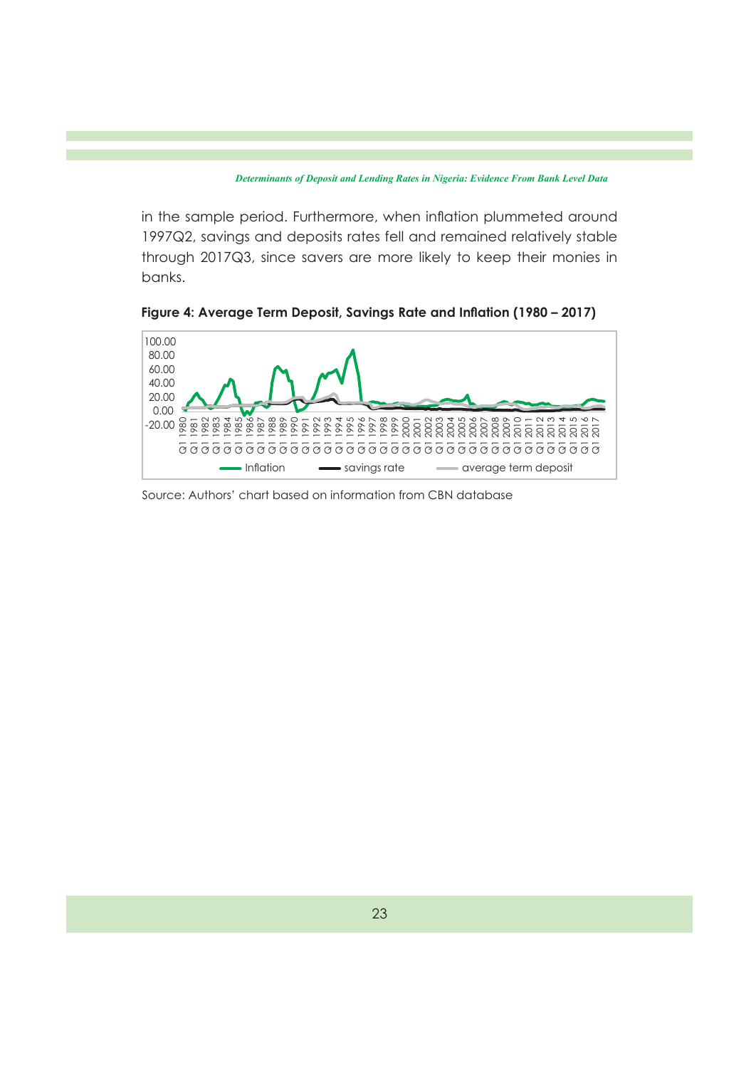in the sample period. Furthermore, when inflation plummeted around 1997Q2, savings and deposits rates fell and remained relatively stable through 2017Q3, since savers are more likely to keep their monies in banks.

**Figure 4: Average Term Deposit, Savings Rate and Inflation (1980 – 2017)**

Source: Authors' chart based on information from CBN database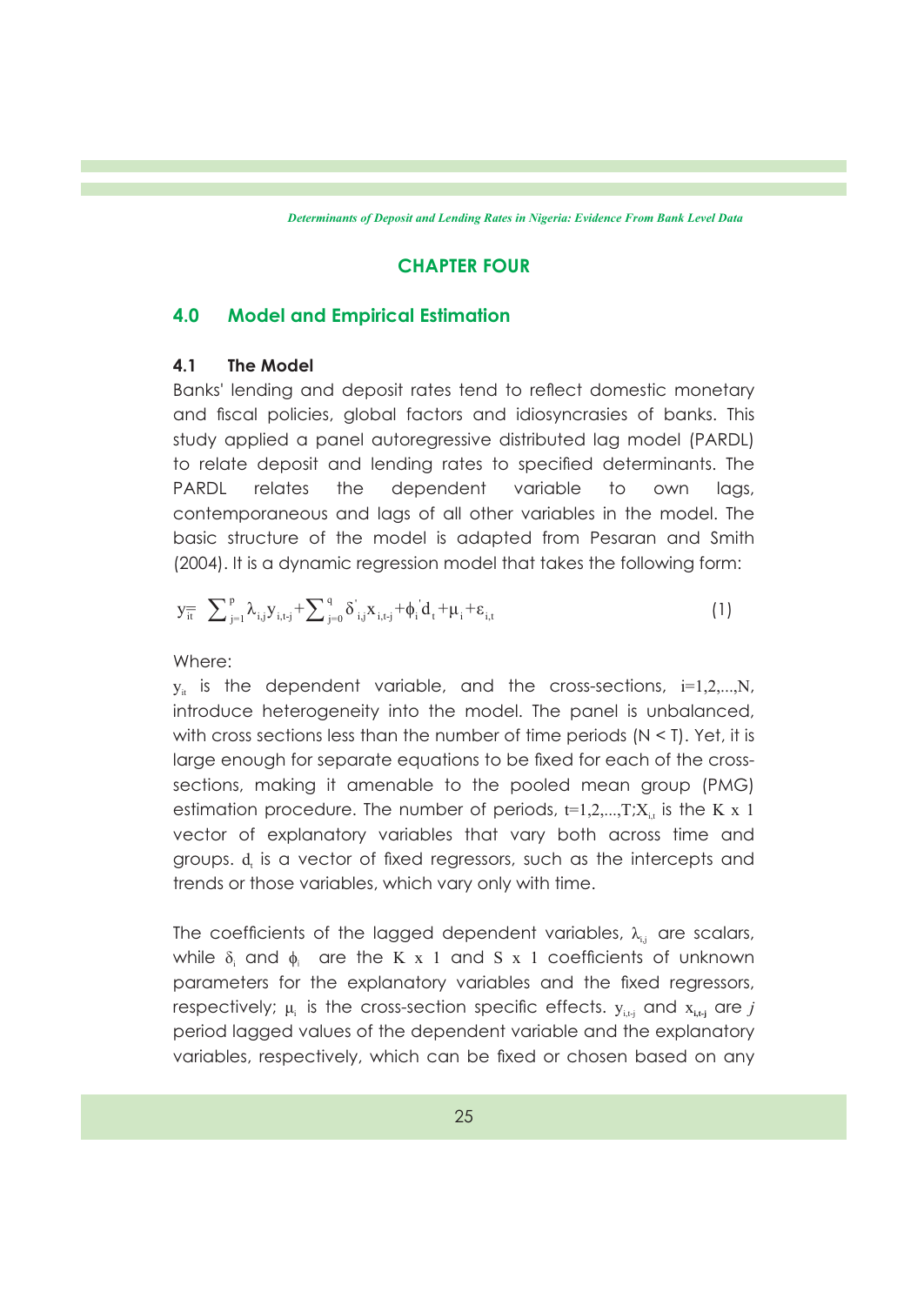# CHAPTER FOUR

## 4.0 Model and Empirical Estimation

### 4.1 The Model

Banks' lending and deposit rates tend to reflect domestic monetary and fiscal policies, global factors and idiosyncrasies of banks. This study applied a panel autoregressive distributed lag model (PARDL) to relate deposit and lending rates to specified determinants. The PARDL relates the dependent variable to own lags, contemporaneous and lags of all other variables in the model. The basic structure of the model is adapted from Pesaran and Smith (2004). It is a dynamic regression model that takes the following form:

$$y_{it} = \sum_{j=1}^{p} \lambda_{i,j} y_{i,t-j} + \sum_{j=0}^{q} \delta'_{i,j} x_{i,t-j} + \phi_i' d_t + \mu_i + \varepsilon_{i,t} \tag{1}$$

Where:

$y_{it}$ is the dependent variable, and the cross-sections, $i=1,2,...,N$, introduce heterogeneity into the model. The panel is unbalanced, with cross sections less than the number of time periods (N < T). Yet, it is large enough for separate equations to be fixed for each of the cross-sections, making it amenable to the pooled mean group (PMG) estimation procedure. The number of periods, $t=1,2,...,T$;$X_{i,t}$ is the $K \times 1$ vector of explanatory variables that vary both across time and groups. $d_t$ is a vector of fixed regressors, such as the intercepts and trends or those variables, which vary only with time.

The coefficients of the lagged dependent variables, $\lambda_{i,j}$ are scalars, while $\delta_i$ and $\phi_i$ are the $K \times 1$ and $S \times 1$ coefficients of unknown parameters for the explanatory variables and the fixed regressors, respectively; $\mu_i$ is the cross-section specific effects. $y_{i,t-j}$ and $x_{i,t-j}$ are $j$ period lagged values of the dependent variable and the explanatory variables, respectively, which can be fixed or chosen based on any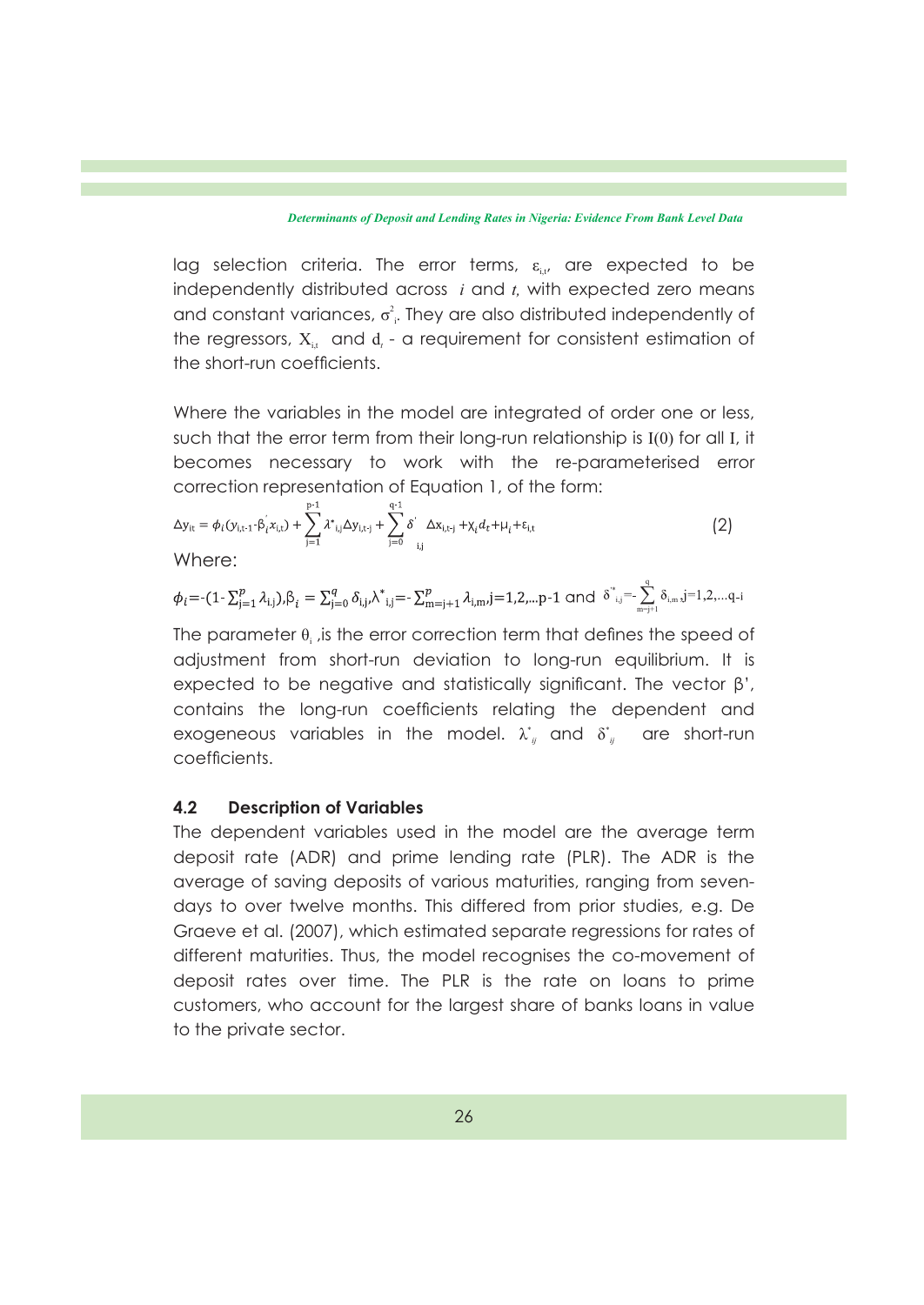lag selection criteria. The error terms, $\varepsilon_{i,t}$, are expected to be independently distributed across $i$ and $t$, with expected zero means and constant variances, $\sigma^2_i$. They are also distributed independently of the regressors, $X_{i,t}$ and $d_t$ - a requirement for consistent estimation of the short-run coefficients.

Where the variables in the model are integrated of order one or less, such that the error term from their long-run relationship is $I(0)$ for all I, it becomes necessary to work with the re-parameterised error correction representation of Equation 1, of the form:

$$\Delta y_{it} = \phi_i (y_{i,t-1} - \beta_i' x_{i,t}) + \sum_{j=1}^{p-1} \lambda^*_{i,j} \Delta y_{i,t-j} + \sum_{j=0}^{q-1} \delta'_{i,j} \Delta x_{i,t-j} + \chi_i d_t + \mu_i + \varepsilon_{i,t} \qquad (2)$$

Where:

$\phi_i = -(1 - \sum_{j=1}^{p} \lambda_{i,j}), \beta_i = \sum_{j=0}^{q} \delta_{i,j}, \lambda^*_{i,j} = -\sum_{m=j+1}^{p} \lambda_{i,m}, j=1,2,...p-1$ and $\delta^{*}_{i,j} = -\sum_{m=j+1}^{q} \delta_{i,m}, j=1,2,...q-1$

The parameter $\theta_i$ ,is the error correction term that defines the speed of adjustment from short-run deviation to long-run equilibrium. It is expected to be negative and statistically significant. The vector β', contains the long-run coefficients relating the dependent and exogeneous variables in the model. $\lambda^*_{ij}$ and $\delta^*_{ij}$ are short-run coefficients.

### 4.2 Description of Variables

The dependent variables used in the model are the average term deposit rate (ADR) and prime lending rate (PLR). The ADR is the average of saving deposits of various maturities, ranging from seven-days to over twelve months. This differed from prior studies, e.g. De Graeve et al. (2007), which estimated separate regressions for rates of different maturities. Thus, the model recognises the co-movement of deposit rates over time. The PLR is the rate on loans to prime customers, who account for the largest share of banks loans in value to the private sector.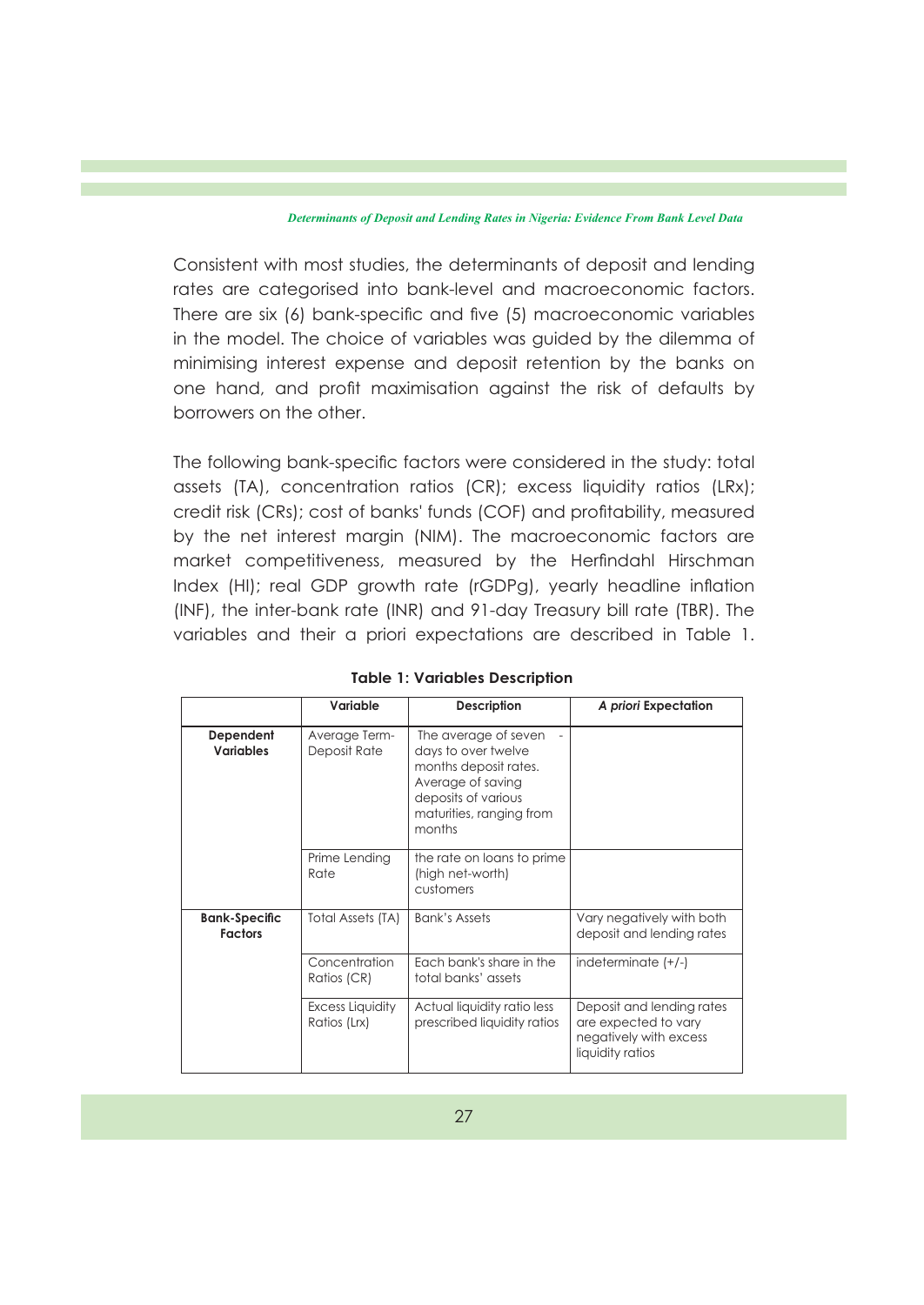Consistent with most studies, the determinants of deposit and lending rates are categorised into bank-level and macroeconomic factors. There are six (6) bank-specific and five (5) macroeconomic variables in the model. The choice of variables was guided by the dilemma of minimising interest expense and deposit retention by the banks on one hand, and profit maximisation against the risk of defaults by borrowers on the other.

The following bank-specific factors were considered in the study: total assets (TA), concentration ratios (CR); excess liquidity ratios (LRx); credit risk (CRs); cost of banks' funds (COF) and profitability, measured by the net interest margin (NIM). The macroeconomic factors are market competitiveness, measured by the Herfindahl Hirschman Index (HI); real GDP growth rate (rGDPg), yearly headline inflation (INF), the inter-bank rate (INR) and 91-day Treasury bill rate (TBR). The variables and their a priori expectations are described in Table 1.

**Table 1: Variables Description**

| | Variable | Description | *A priori* Expectation |
|---|---|---|---|
| **Dependent Variables** | Average Term-Deposit Rate | The average of seven - days to over twelve months deposit rates. Average of saving deposits of various maturities, ranging from months | |
| | Prime Lending Rate | the rate on loans to prime (high net-worth) customers | |
| **Bank-Specific Factors** | Total Assets (TA) | Bank's Assets | Vary negatively with both deposit and lending rates |
| | Concentration Ratios (CR) | Each bank's share in the total banks' assets | indeterminate (+/-) |
| | Excess Liquidity Ratios (Lrx) | Actual liquidity ratio less prescribed liquidity ratios | Deposit and lending rates are expected to vary negatively with excess liquidity ratios |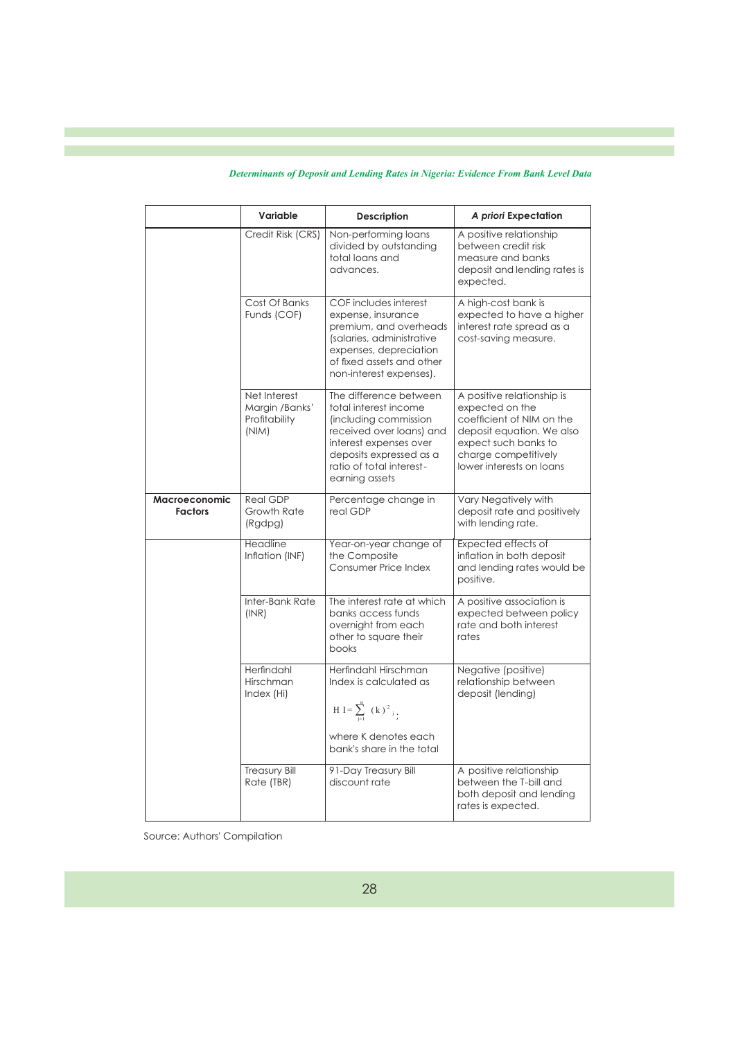| | Variable | Description | *A priori* Expectation |
|---|---|---|---|
| | Credit Risk (CRS) | Non-performing loans divided by outstanding total loans and advances. | A positive relationship between credit risk measure and banks deposit and lending rates is expected. |
| | Cost Of Banks Funds (COF) | COF includes interest expense, insurance premium, and overheads (salaries, administrative expenses, depreciation of fixed assets and other non-interest expenses). | A high-cost bank is expected to have a higher interest rate spread as a cost-saving measure. |
| | Net Interest Margin /Banks' Profitability (NIM) | The difference between total interest income (including commission received over loans) and interest expenses over deposits expressed as a ratio of total interest-earning assets | A positive relationship is expected on the coefficient of NIM on the deposit equation. We also expect such banks to charge competitively lower interests on loans |
| **Macroeconomic Factors** | Real GDP Growth Rate (Rgdpg) | Percentage change in real GDP | Vary Negatively with deposit rate and positively with lending rate. |
| | Headline Inflation (INF) | Year-on-year change of the Composite Consumer Price Index | Expected effects of inflation in both deposit and lending rates would be positive. |
| | Inter-Bank Rate (INR) | The interest rate at which banks access funds overnight from each other to square their books | A positive association is expected between policy rate and both interest rates |
| | Herfindahl Hirschman Index (Hi) | Herfindahl Hirschman Index is calculated as $HI = \sum_{j=1}^{n} (k)^2_j$; where K denotes each bank's share in the total | Negative (positive) relationship between deposit (lending) |
| | Treasury Bill Rate (TBR) | 91-Day Treasury Bill discount rate | A positive relationship between the T-bill and both deposit and lending rates is expected. |

Source: Authors' Compilation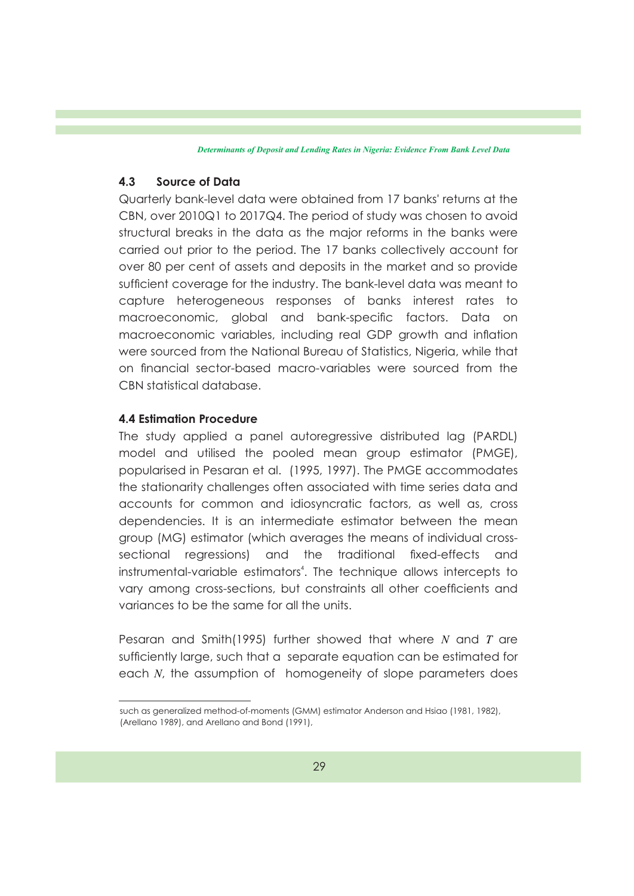## 4.3 Source of Data

Quarterly bank-level data were obtained from 17 banks' returns at the CBN, over 2010Q1 to 2017Q4. The period of study was chosen to avoid structural breaks in the data as the major reforms in the banks were carried out prior to the period. The 17 banks collectively account for over 80 per cent of assets and deposits in the market and so provide sufficient coverage for the industry. The bank-level data was meant to capture heterogeneous responses of banks interest rates to macroeconomic, global and bank-specific factors. Data on macroeconomic variables, including real GDP growth and inflation were sourced from the National Bureau of Statistics, Nigeria, while that on financial sector-based macro-variables were sourced from the CBN statistical database.

## 4.4 Estimation Procedure

The study applied a panel autoregressive distributed lag (PARDL) model and utilised the pooled mean group estimator (PMGE), popularised in Pesaran et al. (1995, 1997). The PMGE accommodates the stationarity challenges often associated with time series data and accounts for common and idiosyncratic factors, as well as, cross dependencies. It is an intermediate estimator between the mean group (MG) estimator (which averages the means of individual cross-sectional regressions) and the traditional fixed-effects and instrumental-variable estimators[4]. The technique allows intercepts to vary among cross-sections, but constraints all other coefficients and variances to be the same for all the units.

Pesaran and Smith(1995) further showed that where $N$ and $T$ are sufficiently large, such that a separate equation can be estimated for each $N$, the assumption of homogeneity of slope parameters does

---

such as generalized method-of-moments (GMM) estimator Anderson and Hsiao (1981, 1982), (Arellano 1989), and Arellano and Bond (1991),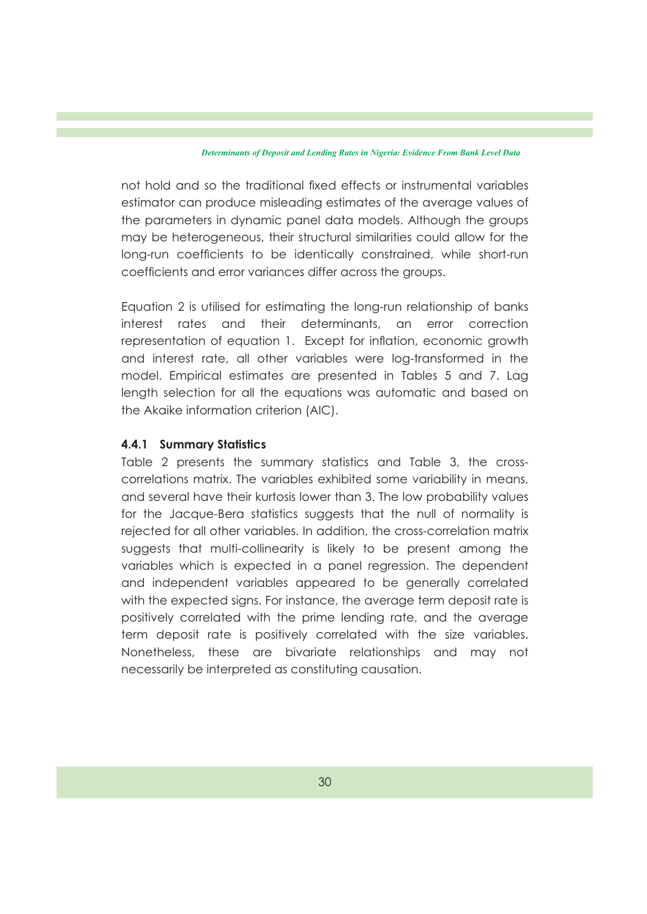not hold and so the traditional fixed effects or instrumental variables estimator can produce misleading estimates of the average values of the parameters in dynamic panel data models. Although the groups may be heterogeneous, their structural similarities could allow for the long-run coefficients to be identically constrained, while short-run coefficients and error variances differ across the groups.

Equation 2 is utilised for estimating the long-run relationship of banks interest rates and their determinants, an error correction representation of equation 1. Except for inflation, economic growth and interest rate, all other variables were log-transformed in the model. Empirical estimates are presented in Tables 5 and 7. Lag length selection for all the equations was automatic and based on the Akaike information criterion (AIC).

#### 4.4.1 Summary Statistics

Table 2 presents the summary statistics and Table 3, the cross-correlations matrix. The variables exhibited some variability in means, and several have their kurtosis lower than 3. The low probability values for the Jacque-Bera statistics suggests that the null of normality is rejected for all other variables. In addition, the cross-correlation matrix suggests that multi-collinearity is likely to be present among the variables which is expected in a panel regression. The dependent and independent variables appeared to be generally correlated with the expected signs. For instance, the average term deposit rate is positively correlated with the prime lending rate, and the average term deposit rate is positively correlated with the size variables. Nonetheless, these are bivariate relationships and may not necessarily be interpreted as constituting causation.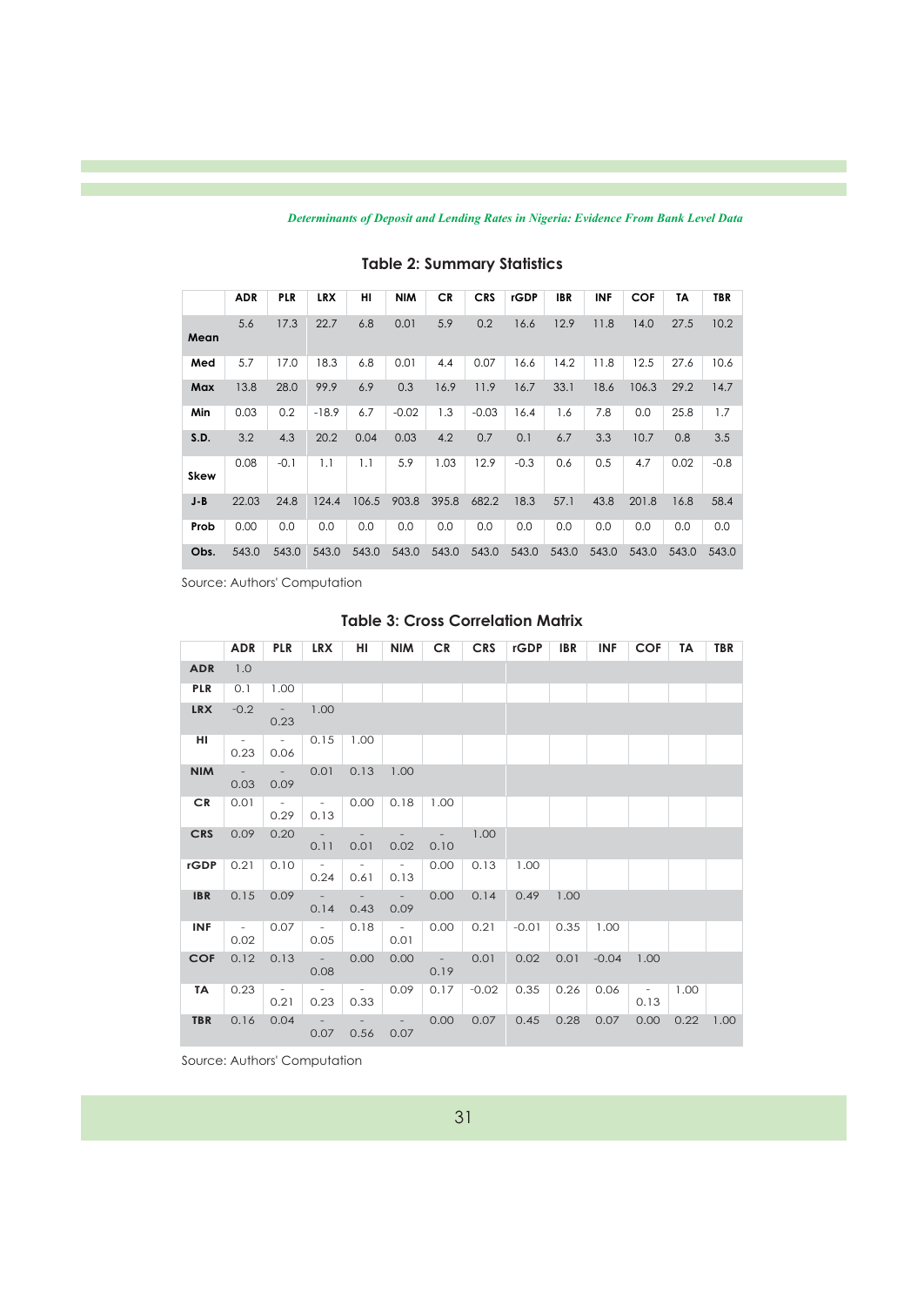## Table 2: Summary Statistics

| | ADR | PLR | LRX | HI | NIM | CR | CRS | rGDP | IBR | INF | COF | TA | TBR |
|---|---|---|---|---|---|---|---|---|---|---|---|---|---|
| **Mean** | 5.6 | 17.3 | 22.7 | 6.8 | 0.01 | 5.9 | 0.2 | 16.6 | 12.9 | 11.8 | 14.0 | 27.5 | 10.2 |
| **Med** | 5.7 | 17.0 | 18.3 | 6.8 | 0.01 | 4.4 | 0.07 | 16.6 | 14.2 | 11.8 | 12.5 | 27.6 | 10.6 |
| **Max** | 13.8 | 28.0 | 99.9 | 6.9 | 0.3 | 16.9 | 11.9 | 16.7 | 33.1 | 18.6 | 106.3 | 29.2 | 14.7 |
| **Min** | 0.03 | 0.2 | -18.9 | 6.7 | -0.02 | 1.3 | -0.03 | 16.4 | 1.6 | 7.8 | 0.0 | 25.8 | 1.7 |
| **S.D.** | 3.2 | 4.3 | 20.2 | 0.04 | 0.03 | 4.2 | 0.7 | 0.1 | 6.7 | 3.3 | 10.7 | 0.8 | 3.5 |
| **Skew** | 0.08 | -0.1 | 1.1 | 1.1 | 5.9 | 1.03 | 12.9 | -0.3 | 0.6 | 0.5 | 4.7 | 0.02 | -0.8 |
| **J-B** | 22.03 | 24.8 | 124.4 | 106.5 | 903.8 | 395.8 | 682.2 | 18.3 | 57.1 | 43.8 | 201.8 | 16.8 | 58.4 |
| **Prob** | 0.00 | 0.0 | 0.0 | 0.0 | 0.0 | 0.0 | 0.0 | 0.0 | 0.0 | 0.0 | 0.0 | 0.0 | 0.0 |
| **Obs.** | 543.0 | 543.0 | 543.0 | 543.0 | 543.0 | 543.0 | 543.0 | 543.0 | 543.0 | 543.0 | 543.0 | 543.0 | 543.0 |

Source: Authors' Computation

## Table 3: Cross Correlation Matrix

| | ADR | PLR | LRX | HI | NIM | CR | CRS | rGDP | IBR | INF | COF | TA | TBR |
|---|---|---|---|---|---|---|---|---|---|---|---|---|---|
| **ADR** | 1.0 | | | | | | | | | | | | |
| **PLR** | 0.1 | 1.00 | | | | | | | | | | | |
| **LRX** | -0.2 | -0.23 | 1.00 | | | | | | | | | | |
| **HI** | -0.23 | -0.06 | 0.15 | 1.00 | | | | | | | | | |
| **NIM** | -0.03 | -0.09 | 0.01 | 0.13 | 1.00 | | | | | | | | |
| **CR** | 0.01 | -0.29 | -0.13 | 0.00 | 0.18 | 1.00 | | | | | | | |
| **CRS** | 0.09 | 0.20 | -0.11 | -0.01 | -0.02 | -0.10 | 1.00 | | | | | | |
| **rGDP** | 0.21 | 0.10 | -0.24 | -0.61 | -0.13 | 0.00 | 0.13 | 1.00 | | | | | |
| **IBR** | 0.15 | 0.09 | -0.14 | -0.43 | -0.09 | 0.00 | 0.14 | 0.49 | 1.00 | | | | |
| **INF** | -0.02 | 0.07 | -0.05 | 0.18 | -0.01 | 0.00 | 0.21 | -0.01 | 0.35 | 1.00 | | | |
| **COF** | 0.12 | 0.13 | -0.08 | 0.00 | 0.00 | -0.19 | 0.01 | 0.02 | 0.01 | -0.04 | 1.00 | | |
| **TA** | 0.23 | -0.21 | -0.23 | -0.33 | 0.09 | 0.17 | -0.02 | 0.35 | 0.26 | 0.06 | -0.13 | 1.00 | |
| **TBR** | 0.16 | 0.04 | -0.07 | -0.56 | -0.07 | 0.00 | 0.07 | 0.45 | 0.28 | 0.07 | 0.00 | 0.22 | 1.00 |

Source: Authors' Computation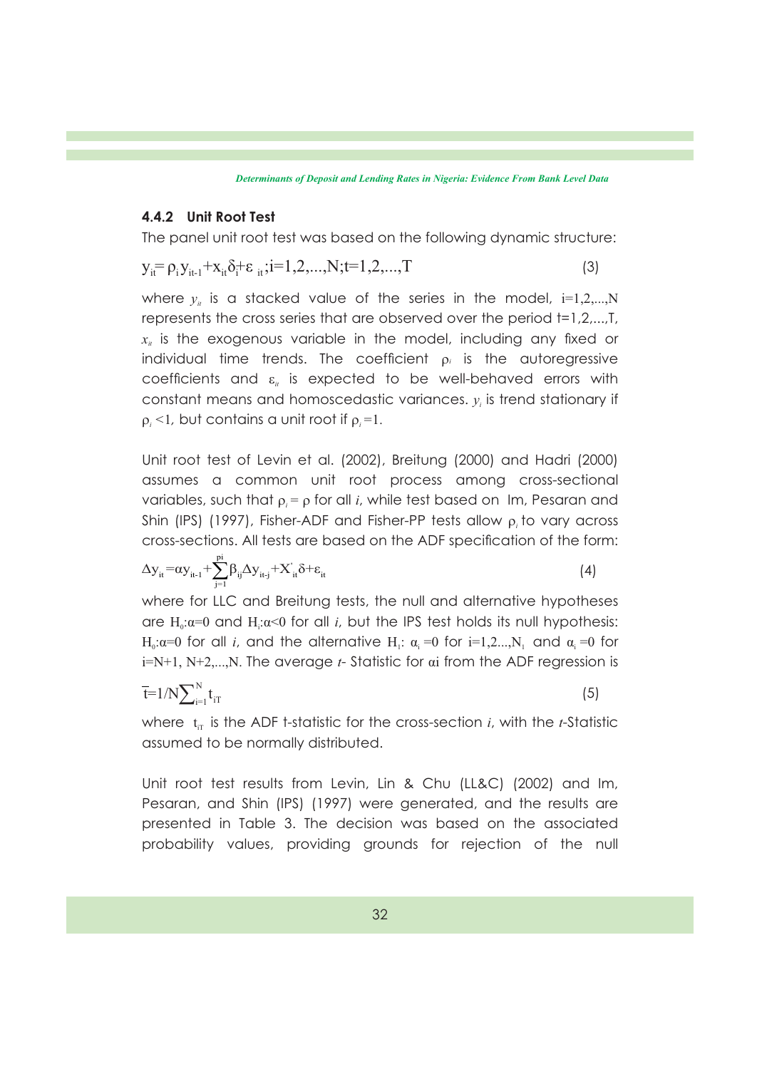### 4.4.2 Unit Root Test

The panel unit root test was based on the following dynamic structure:

$$y_{it} = \rho_i y_{it-1} + x_{it}\delta_i + \varepsilon_{it}; i=1,2,...,N; t=1,2,...,T \quad (3)$$

where $y_{it}$ is a stacked value of the series in the model, $i=1,2,...,N$ represents the cross series that are observed over the period t=1,2,...,T, $x_{it}$ is the exogenous variable in the model, including any fixed or individual time trends. The coefficient $\rho_i$ is the autoregressive coefficients and $\varepsilon_{it}$ is expected to be well-behaved errors with constant means and homoscedastic variances. $y_i$ is trend stationary if $\rho_i < 1$, but contains a unit root if $\rho_i = 1$.

Unit root test of Levin et al. (2002), Breitung (2000) and Hadri (2000) assumes a common unit root process among cross-sectional variables, such that $\rho_i = \rho$ for all $i$, while test based on Im, Pesaran and Shin (IPS) (1997), Fisher-ADF and Fisher-PP tests allow $\rho_i$ to vary across cross-sections. All tests are based on the ADF specification of the form:

$$\Delta y_{it} = \alpha y_{it-1} + \sum_{j=1}^{pi} \beta_{ij} \Delta y_{it-j} + X'_{it}\delta + \varepsilon_{it} \quad (4)$$

where for LLC and Breitung tests, the null and alternative hypotheses are $H_0: \alpha = 0$ and $H_1: \alpha < 0$ for all $i$, but the IPS test holds its null hypothesis: $H_0: \alpha = 0$ for all $i$, and the alternative $H_1: \alpha_i = 0$ for $i=1,2...,N_1$ and $\alpha_i = 0$ for $i=N+1, N+2,...,N$. The average $t$- Statistic for $\alpha i$ from the ADF regression is

$$\bar{t} = 1/N \sum_{i=1}^{N} t_{iT} \quad (5)$$

where $t_{iT}$ is the ADF t-statistic for the cross-section $i$, with the $t$-Statistic assumed to be normally distributed.

Unit root test results from Levin, Lin & Chu (LL&C) (2002) and Im, Pesaran, and Shin (IPS) (1997) were generated, and the results are presented in Table 3. The decision was based on the associated probability values, providing grounds for rejection of the null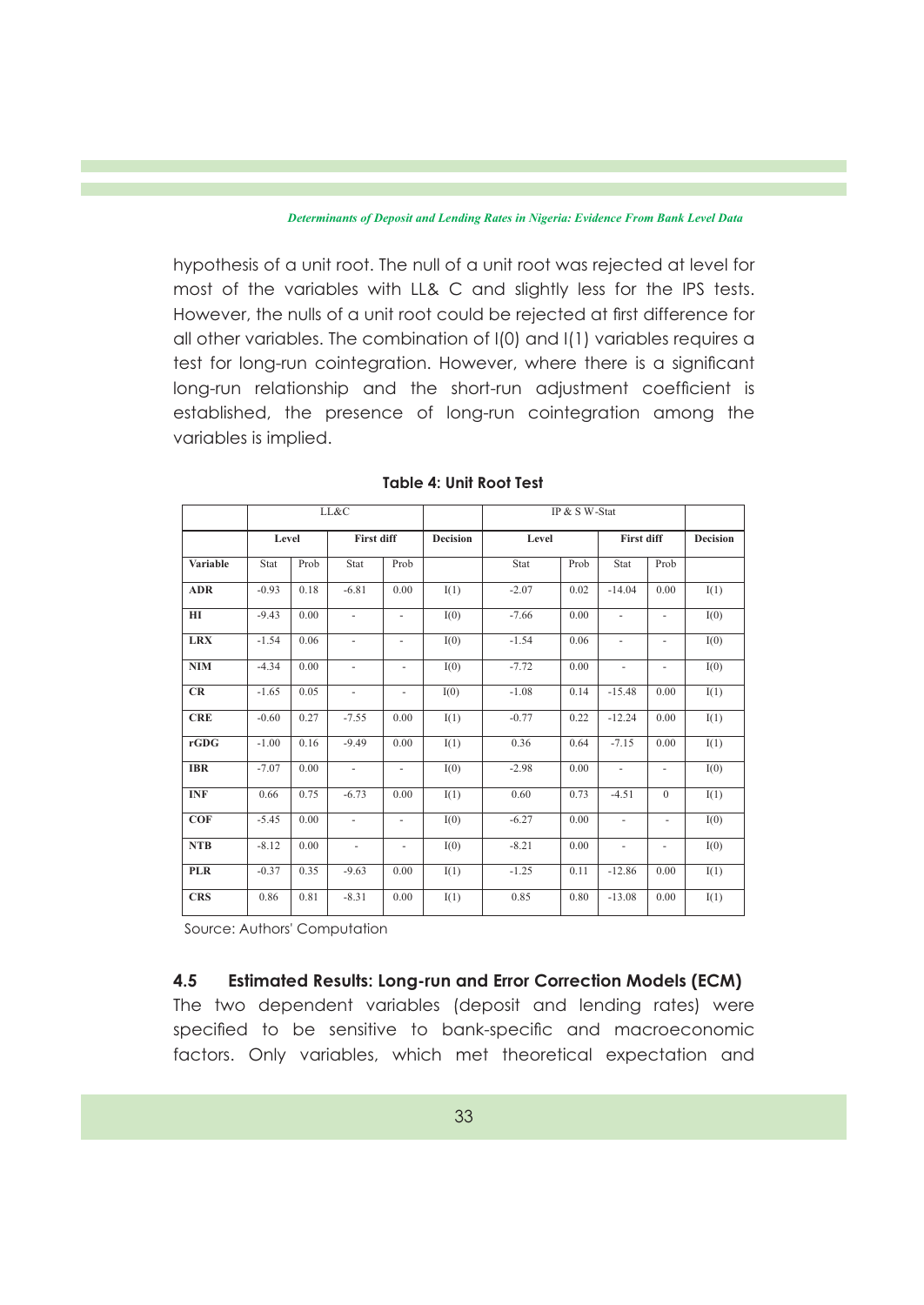hypothesis of a unit root. The null of a unit root was rejected at level for most of the variables with LL& C and slightly less for the IPS tests. However, the nulls of a unit root could be rejected at first difference for all other variables. The combination of I(0) and I(1) variables requires a test for long-run cointegration. However, where there is a significant long-run relationship and the short-run adjustment coefficient is established, the presence of long-run cointegration among the variables is implied.

**Table 4: Unit Root Test**

| | LL&C | | | | | IP & S W-Stat | | | | |
|---|---|---|---|---|---|---|---|---|---|---|
| | Level | | First diff | | Decision | Level | | First diff | | Decision |
| Variable | Stat | Prob | Stat | Prob | | Stat | Prob | Stat | Prob | |
| **ADR** | -0.93 | 0.18 | -6.81 | 0.00 | I(1) | -2.07 | 0.02 | -14.04 | 0.00 | I(1) |
| **HI** | -9.43 | 0.00 | - | - | I(0) | -7.66 | 0.00 | - | - | I(0) |
| **LRX** | -1.54 | 0.06 | - | - | I(0) | -1.54 | 0.06 | - | - | I(0) |
| **NIM** | -4.34 | 0.00 | - | - | I(0) | -7.72 | 0.00 | - | - | I(0) |
| **CR** | -1.65 | 0.05 | - | - | I(0) | -1.08 | 0.14 | -15.48 | 0.00 | I(1) |
| **CRE** | -0.60 | 0.27 | -7.55 | 0.00 | I(1) | -0.77 | 0.22 | -12.24 | 0.00 | I(1) |
| **rGDG** | -1.00 | 0.16 | -9.49 | 0.00 | I(1) | 0.36 | 0.64 | -7.15 | 0.00 | I(1) |
| **IBR** | -7.07 | 0.00 | - | - | I(0) | -2.98 | 0.00 | - | - | I(0) |
| **INF** | 0.66 | 0.75 | -6.73 | 0.00 | I(1) | 0.60 | 0.73 | -4.51 | 0 | I(1) |
| **COF** | -5.45 | 0.00 | - | - | I(0) | -6.27 | 0.00 | - | - | I(0) |
| **NTB** | -8.12 | 0.00 | - | - | I(0) | -8.21 | 0.00 | - | - | I(0) |
| **PLR** | -0.37 | 0.35 | -9.63 | 0.00 | I(1) | -1.25 | 0.11 | -12.86 | 0.00 | I(1) |
| **CRS** | 0.86 | 0.81 | -8.31 | 0.00 | I(1) | 0.85 | 0.80 | -13.08 | 0.00 | I(1) |

Source: Authors' Computation

### 4.5 Estimated Results: Long-run and Error Correction Models (ECM)

The two dependent variables (deposit and lending rates) were specified to be sensitive to bank-specific and macroeconomic factors. Only variables, which met theoretical expectation and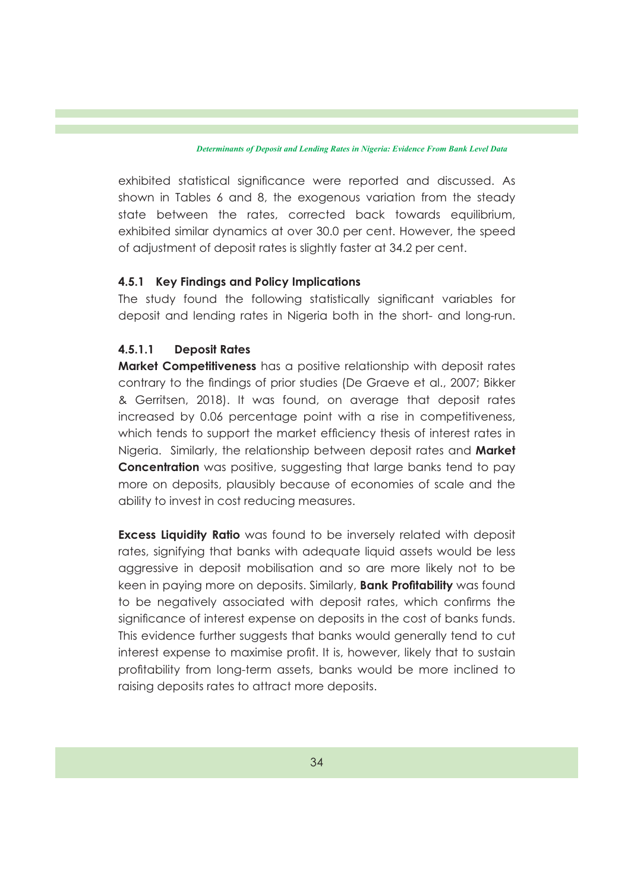exhibited statistical significance were reported and discussed. As shown in Tables 6 and 8, the exogenous variation from the steady state between the rates, corrected back towards equilibrium, exhibited similar dynamics at over 30.0 per cent. However, the speed of adjustment of deposit rates is slightly faster at 34.2 per cent.

#### 4.5.1 Key Findings and Policy Implications

The study found the following statistically significant variables for deposit and lending rates in Nigeria both in the short- and long-run.

##### 4.5.1.1 Deposit Rates

**Market Competitiveness** has a positive relationship with deposit rates contrary to the findings of prior studies (De Graeve et al., 2007; Bikker & Gerritsen, 2018). It was found, on average that deposit rates increased by 0.06 percentage point with a rise in competitiveness, which tends to support the market efficiency thesis of interest rates in Nigeria. Similarly, the relationship between deposit rates and **Market Concentration** was positive, suggesting that large banks tend to pay more on deposits, plausibly because of economies of scale and the ability to invest in cost reducing measures.

**Excess Liquidity Ratio** was found to be inversely related with deposit rates, signifying that banks with adequate liquid assets would be less aggressive in deposit mobilisation and so are more likely not to be keen in paying more on deposits. Similarly, **Bank Profitability** was found to be negatively associated with deposit rates, which confirms the significance of interest expense on deposits in the cost of banks funds. This evidence further suggests that banks would generally tend to cut interest expense to maximise profit. It is, however, likely that to sustain profitability from long-term assets, banks would be more inclined to raising deposits rates to attract more deposits.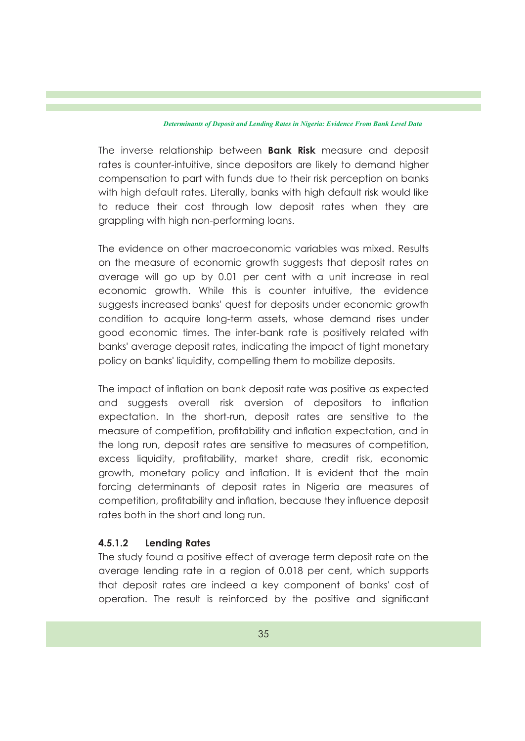The inverse relationship between **Bank Risk** measure and deposit rates is counter-intuitive, since depositors are likely to demand higher compensation to part with funds due to their risk perception on banks with high default rates. Literally, banks with high default risk would like to reduce their cost through low deposit rates when they are grappling with high non-performing loans.

The evidence on other macroeconomic variables was mixed. Results on the measure of economic growth suggests that deposit rates on average will go up by 0.01 per cent with a unit increase in real economic growth. While this is counter intuitive, the evidence suggests increased banks' quest for deposits under economic growth condition to acquire long-term assets, whose demand rises under good economic times. The inter-bank rate is positively related with banks' average deposit rates, indicating the impact of tight monetary policy on banks' liquidity, compelling them to mobilize deposits.

The impact of inflation on bank deposit rate was positive as expected and suggests overall risk aversion of depositors to inflation expectation. In the short-run, deposit rates are sensitive to the measure of competition, profitability and inflation expectation, and in the long run, deposit rates are sensitive to measures of competition, excess liquidity, profitability, market share, credit risk, economic growth, monetary policy and inflation. It is evident that the main forcing determinants of deposit rates in Nigeria are measures of competition, profitability and inflation, because they influence deposit rates both in the short and long run.

#### 4.5.1.2 Lending Rates

The study found a positive effect of average term deposit rate on the average lending rate in a region of 0.018 per cent, which supports that deposit rates are indeed a key component of banks' cost of operation. The result is reinforced by the positive and significant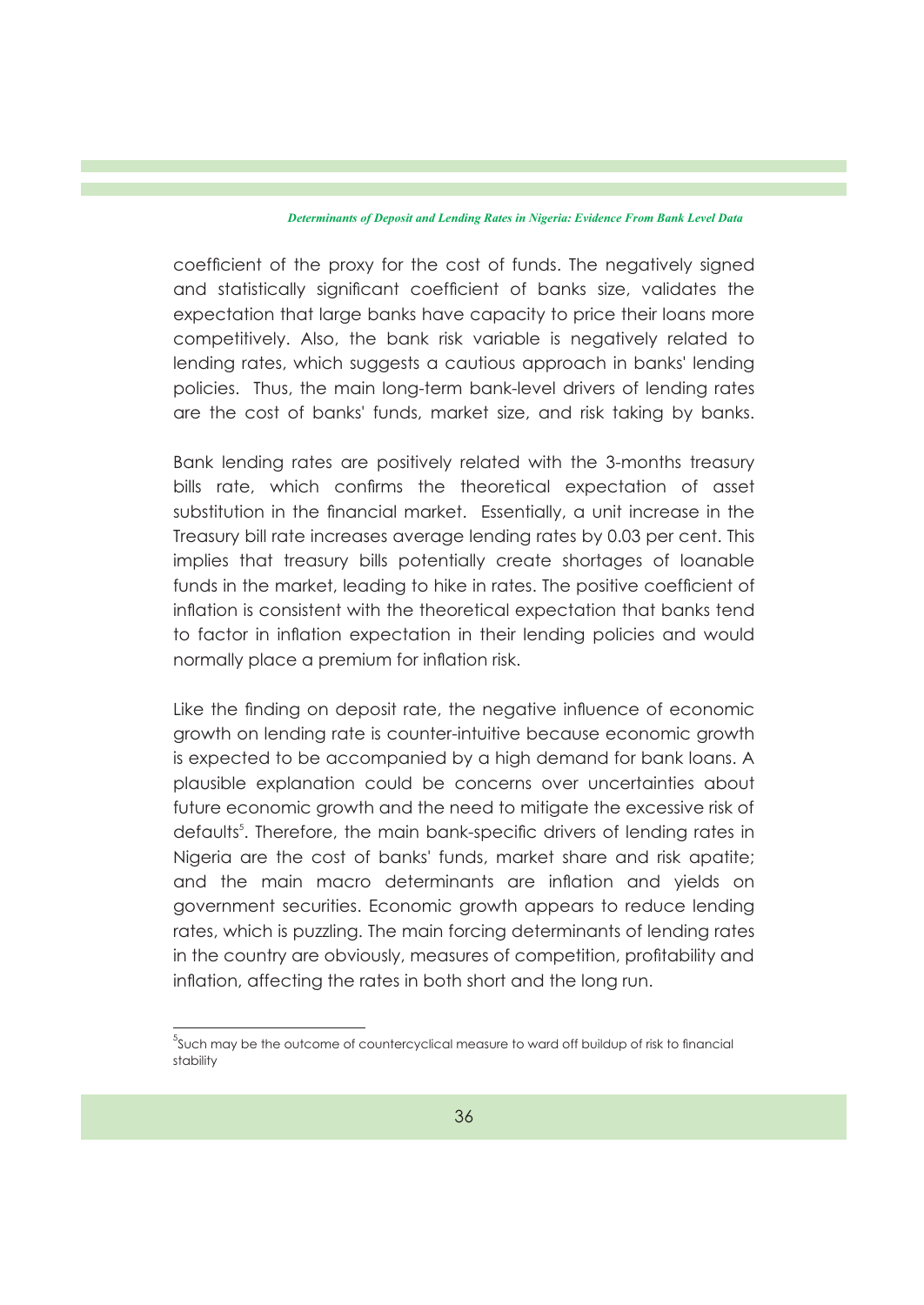coefficient of the proxy for the cost of funds. The negatively signed and statistically significant coefficient of banks size, validates the expectation that large banks have capacity to price their loans more competitively. Also, the bank risk variable is negatively related to lending rates, which suggests a cautious approach in banks' lending policies. Thus, the main long-term bank-level drivers of lending rates are the cost of banks' funds, market size, and risk taking by banks.

Bank lending rates are positively related with the 3-months treasury bills rate, which confirms the theoretical expectation of asset substitution in the financial market. Essentially, a unit increase in the Treasury bill rate increases average lending rates by 0.03 per cent. This implies that treasury bills potentially create shortages of loanable funds in the market, leading to hike in rates. The positive coefficient of inflation is consistent with the theoretical expectation that banks tend to factor in inflation expectation in their lending policies and would normally place a premium for inflation risk.

Like the finding on deposit rate, the negative influence of economic growth on lending rate is counter-intuitive because economic growth is expected to be accompanied by a high demand for bank loans. A plausible explanation could be concerns over uncertainties about future economic growth and the need to mitigate the excessive risk of defaults[5]. Therefore, the main bank-specific drivers of lending rates in Nigeria are the cost of banks' funds, market share and risk apatite; and the main macro determinants are inflation and yields on government securities. Economic growth appears to reduce lending rates, which is puzzling. The main forcing determinants of lending rates in the country are obviously, measures of competition, profitability and inflation, affecting the rates in both short and the long run.

---

[5] Such may be the outcome of countercyclical measure to ward off buildup of risk to financial stability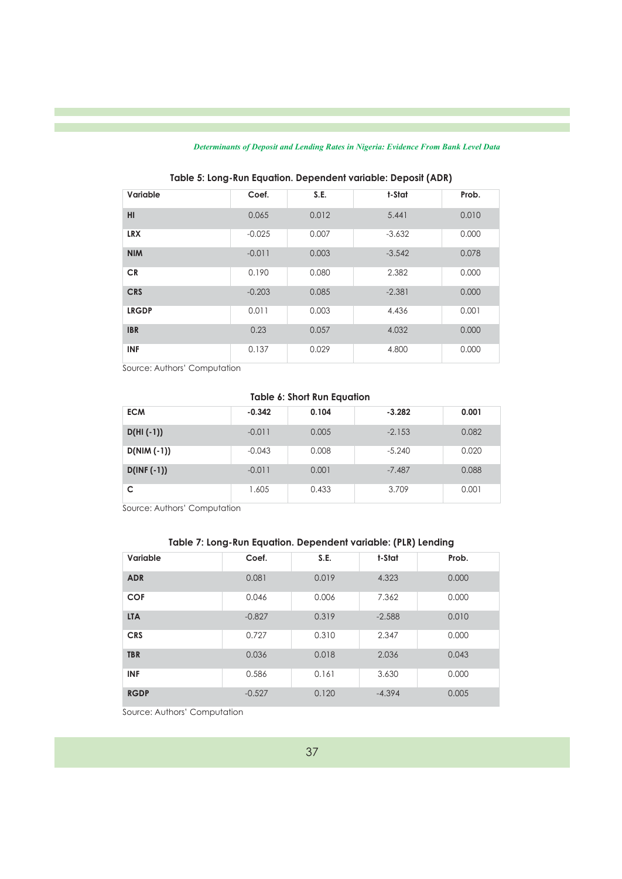**Table 5: Long-Run Equation. Dependent variable: Deposit (ADR)**

| Variable | Coef. | S.E. | t-Stat | Prob. |
|---|---|---|---|---|
| **HI** | 0.065 | 0.012 | 5.441 | 0.010 |
| **LRX** | -0.025 | 0.007 | -3.632 | 0.000 |
| **NIM** | -0.011 | 0.003 | -3.542 | 0.078 |
| **CR** | 0.190 | 0.080 | 2.382 | 0.000 |
| **CRS** | -0.203 | 0.085 | -2.381 | 0.000 |
| **LRGDP** | 0.011 | 0.003 | 4.436 | 0.001 |
| **IBR** | 0.23 | 0.057 | 4.032 | 0.000 |
| **INF** | 0.137 | 0.029 | 4.800 | 0.000 |

Source: Authors' Computation

**Table 6: Short Run Equation**

| **ECM** | **-0.342** | **0.104** | **-3.282** | **0.001** |
|---|---|---|---|---|
| **D(HI (-1))** | -0.011 | 0.005 | -2.153 | 0.082 |
| **D(NIM (-1))** | -0.043 | 0.008 | -5.240 | 0.020 |
| **D(INF (-1))** | -0.011 | 0.001 | -7.487 | 0.088 |
| **C** | 1.605 | 0.433 | 3.709 | 0.001 |

Source: Authors' Computation

**Table 7: Long-Run Equation. Dependent variable: (PLR) Lending**

| Variable | Coef. | S.E. | t-Stat | Prob. |
|---|---|---|---|---|
| **ADR** | 0.081 | 0.019 | 4.323 | 0.000 |
| **COF** | 0.046 | 0.006 | 7.362 | 0.000 |
| **LTA** | -0.827 | 0.319 | -2.588 | 0.010 |
| **CRS** | 0.727 | 0.310 | 2.347 | 0.000 |
| **TBR** | 0.036 | 0.018 | 2.036 | 0.043 |
| **INF** | 0.586 | 0.161 | 3.630 | 0.000 |
| **RGDP** | -0.527 | 0.120 | -4.394 | 0.005 |

Source: Authors' Computation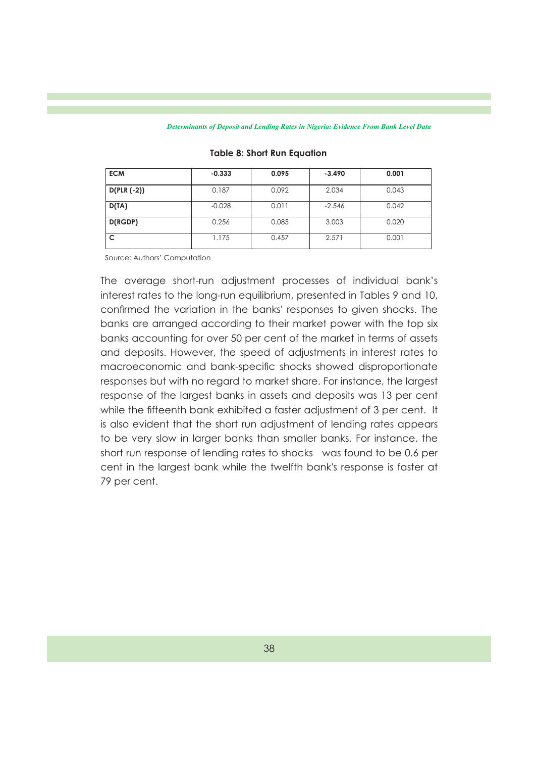**Table 8: Short Run Equation**

| ECM | -0.333 | 0.095 | -3.490 | 0.001 |
|---|---|---|---|---|
| D(PLR (-2)) | 0.187 | 0.092 | 2.034 | 0.043 |
| D(TA) | -0.028 | 0.011 | -2.546 | 0.042 |
| D(RGDP) | 0.256 | 0.085 | 3.003 | 0.020 |
| C | 1.175 | 0.457 | 2.571 | 0.001 |

Source: Authors' Computation

The average short-run adjustment processes of individual bank's interest rates to the long-run equilibrium, presented in Tables 9 and 10, confirmed the variation in the banks' responses to given shocks. The banks are arranged according to their market power with the top six banks accounting for over 50 per cent of the market in terms of assets and deposits. However, the speed of adjustments in interest rates to macroeconomic and bank-specific shocks showed disproportionate responses but with no regard to market share. For instance, the largest response of the largest banks in assets and deposits was 13 per cent while the fifteenth bank exhibited a faster adjustment of 3 per cent. It is also evident that the short run adjustment of lending rates appears to be very slow in larger banks than smaller banks. For instance, the short run response of lending rates to shocks was found to be 0.6 per cent in the largest bank while the twelfth bank's response is faster at 79 per cent.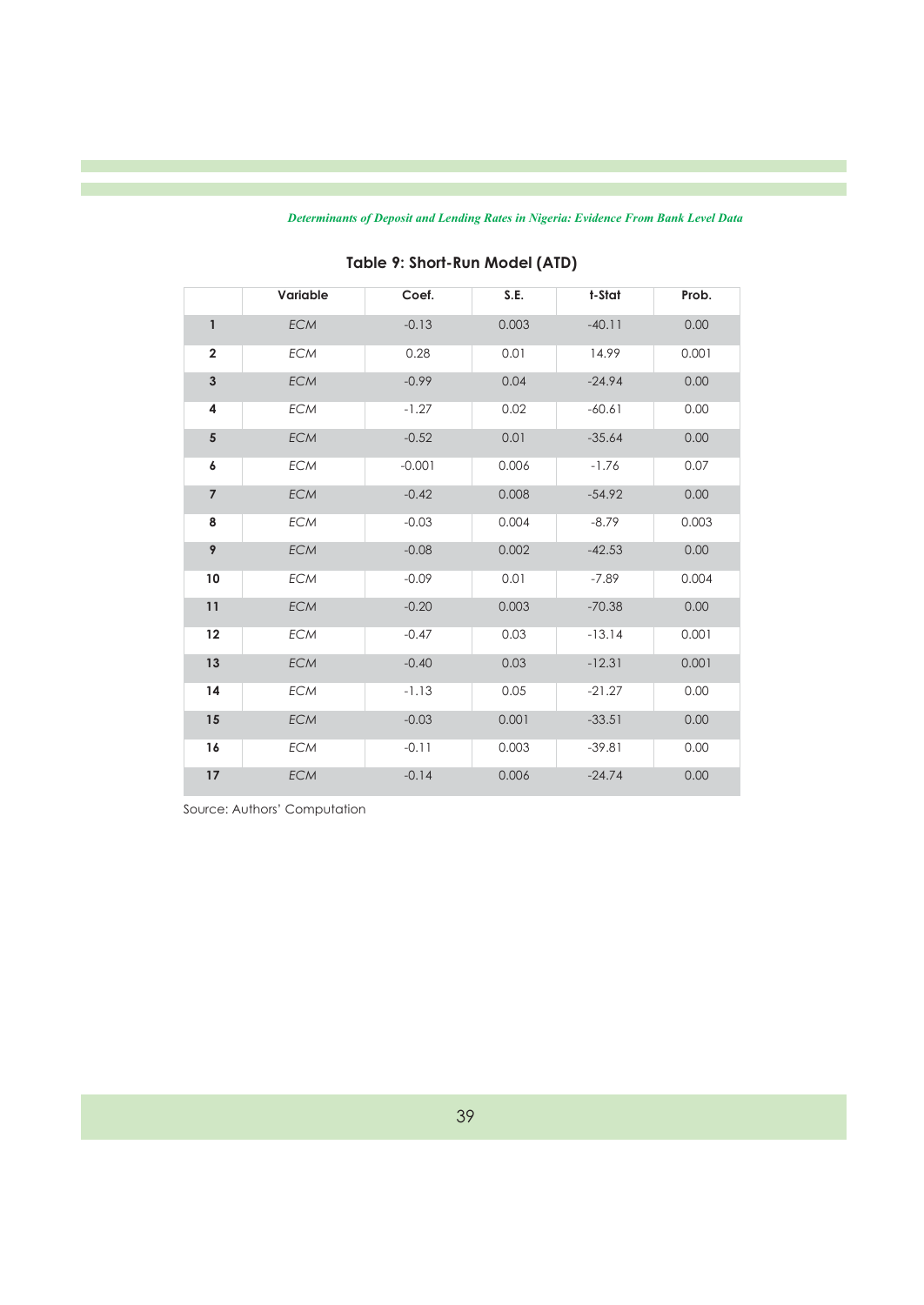## Table 9: Short-Run Model (ATD)

| | Variable | Coef. | S.E. | t-Stat | Prob. |
|---|---|---|---|---|---|
| **1** | *ECM* | -0.13 | 0.003 | -40.11 | 0.00 |
| **2** | *ECM* | 0.28 | 0.01 | 14.99 | 0.001 |
| **3** | *ECM* | -0.99 | 0.04 | -24.94 | 0.00 |
| **4** | *ECM* | -1.27 | 0.02 | -60.61 | 0.00 |
| **5** | *ECM* | -0.52 | 0.01 | -35.64 | 0.00 |
| **6** | *ECM* | -0.001 | 0.006 | -1.76 | 0.07 |
| **7** | *ECM* | -0.42 | 0.008 | -54.92 | 0.00 |
| **8** | *ECM* | -0.03 | 0.004 | -8.79 | 0.003 |
| **9** | *ECM* | -0.08 | 0.002 | -42.53 | 0.00 |
| **10** | *ECM* | -0.09 | 0.01 | -7.89 | 0.004 |
| **11** | *ECM* | -0.20 | 0.003 | -70.38 | 0.00 |
| **12** | *ECM* | -0.47 | 0.03 | -13.14 | 0.001 |
| **13** | *ECM* | -0.40 | 0.03 | -12.31 | 0.001 |
| **14** | *ECM* | -1.13 | 0.05 | -21.27 | 0.00 |
| **15** | *ECM* | -0.03 | 0.001 | -33.51 | 0.00 |
| **16** | *ECM* | -0.11 | 0.003 | -39.81 | 0.00 |
| **17** | *ECM* | -0.14 | 0.006 | -24.74 | 0.00 |

Source: Authors' Computation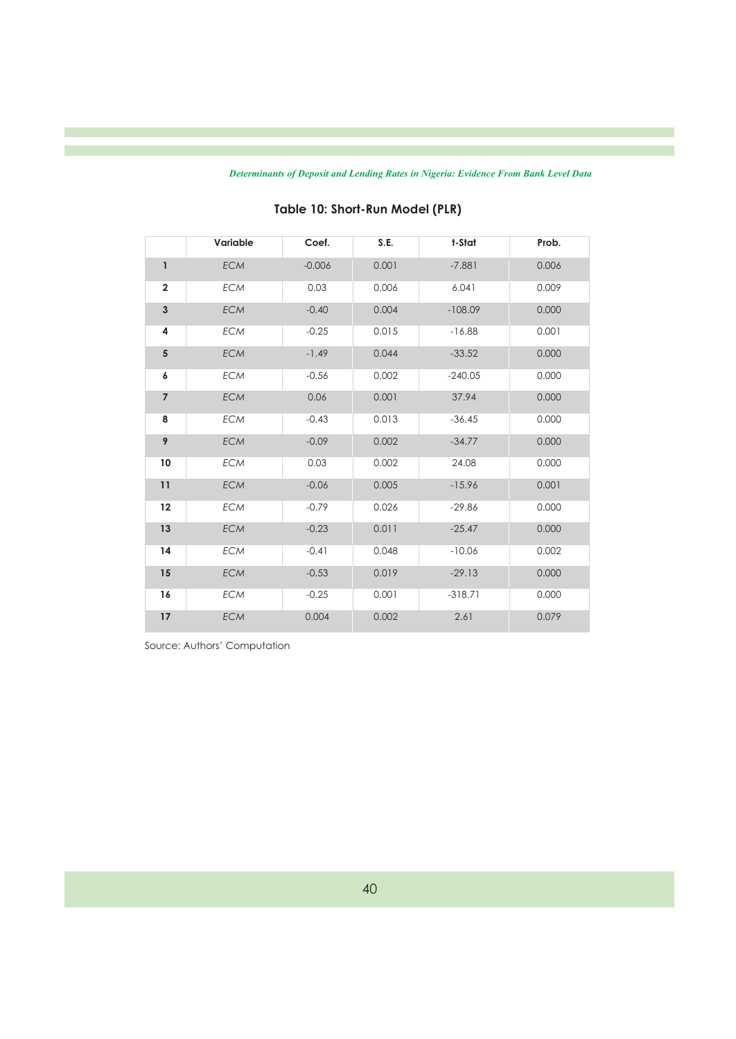## Table 10: Short-Run Model (PLR)

| | Variable | Coef. | S.E. | t-Stat | Prob. |
|---|---|---|---|---|---|
| **1** | *ECM* | -0.006 | 0.001 | -7.881 | 0.006 |
| **2** | *ECM* | 0.03 | 0.006 | 6.041 | 0.009 |
| **3** | *ECM* | -0.40 | 0.004 | -108.09 | 0.000 |
| **4** | *ECM* | -0.25 | 0.015 | -16.88 | 0.001 |
| **5** | *ECM* | -1.49 | 0.044 | -33.52 | 0.000 |
| **6** | *ECM* | -0.56 | 0.002 | -240.05 | 0.000 |
| **7** | *ECM* | 0.06 | 0.001 | 37.94 | 0.000 |
| **8** | *ECM* | -0.43 | 0.013 | -36.45 | 0.000 |
| **9** | *ECM* | -0.09 | 0.002 | -34.77 | 0.000 |
| **10** | *ECM* | 0.03 | 0.002 | 24.08 | 0.000 |
| **11** | *ECM* | -0.06 | 0.005 | -15.96 | 0.001 |
| **12** | *ECM* | -0.79 | 0.026 | -29.86 | 0.000 |
| **13** | *ECM* | -0.23 | 0.011 | -25.47 | 0.000 |
| **14** | *ECM* | -0.41 | 0.048 | -10.06 | 0.002 |
| **15** | *ECM* | -0.53 | 0.019 | -29.13 | 0.000 |
| **16** | *ECM* | -0.25 | 0.001 | -318.71 | 0.000 |
| **17** | *ECM* | 0.004 | 0.002 | 2.61 | 0.079 |

Source: Authors' Computation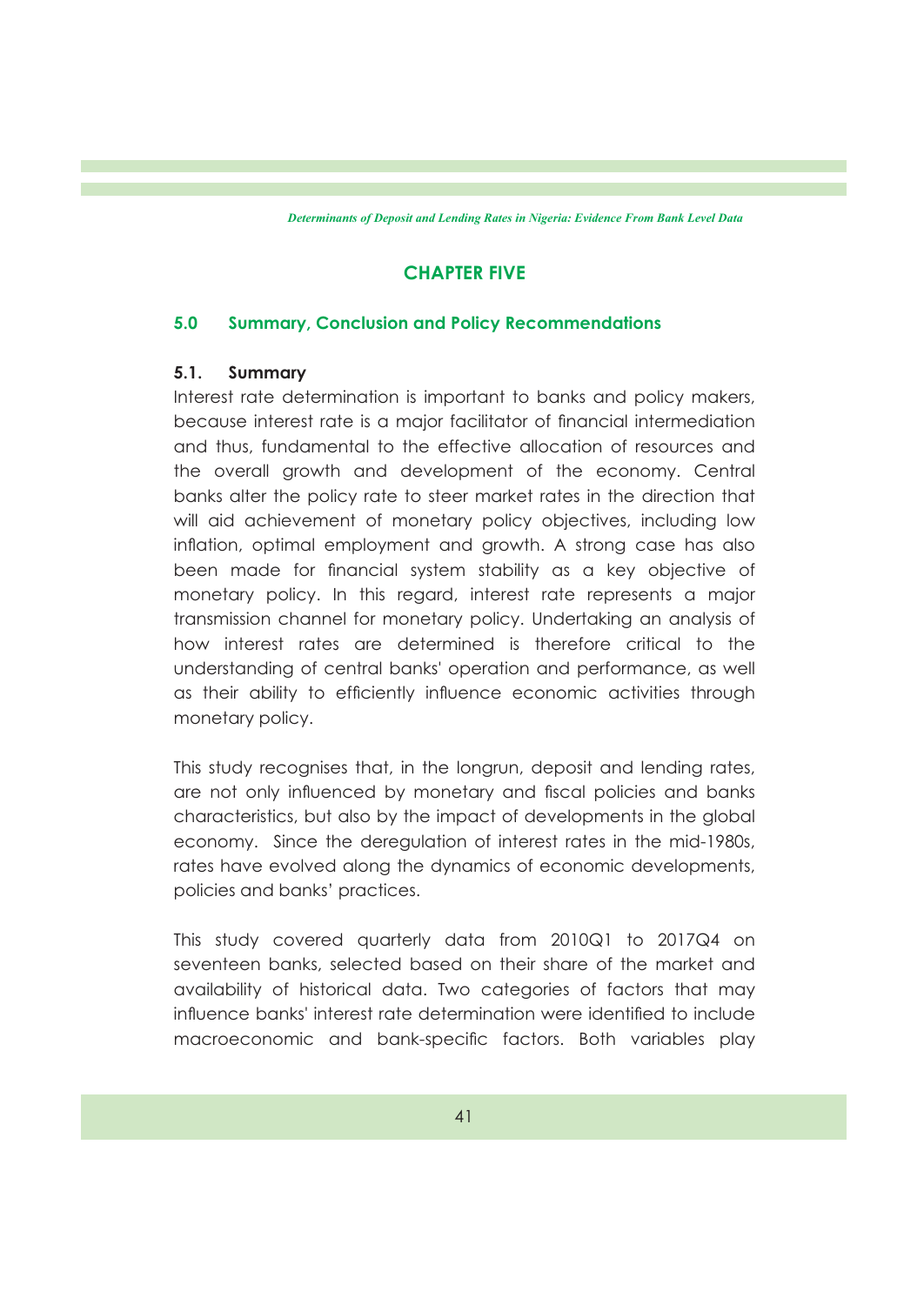# CHAPTER FIVE

## 5.0 Summary, Conclusion and Policy Recommendations

### 5.1. Summary

Interest rate determination is important to banks and policy makers, because interest rate is a major facilitator of financial intermediation and thus, fundamental to the effective allocation of resources and the overall growth and development of the economy. Central banks alter the policy rate to steer market rates in the direction that will aid achievement of monetary policy objectives, including low inflation, optimal employment and growth. A strong case has also been made for financial system stability as a key objective of monetary policy. In this regard, interest rate represents a major transmission channel for monetary policy. Undertaking an analysis of how interest rates are determined is therefore critical to the understanding of central banks' operation and performance, as well as their ability to efficiently influence economic activities through monetary policy.

This study recognises that, in the longrun, deposit and lending rates, are not only influenced by monetary and fiscal policies and banks characteristics, but also by the impact of developments in the global economy. Since the deregulation of interest rates in the mid-1980s, rates have evolved along the dynamics of economic developments, policies and banks' practices.

This study covered quarterly data from 2010Q1 to 2017Q4 on seventeen banks, selected based on their share of the market and availability of historical data. Two categories of factors that may influence banks' interest rate determination were identified to include macroeconomic and bank-specific factors. Both variables play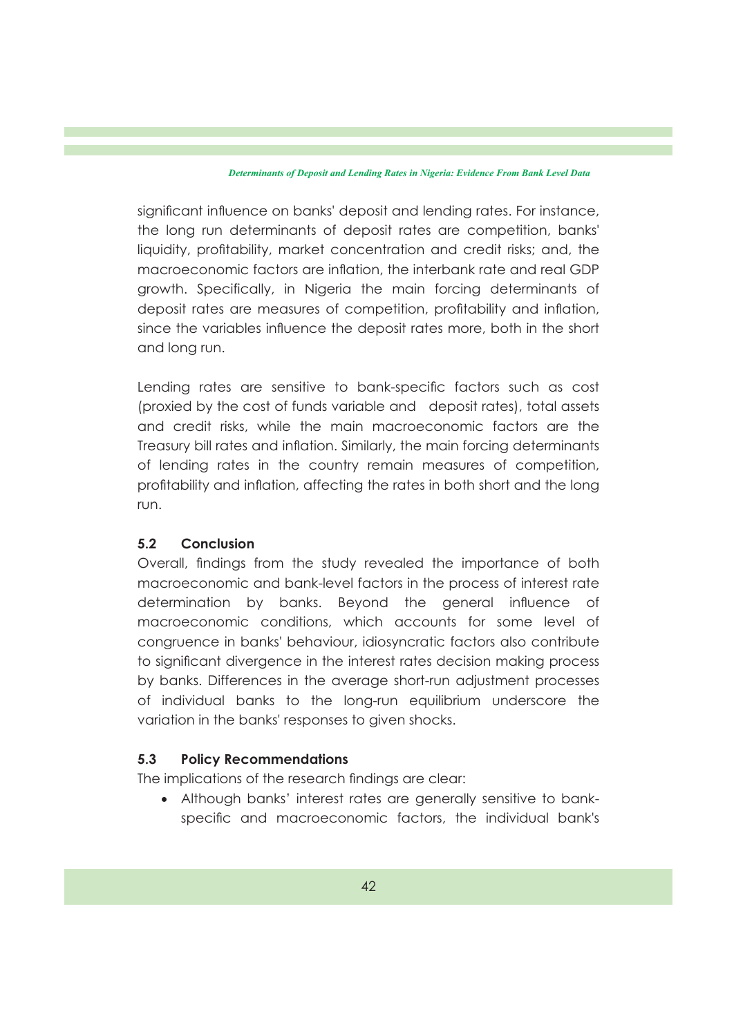significant influence on banks' deposit and lending rates. For instance, the long run determinants of deposit rates are competition, banks' liquidity, profitability, market concentration and credit risks; and, the macroeconomic factors are inflation, the interbank rate and real GDP growth. Specifically, in Nigeria the main forcing determinants of deposit rates are measures of competition, profitability and inflation, since the variables influence the deposit rates more, both in the short and long run.

Lending rates are sensitive to bank-specific factors such as cost (proxied by the cost of funds variable and deposit rates), total assets and credit risks, while the main macroeconomic factors are the Treasury bill rates and inflation. Similarly, the main forcing determinants of lending rates in the country remain measures of competition, profitability and inflation, affecting the rates in both short and the long run.

### 5.2 Conclusion

Overall, findings from the study revealed the importance of both macroeconomic and bank-level factors in the process of interest rate determination by banks. Beyond the general influence of macroeconomic conditions, which accounts for some level of congruence in banks' behaviour, idiosyncratic factors also contribute to significant divergence in the interest rates decision making process by banks. Differences in the average short-run adjustment processes of individual banks to the long-run equilibrium underscore the variation in the banks' responses to given shocks.

### 5.3 Policy Recommendations

The implications of the research findings are clear:

- Although banks' interest rates are generally sensitive to bank-specific and macroeconomic factors, the individual bank's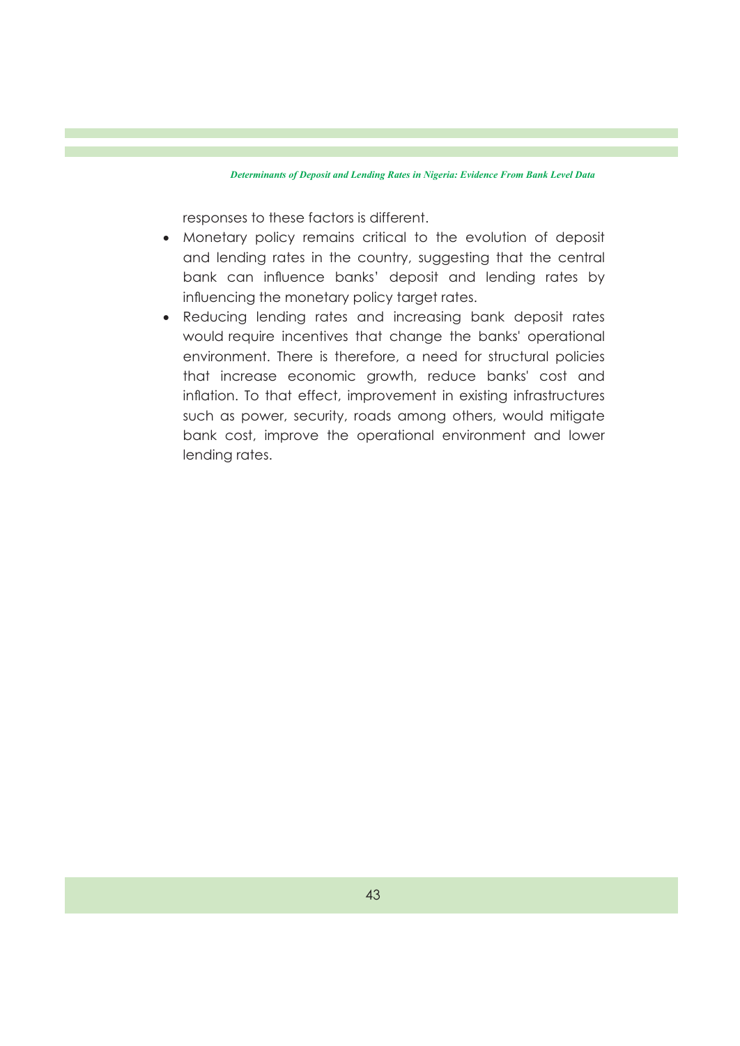responses to these factors is different.

- Monetary policy remains critical to the evolution of deposit and lending rates in the country, suggesting that the central bank can influence banks' deposit and lending rates by influencing the monetary policy target rates.
- Reducing lending rates and increasing bank deposit rates would require incentives that change the banks' operational environment. There is therefore, a need for structural policies that increase economic growth, reduce banks' cost and inflation. To that effect, improvement in existing infrastructures such as power, security, roads among others, would mitigate bank cost, improve the operational environment and lower lending rates.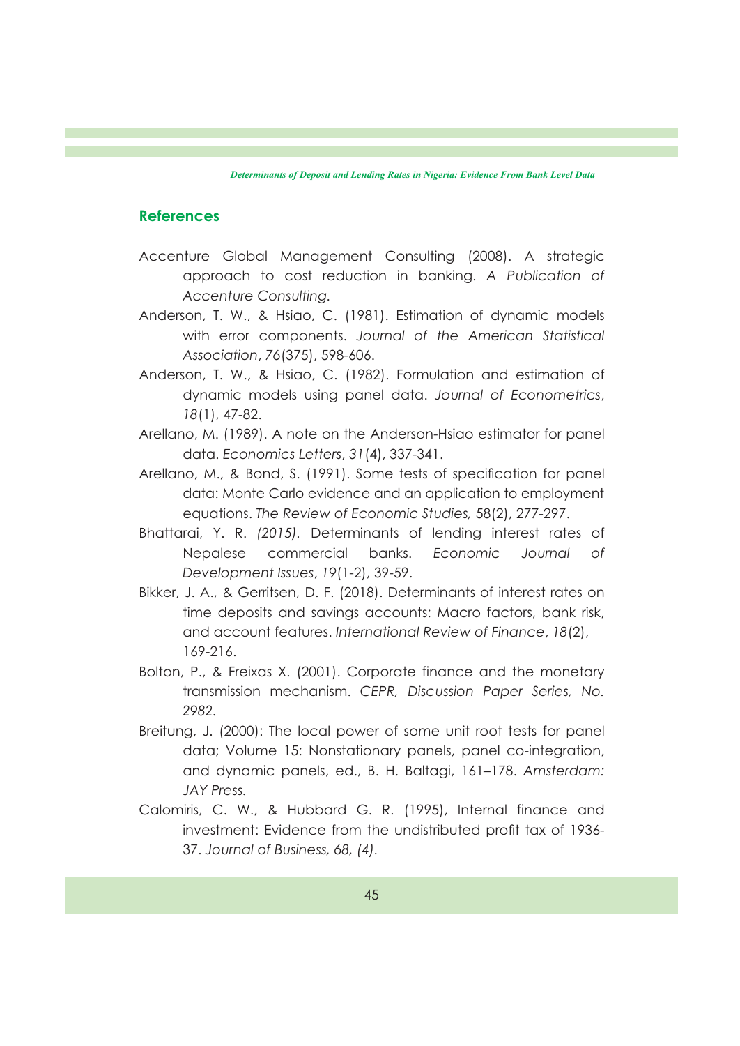## References

Accenture Global Management Consulting (2008). A strategic approach to cost reduction in banking. *A Publication of Accenture Consulting.*

Anderson, T. W., & Hsiao, C. (1981). Estimation of dynamic models with error components. *Journal of the American Statistical Association*, *76*(375), 598-606.

Anderson, T. W., & Hsiao, C. (1982). Formulation and estimation of dynamic models using panel data. *Journal of Econometrics*, *18*(1), 47-82.

Arellano, M. (1989). A note on the Anderson-Hsiao estimator for panel data. *Economics Letters*, *31*(4), 337-341.

Arellano, M., & Bond, S. (1991). Some tests of specification for panel data: Monte Carlo evidence and an application to employment equations. *The Review of Economic Studies,* 58(2), 277-297.

Bhattarai, Y. R. *(2015).* Determinants of lending interest rates of Nepalese commercial banks. *Economic Journal of Development Issues*, *19*(1-2), 39-59.

Bikker, J. A., & Gerritsen, D. F. (2018). Determinants of interest rates on time deposits and savings accounts: Macro factors, bank risk, and account features. *International Review of Finance*, *18*(2), 169-216.

Bolton, P., & Freixas X. (2001). Corporate finance and the monetary transmission mechanism. *CEPR, Discussion Paper Series, No. 2982.*

Breitung, J. (2000): The local power of some unit root tests for panel data; Volume 15: Nonstationary panels, panel co-integration, and dynamic panels, ed., B. H. Baltagi, 161–178. *Amsterdam: JAY Press.*

Calomiris, C. W., & Hubbard G. R. (1995), Internal finance and investment: Evidence from the undistributed profit tax of 1936-37. *Journal of Business, 68, (4).*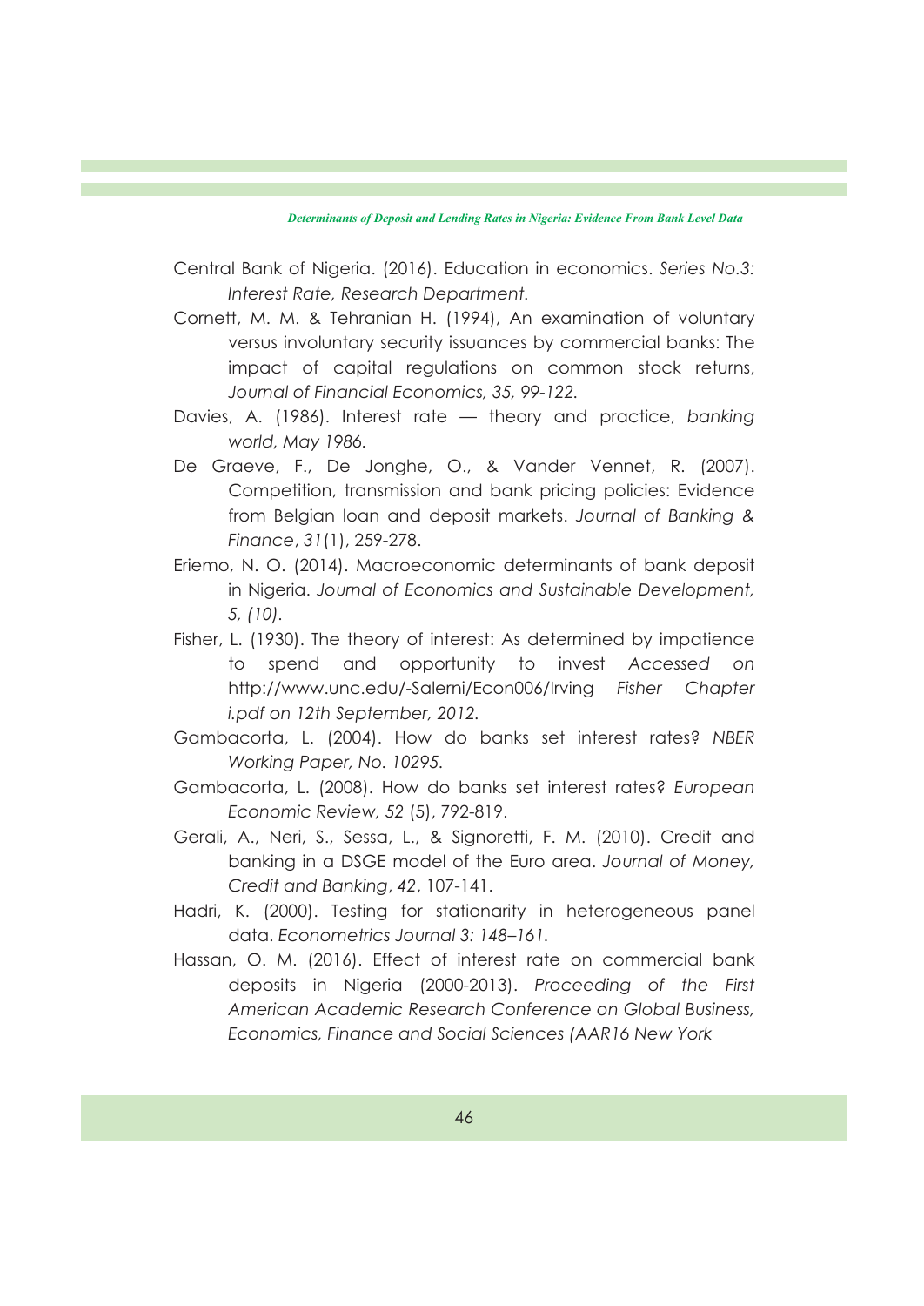Central Bank of Nigeria. (2016). Education in economics. *Series No.3: Interest Rate, Research Department.*

Cornett, M. M. & Tehranian H. (1994), An examination of voluntary versus involuntary security issuances by commercial banks: The impact of capital regulations on common stock returns, *Journal of Financial Economics, 35, 99-122.*

Davies, A. (1986). Interest rate — theory and practice, *banking world, May 1986.*

De Graeve, F., De Jonghe, O., & Vander Vennet, R. (2007). Competition, transmission and bank pricing policies: Evidence from Belgian loan and deposit markets. *Journal of Banking & Finance*, *31*(1), 259-278.

Eriemo, N. O. (2014). Macroeconomic determinants of bank deposit in Nigeria. *Journal of Economics and Sustainable Development, 5, (10).*

Fisher, L. (1930). The theory of interest: As determined by impatience to spend and opportunity to invest *Accessed on* http://www.unc.edu/-Salerni/Econ006/Irving *Fisher Chapter i.pdf on 12th September, 2012.*

Gambacorta, L. (2004). How do banks set interest rates? *NBER Working Paper, No. 10295.*

Gambacorta, L. (2008). How do banks set interest rates? *European Economic Review, 52* (5), 792-819.

Gerali, A., Neri, S., Sessa, L., & Signoretti, F. M. (2010). Credit and banking in a DSGE model of the Euro area. *Journal of Money, Credit and Banking*, *42*, 107-141.

Hadri, K. (2000). Testing for stationarity in heterogeneous panel data. *Econometrics Journal 3: 148–161.*

Hassan, O. M. (2016). Effect of interest rate on commercial bank deposits in Nigeria (2000-2013). *Proceeding of the First American Academic Research Conference on Global Business, Economics, Finance and Social Sciences (AAR16 New York*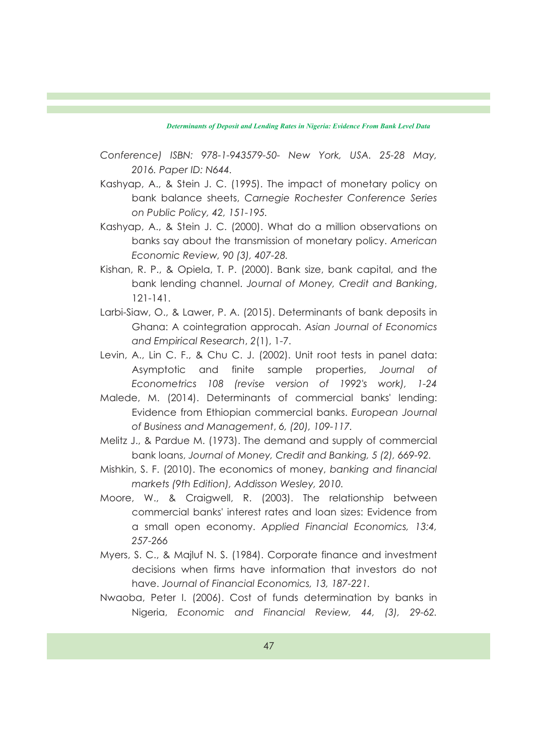*Conference) ISBN: 978-1-943579-50- New York, USA. 25-28 May, 2016. Paper ID: N644.*

Kashyap, A., & Stein J. C. (1995). The impact of monetary policy on bank balance sheets, *Carnegie Rochester Conference Series on Public Policy, 42, 151-195.*

Kashyap, A., & Stein J. C. (2000). What do a million observations on banks say about the transmission of monetary policy. *American Economic Review, 90 (3), 407-28.*

Kishan, R. P., & Opiela, T. P. (2000). Bank size, bank capital, and the bank lending channel. *Journal of Money, Credit and Banking*, 121-141.

Larbi-Siaw, O., & Lawer, P. A. (2015). Determinants of bank deposits in Ghana: A cointegration approcah. *Asian Journal of Economics and Empirical Research*, *2*(1), 1-7.

Levin, A., Lin C. F., & Chu C. J. (2002). Unit root tests in panel data: Asymptotic and finite sample properties, *Journal of Econometrics 108 (revise version of 1992's work), 1-24*

Malede, M. (2014). Determinants of commercial banks' lending: Evidence from Ethiopian commercial banks. *European Journal of Business and Management*, *6, (20), 109-117.*

Melitz J., & Pardue M. (1973). The demand and supply of commercial bank loans, *Journal of Money, Credit and Banking, 5 (2), 669-92.*

Mishkin, S. F. (2010). The economics of money, *banking and financial markets (9th Edition), Addisson Wesley, 2010.*

Moore, W., & Craigwell, R. (2003). The relationship between commercial banks' interest rates and loan sizes: Evidence from a small open economy. *Applied Financial Economics, 13:4, 257-266*

Myers, S. C., & Majluf N. S. (1984). Corporate finance and investment decisions when firms have information that investors do not have. *Journal of Financial Economics, 13, 187-221.*

Nwaoba, Peter I. (2006). Cost of funds determination by banks in Nigeria, *Economic and Financial Review, 44, (3), 29-62.*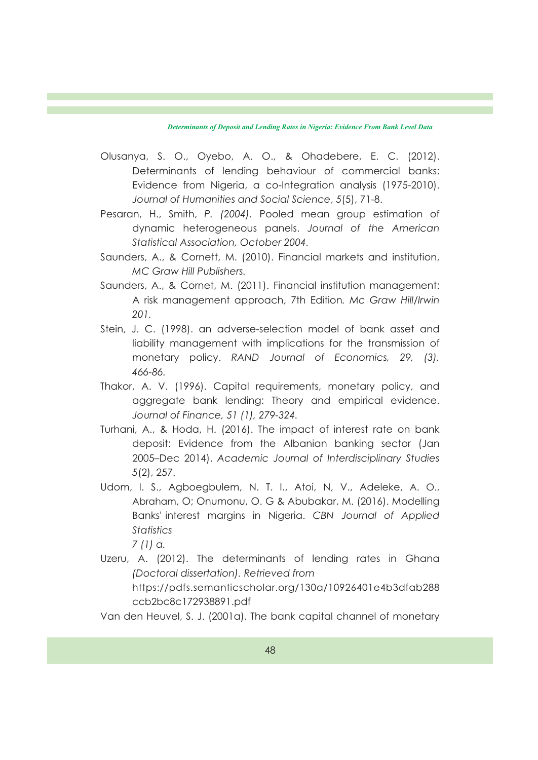Olusanya, S. O., Oyebo, A. O., & Ohadebere, E. C. (2012). Determinants of lending behaviour of commercial banks: Evidence from Nigeria, a co-Integration analysis (1975-2010). *Journal of Humanities and Social Science*, *5*(5), 71-8.

Pesaran, H., Smith, *P. (2004)*. Pooled mean group estimation of dynamic heterogeneous panels. *Journal of the American Statistical Association, October 2004.*

Saunders, A., & Cornett, M. (2010). Financial markets and institution, *MC Graw Hill Publishers.*

Saunders, A., & Cornet, M. (2011). Financial institution management: A risk management approach, 7th Edition*. Mc Graw Hill/Irwin 201.*

Stein, J. C. (1998). an adverse-selection model of bank asset and liability management with implications for the transmission of monetary policy. *RAND Journal of Economics, 29, (3), 466-86.*

Thakor, A. V. (1996). Capital requirements, monetary policy, and aggregate bank lending: Theory and empirical evidence. *Journal of Finance, 51 (1), 279-324.*

Turhani, A., & Hoda, H. (2016). The impact of interest rate on bank deposit: Evidence from the Albanian banking sector (Jan 2005–Dec 2014). *Academic Journal of Interdisciplinary Studies 5*(2), 257.

Udom, I. S., Agboegbulem, N. T. I., Atoi, N, V., Adeleke, A. O., Abraham, O; Onumonu, O. G & Abubakar, M. (2016). Modelling Banks' interest margins in Nigeria. *CBN Journal of Applied Statistics 7 (1) a.*

Uzeru, A. (2012). The determinants of lending rates in Ghana *(Doctoral dissertation). Retrieved from* https://pdfs.semanticscholar.org/130a/10926401e4b3dfab288ccb2bc8c172938891.pdf

Van den Heuvel, S. J. (2001a). The bank capital channel of monetary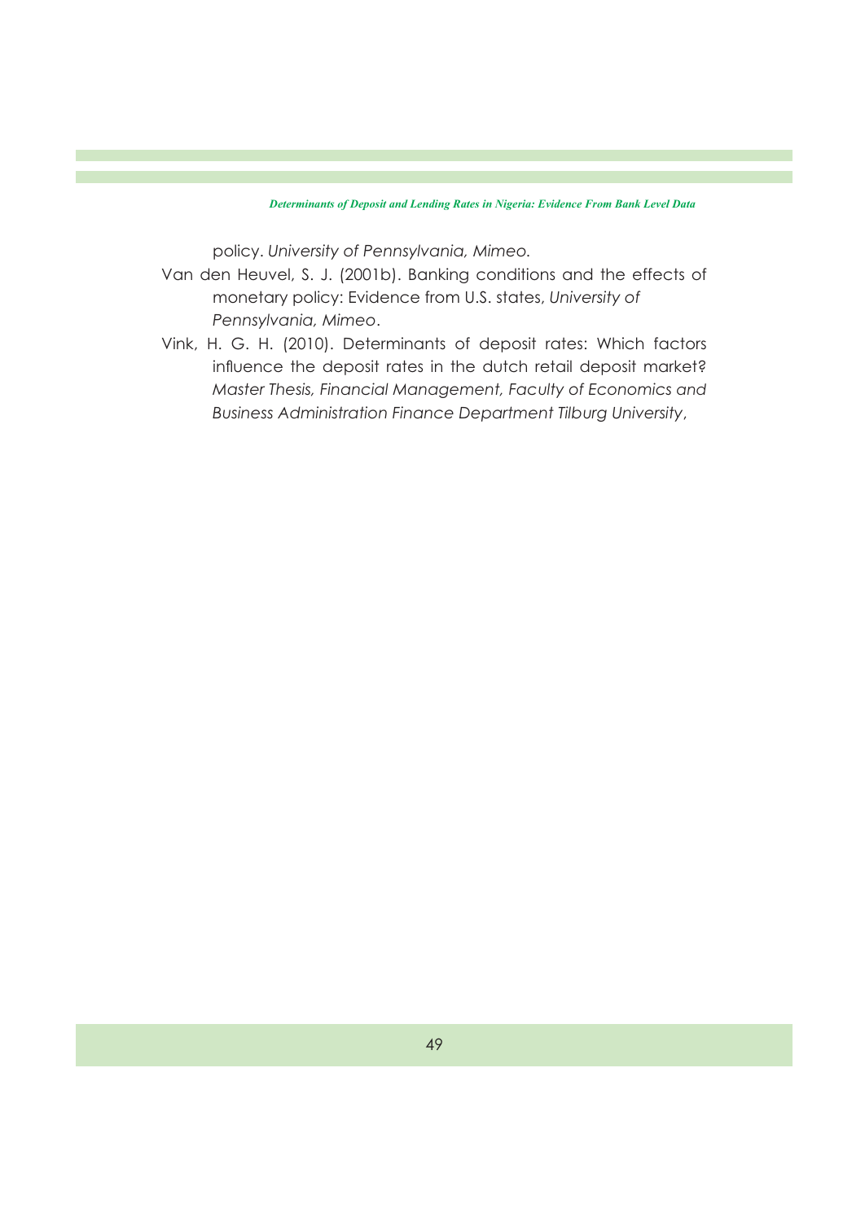policy. *University of Pennsylvania, Mimeo.*

Van den Heuvel, S. J. (2001b). Banking conditions and the effects of monetary policy: Evidence from U.S. states, *University of Pennsylvania, Mimeo*.

Vink, H. G. H. (2010). Determinants of deposit rates: Which factors influence the deposit rates in the dutch retail deposit market? *Master Thesis, Financial Management, Faculty of Economics and Business Administration Finance Department Tilburg University*,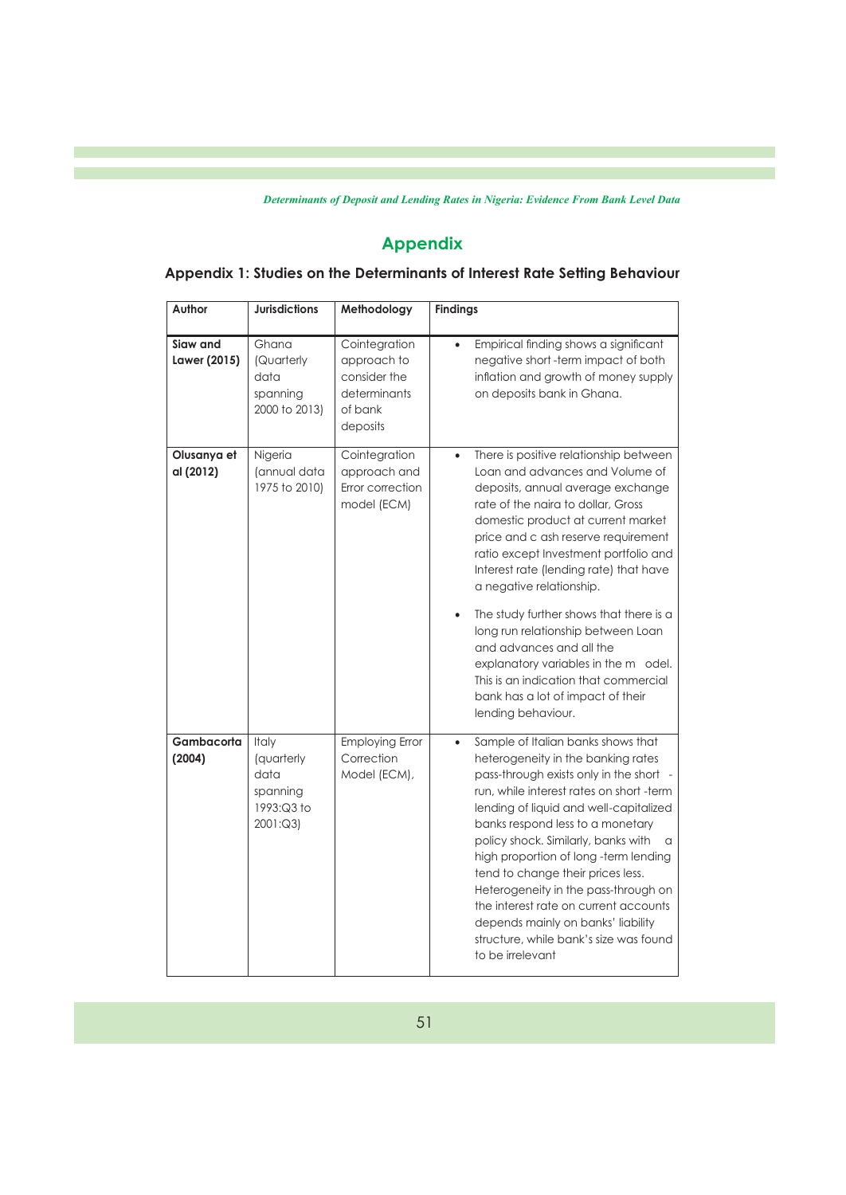## Appendix

### Appendix 1: Studies on the Determinants of Interest Rate Setting Behaviour

| Author | Jurisdictions | Methodology | Findings |
| --- | --- | --- | --- |
| **Siaw and Lawer (2015)** | Ghana (Quarterly data spanning 2000 to 2013) | Cointegration approach to consider the determinants of bank deposits | • Empirical finding shows a significant negative short-term impact of both inflation and growth of money supply on deposits bank in Ghana. |
| **Olusanya et al (2012)** | Nigeria (annual data 1975 to 2010) | Cointegration approach and Error correction model (ECM) | • There is positive relationship between Loan and advances and Volume of deposits, annual average exchange rate of the naira to dollar, Gross domestic product at current market price and cash reserve requirement ratio except Investment portfolio and Interest rate (lending rate) that have a negative relationship. • The study further shows that there is a long run relationship between Loan and advances and all the explanatory variables in the model. This is an indication that commercial bank has a lot of impact of their lending behaviour. |
| **Gambacorta (2004)** | Italy (quarterly data spanning 1993:Q3 to 2001:Q3) | Employing Error Correction Model (ECM), | • Sample of Italian banks shows that heterogeneity in the banking rates pass-through exists only in the short-run, while interest rates on short-term lending of liquid and well-capitalized banks respond less to a monetary policy shock. Similarly, banks with a high proportion of long-term lending tend to change their prices less. Heterogeneity in the pass-through on the interest rate on current accounts depends mainly on banks' liability structure, while bank's size was found to be irrelevant |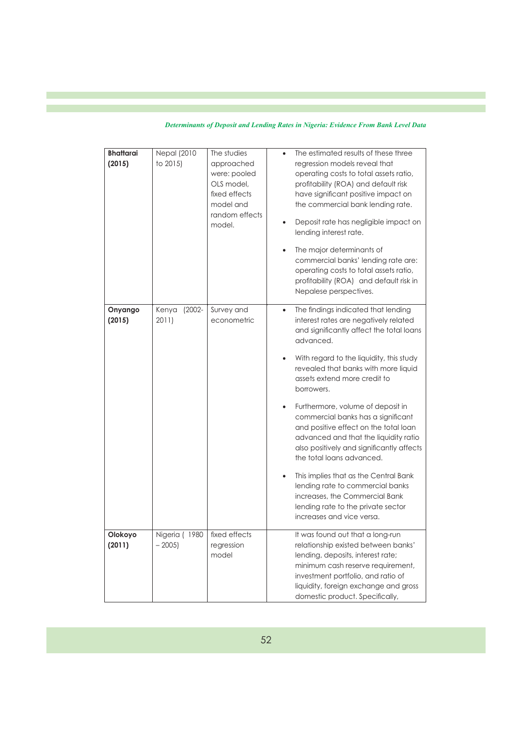| | | | |
|---|---|---|---|
| **Bhattarai (2015)** | Nepal (2010 to 2015) | The studies approached were: pooled OLS model, fixed effects model and random effects model. | • The estimated results of these three regression models reveal that operating costs to total assets ratio, profitability (ROA) and default risk have significant positive impact on the commercial bank lending rate.<br>• Deposit rate has negligible impact on lending interest rate.<br>• The major determinants of commercial banks' lending rate are: operating costs to total assets ratio, profitability (ROA) and default risk in Nepalese perspectives. |
| **Onyango (2015)** | Kenya (2002-2011) | Survey and econometric | • The findings indicated that lending interest rates are negatively related and significantly affect the total loans advanced.<br>• With regard to the liquidity, this study revealed that banks with more liquid assets extend more credit to borrowers.<br>• Furthermore, volume of deposit in commercial banks has a significant and positive effect on the total loan advanced and that the liquidity ratio also positively and significantly affects the total loans advanced.<br>• This implies that as the Central Bank lending rate to commercial banks increases, the Commercial Bank lending rate to the private sector increases and vice versa. |
| **Olokoyo (2011)** | Nigeria ( 1980 – 2005) | fixed effects regression model | It was found out that a long-run relationship existed between banks' lending, deposits, interest rate; minimum cash reserve requirement, investment portfolio, and ratio of liquidity, foreign exchange and gross domestic product. Specifically, |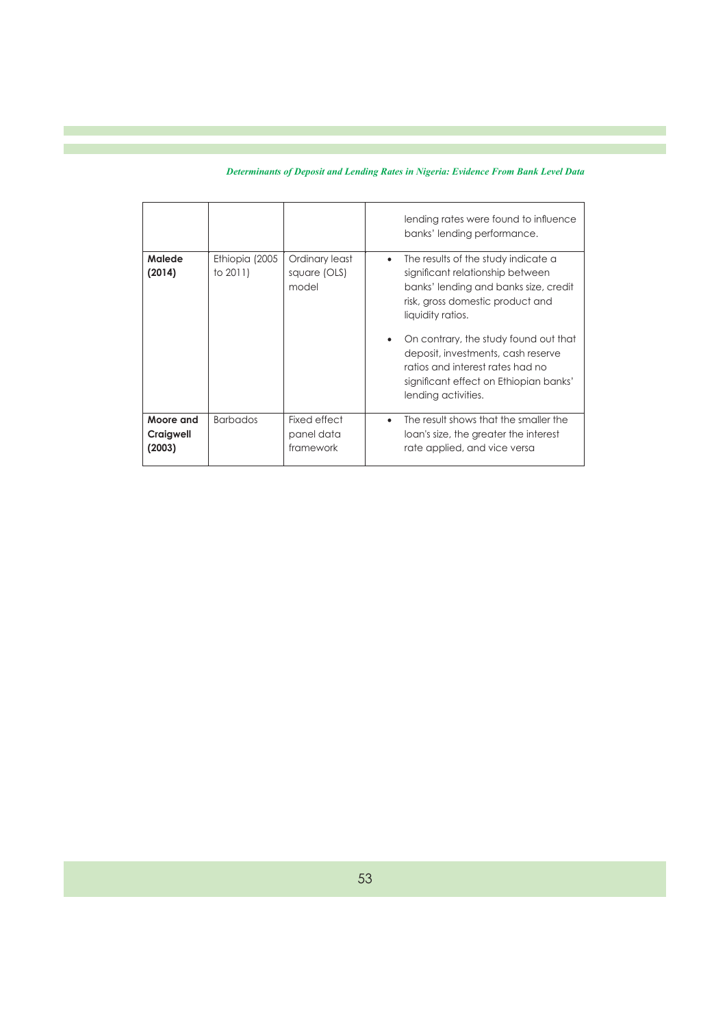|  |  |  |  |
|---|---|---|---|
|  |  |  | lending rates were found to influence banks' lending performance. |
| **Malede (2014)** | Ethiopia (2005 to 2011) | Ordinary least square (OLS) model | • The results of the study indicate a significant relationship between banks' lending and banks size, credit risk, gross domestic product and liquidity ratios.<br>• On contrary, the study found out that deposit, investments, cash reserve ratios and interest rates had no significant effect on Ethiopian banks' lending activities. |
| **Moore and Craigwell (2003)** | Barbados | Fixed effect panel data framework | • The result shows that the smaller the loan's size, the greater the interest rate applied, and vice versa |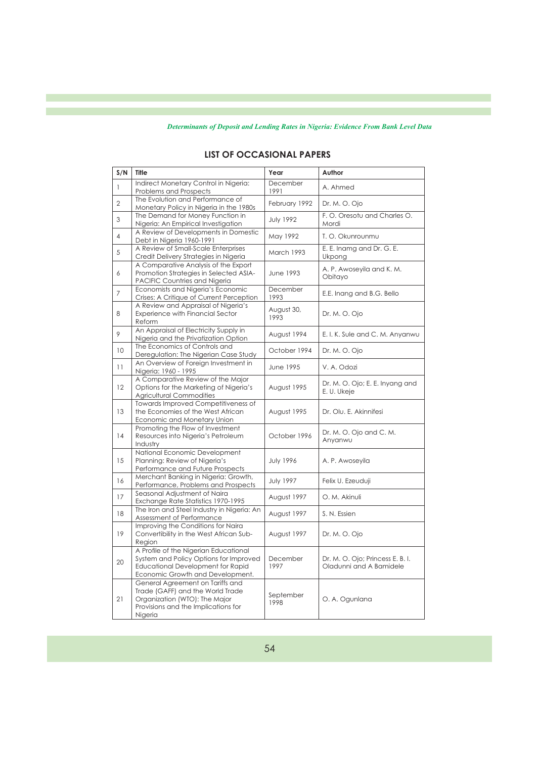## LIST OF OCCASIONAL PAPERS

| S/N | Title | Year | Author |
|---|---|---|---|
| 1 | Indirect Monetary Control in Nigeria: Problems and Prospects | December 1991 | A. Ahmed |
| 2 | The Evolution and Performance of Monetary Policy in Nigeria in the 1980s | February 1992 | Dr. M. O. Ojo |
| 3 | The Demand for Money Function in Nigeria: An Empirical Investigation | July 1992 | F. O. Oresotu and Charles O. Mordi |
| 4 | A Review of Developments in Domestic Debt in Nigeria 1960-1991 | May 1992 | T. O. Okunrounmu |
| 5 | A Review of Small-Scale Enterprises Credit Delivery Strategies in Nigeria | March 1993 | E. E. Inamg and Dr. G. E. Ukpong |
| 6 | A Comparative Analysis of the Export Promotion Strategies in Selected ASIA-PACIFIC Countries and Nigeria | June 1993 | A. P. Awoseyila and K. M. Obitayo |
| 7 | Economists and Nigeria's Economic Crises: A Critique of Current Perception | December 1993 | E.E. Inang and B.G. Bello |
| 8 | A Review and Appraisal of Nigeria's Experience with Financial Sector Reform | August 30, 1993 | Dr. M. O. Ojo |
| 9 | An Appraisal of Electricity Supply in Nigeria and the Privatization Option | August 1994 | E. I. K. Sule and C. M. Anyanwu |
| 10 | The Economics of Controls and Deregulation: The Nigerian Case Study | October 1994 | Dr. M. O. Ojo |
| 11 | An Overview of Foreign Investment in Nigeria: 1960 - 1995 | June 1995 | V. A. Odozi |
| 12 | A Comparative Review of the Major Options for the Marketing of Nigeria's Agricultural Commodities | August 1995 | Dr. M. O. Ojo; E. E. Inyang and E. U. Ukeje |
| 13 | Towards Improved Competitiveness of the Economies of the West African Economic and Monetary Union | August 1995 | Dr. Olu. E. Akinnifesi |
| 14 | Promoting the Flow of Investment Resources into Nigeria's Petroleum Industry | October 1996 | Dr. M. O. Ojo and C. M. Anyanwu |
| 15 | National Economic Development Planning: Review of Nigeria's Performance and Future Prospects | July 1996 | A. P. Awoseyila |
| 16 | Merchant Banking in Nigeria: Growth, Performance, Problems and Prospects | July 1997 | Felix U. Ezeuduji |
| 17 | Seasonal Adjustment of Naira Exchange Rate Statistics 1970-1995 | August 1997 | O. M. Akinuli |
| 18 | The Iron and Steel Industry in Nigeria: An Assessment of Performance | August 1997 | S. N. Essien |
| 19 | Improving the Conditions for Naira Convertibility in the West African Sub-Region | August 1997 | Dr. M. O. Ojo |
| 20 | A Profile of the Nigerian Educational System and Policy Options for Improved Educational Development for Rapid Economic Growth and Development. | December 1997 | Dr. M. O. Ojo; Princess E. B. I. Oladunni and A Bamidele |
| 21 | General Agreement on Tariffs and Trade (GAFF) and the World Trade Organization (WTO): The Major Provisions and the Implications for Nigeria | September 1998 | O. A. Ogunlana |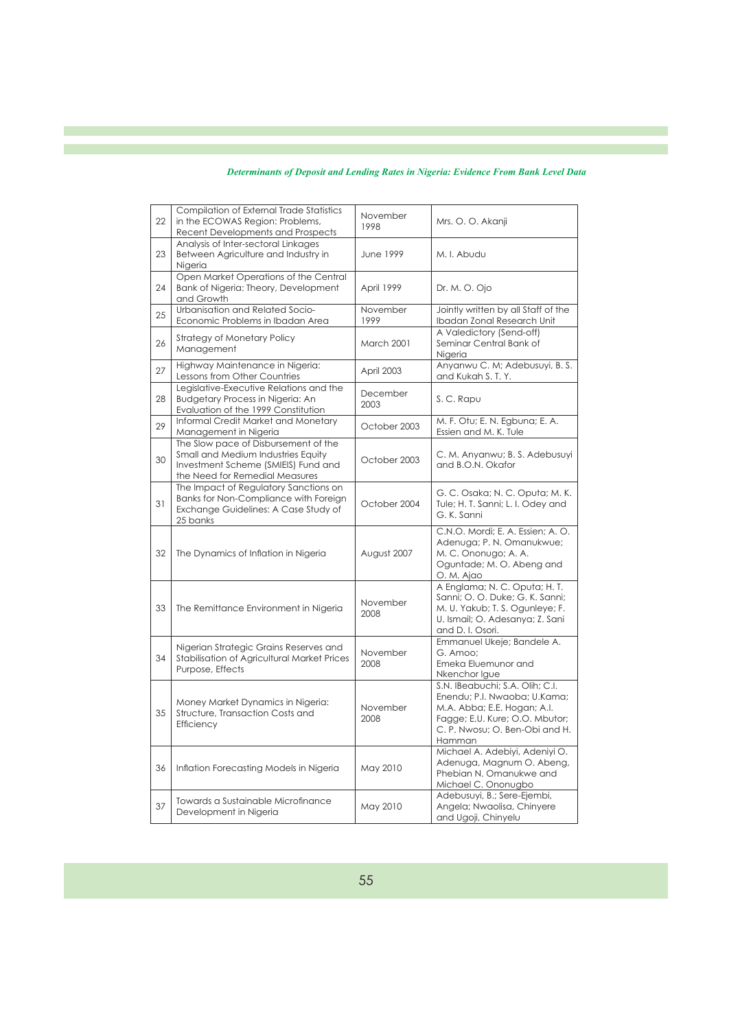| 22 | Compilation of External Trade Statistics in the ECOWAS Region: Problems, Recent Developments and Prospects | November 1998 | Mrs. O. O. Akanji |
|---|---|---|---|
| 23 | Analysis of Inter-sectoral Linkages Between Agriculture and Industry in Nigeria | June 1999 | M. I. Abudu |
| 24 | Open Market Operations of the Central Bank of Nigeria: Theory, Development and Growth | April 1999 | Dr. M. O. Ojo |
| 25 | Urbanisation and Related Socio-Economic Problems in Ibadan Area | November 1999 | Jointly written by all Staff of the Ibadan Zonal Research Unit |
| 26 | Strategy of Monetary Policy Management | March 2001 | A Valedictory (Send-off) Seminar Central Bank of Nigeria |
| 27 | Highway Maintenance in Nigeria: Lessons from Other Countries | April 2003 | Anyanwu C. M; Adebusuyi, B. S. and Kukah S. T. Y. |
| 28 | Legislative-Executive Relations and the Budgetary Process in Nigeria: An Evaluation of the 1999 Constitution | December 2003 | S. C. Rapu |
| 29 | Informal Credit Market and Monetary Management in Nigeria | October 2003 | M. F. Otu; E. N. Egbuna; E. A. Essien and M. K. Tule |
| 30 | The Slow pace of Disbursement of the Small and Medium Industries Equity Investment Scheme (SMIEIS) Fund and the Need for Remedial Measures | October 2003 | C. M. Anyanwu; B. S. Adebusuyi and B.O.N. Okafor |
| 31 | The Impact of Regulatory Sanctions on Banks for Non-Compliance with Foreign Exchange Guidelines: A Case Study of 25 banks | October 2004 | G. C. Osaka; N. C. Oputa; M. K. Tule; H. T. Sanni; L. I. Odey and G. K. Sanni |
| 32 | The Dynamics of Inflation in Nigeria | August 2007 | C.N.O. Mordi; E. A. Essien; A. O. Adenuga; P. N. Omanukwue; M. C. Ononugo; A. A. Oguntade; M. O. Abeng and O. M. Ajao |
| 33 | The Remittance Environment in Nigeria | November 2008 | A Englama; N. C. Oputa; H. T. Sanni; O. O. Duke; G. K. Sanni; M. U. Yakub; T. S. Ogunleye; F. U. Ismail; O. Adesanya; Z. Sani and D. I. Osori. |
| 34 | Nigerian Strategic Grains Reserves and Stabilisation of Agricultural Market Prices Purpose, Effects | November 2008 | Emmanuel Ukeje; Bandele A. G. Amoo; Emeka Eluemunor and Nkenchor Igue |
| 35 | Money Market Dynamics in Nigeria: Structure, Transaction Costs and Efficiency | November 2008 | S.N. IBeabuchi; S.A. Olih; C.I. Enendu; P.I. Nwaoba; U.Kama; M.A. Abba; E.E. Hogan; A.I. Fagge; E.U. Kure; O.O. Mbutor; C. P. Nwosu; O. Ben-Obi and H. Hamman |
| 36 | Inflation Forecasting Models in Nigeria | May 2010 | Michael A. Adebiyi, Adeniyi O. Adenuga, Magnum O. Abeng, Phebian N. Omanukwe and Michael C. Ononugbo |
| 37 | Towards a Sustainable Microfinance Development in Nigeria | May 2010 | Adebusuyi, B.; Sere-Ejembi, Angela; Nwaolisa, Chinyere and Ugoji, Chinyelu |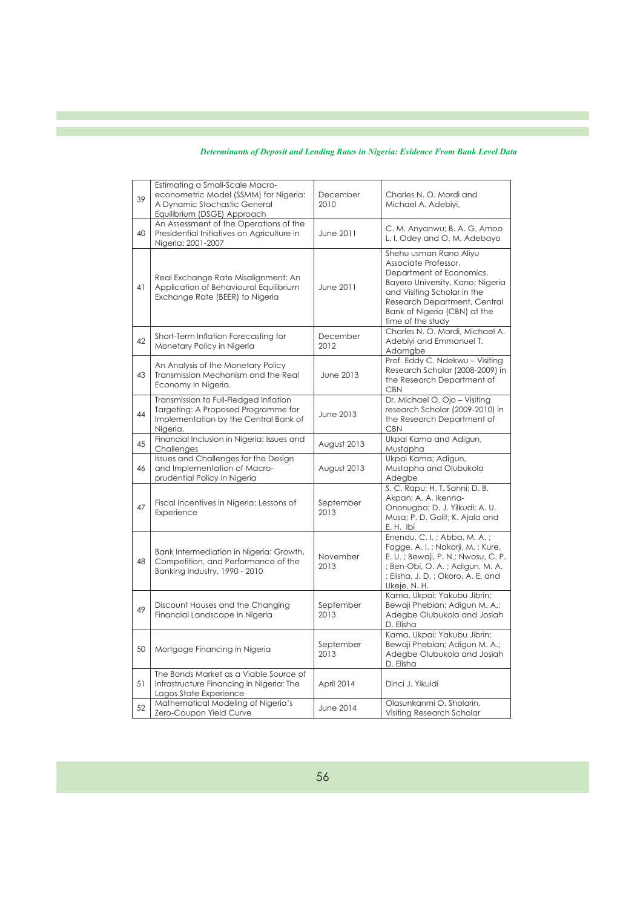| 39 | Estimating a Small-Scale Macro-econometric Model (SSMM) for Nigeria: A Dynamic Stochastic General Equilibrium (DSGE) Approach | December 2010 | Charles N. O. Mordi and Michael A. Adebiyi, |
|---|---|---|---|
| 40 | An Assessment of the Operations of the Presidential Initiatives on Agriculture in Nigeria: 2001-2007 | June 2011 | C. M. Anyanwu; B. A. G. Amoo L. I. Odey and O. M. Adebayo |
| 41 | Real Exchange Rate Misalignment: An Application of Behavioural Equilibrium Exchange Rate (BEER) to Nigeria | June 2011 | Shehu usman Rano Aliyu Associate Professor, Department of Economics, Bayero University, Kano; Nigeria and Visiting Scholar in the Research Department, Central Bank of Nigeria (CBN) at the time of the study |
| 42 | Short-Term Inflation Forecasting for Monetary Policy in Nigeria | December 2012 | Charles N. O. Mordi, Michael A. Adebiyi and Emmanuel T. Adamgbe |
| 43 | An Analysis of the Monetary Policy Transmission Mechanism and the Real Economy in Nigeria. | June 2013 | Prof. Eddy C. Ndekwu – Visiting Research Scholar (2008-2009) in the Research Department of CBN |
| 44 | Transmission to Full-Fledged Inflation Targeting: A Proposed Programme for Implementation by the Central Bank of Nigeria. | June 2013 | Dr. Michael O. Ojo – Visiting research Scholar (2009-2010) in the Research Department of CBN |
| 45 | Financial Inclusion in Nigeria: Issues and Challenges | August 2013 | Ukpai Kama and Adigun, Mustapha |
| 46 | Issues and Challenges for the Design and Implementation of Macro-prudential Policy in Nigeria | August 2013 | Ukpai Kama; Adigun, Mustapha and Olubukola Adegbe |
| 47 | Fiscal Incentives in Nigeria: Lessons of Experience | September 2013 | S. C. Rapu; H. T. Sanni; D. B. Akpan; A. A. Ikenna-Ononugbo; D. J. Yilkudi; A. U. Musa; P. D. Golit; K. Ajala and E. H. Ibi |
| 48 | Bank Intermediation in Nigeria: Growth, Competition, and Performance of the Banking Industry, 1990 - 2010 | November 2013 | Enendu, C. I. ; Abba, M. A. ; Fagge, A. I. ; Nakorji, M. ; Kure, E. U. ; Bewaji, P. N.; Nwosu, C. P. ; Ben-Obi, O. A. ; Adigun, M. A. ; Elisha, J. D. ; Okoro, A. E. and Ukeje, N. H. |
| 49 | Discount Houses and the Changing Financial Landscape in Nigeria | September 2013 | Kama, Ukpai; Yakubu Jibrin; Bewaji Phebian; Adigun M. A.; Adegbe Olubukola and Josiah D. Elisha |
| 50 | Mortgage Financing in Nigeria | September 2013 | Kama, Ukpai; Yakubu Jibrin; Bewaji Phebian; Adigun M. A.; Adegbe Olubukola and Josiah D. Elisha |
| 51 | The Bonds Market as a Viable Source of Infrastructure Financing in Nigeria: The Lagos State Experience | April 2014 | Dinci J. Yikuldi |
| 52 | Mathematical Modeling of Nigeria's Zero-Coupon Yield Curve | June 2014 | Olasunkanmi O. Sholarin, Visiting Research Scholar |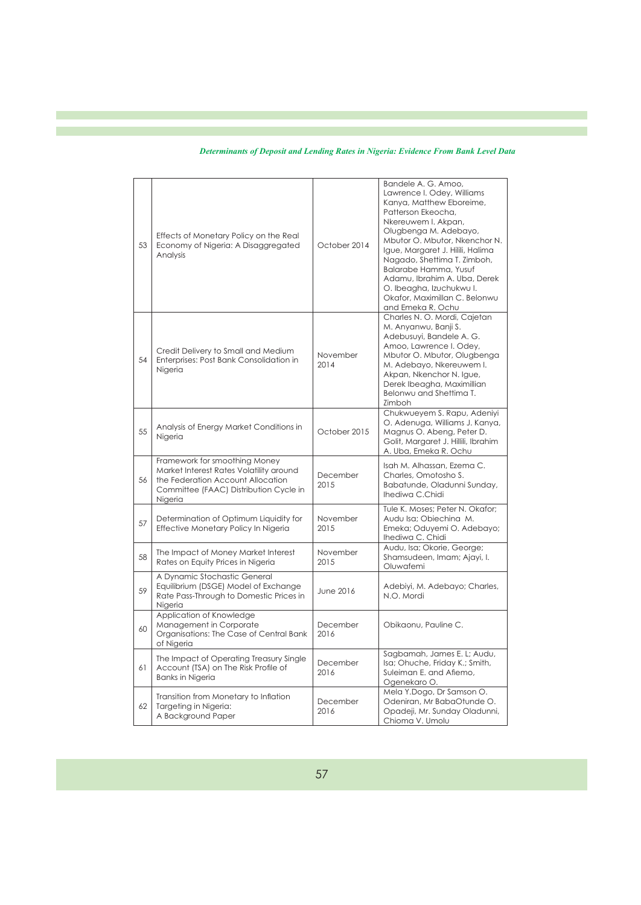| 53 | Effects of Monetary Policy on the Real Economy of Nigeria: A Disaggregated Analysis | October 2014 | Bandele A. G. Amoo, Lawrence I. Odey, Williams Kanya, Matthew Eboreime, Patterson Ekeocha, Nkereuwem I. Akpan, Olugbenga M. Adebayo, Mbutor O. Mbutor, Nkenchor N. Igue, Margaret J. Hilili, Halima Nagado, Shettima T. Zimboh, Balarabe Hamma, Yusuf Adamu, Ibrahim A. Uba, Derek O. Ibeagha, Izuchukwu I. Okafor, Maximillan C. Belonwu and Emeka R. Ochu |
|---|---|---|---|
| 54 | Credit Delivery to Small and Medium Enterprises: Post Bank Consolidation in Nigeria | November 2014 | Charles N. O. Mordi, Cajetan M. Anyanwu, Banji S. Adebusuyi, Bandele A. G. Amoo, Lawrence I. Odey, Mbutor O. Mbutor, Olugbenga M. Adebayo, Nkereuwem I. Akpan, Nkenchor N. Igue, Derek Ibeagha, Maximillian Belonwu and Shettima T. Zimboh |
| 55 | Analysis of Energy Market Conditions in Nigeria | October 2015 | Chukwueyem S. Rapu, Adeniyi O. Adenuga, Williams J. Kanya, Magnus O. Abeng, Peter D. Golit, Margaret J. Hillili, Ibrahim A. Uba, Emeka R. Ochu |
| 56 | Framework for smoothing Money Market Interest Rates Volatility around the Federation Account Allocation Committee (FAAC) Distribution Cycle in Nigeria | December 2015 | Isah M. Alhassan, Ezema C. Charles, Omotosho S. Babatunde, Oladunni Sunday, Ihediwa C.Chidi |
| 57 | Determination of Optimum Liquidity for Effective Monetary Policy In Nigeria | November 2015 | Tule K. Moses; Peter N. Okafor; Audu Isa; Obiechina M. Emeka; Oduyemi O. Adebayo; Ihediwa C. Chidi |
| 58 | The Impact of Money Market Interest Rates on Equity Prices in Nigeria | November 2015 | Audu, Isa; Okorie, George; Shamsudeen, Imam; Ajayi, I. Oluwafemi |
| 59 | A Dynamic Stochastic General Equilibrium (DSGE) Model of Exchange Rate Pass-Through to Domestic Prices in Nigeria | June 2016 | Adebiyi, M. Adebayo; Charles, N.O. Mordi |
| 60 | Application of Knowledge Management in Corporate Organisations: The Case of Central Bank of Nigeria | December 2016 | Obikaonu, Pauline C. |
| 61 | The Impact of Operating Treasury Single Account (TSA) on The Risk Profile of Banks in Nigeria | December 2016 | Sagbamah, James E. L; Audu, Isa; Ohuche, Friday K.; Smith, Suleiman E. and Afiemo, Ogenekaro O. |
| 62 | Transition from Monetary to Inflation Targeting in Nigeria: A Background Paper | December 2016 | Mela Y.Dogo, Dr Samson O. Odeniran, Mr BabaOtunde O. Opadeji, Mr. Sunday Oladunni, Chioma V. Umolu |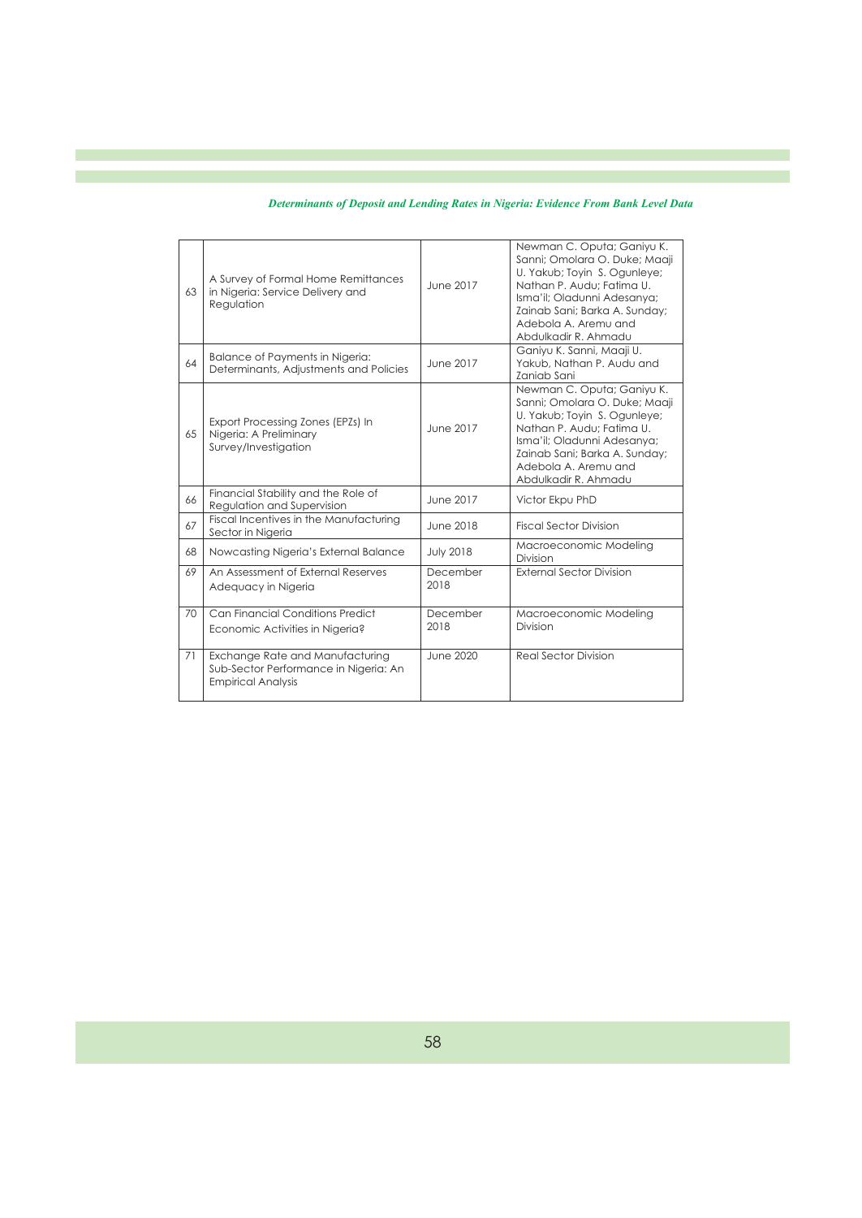| | | | |
|---|---|---|---|
| 63 | A Survey of Formal Home Remittances in Nigeria: Service Delivery and Regulation | June 2017 | Newman C. Oputa; Ganiyu K. Sanni; Omolara O. Duke; Maaji U. Yakub; Toyin S. Ogunleye; Nathan P. Audu; Fatima U. Isma'il; Oladunni Adesanya; Zainab Sani; Barka A. Sunday; Adebola A. Aremu and Abdulkadir R. Ahmadu |
| 64 | Balance of Payments in Nigeria: Determinants, Adjustments and Policies | June 2017 | Ganiyu K. Sanni, Maaji U. Yakub, Nathan P. Audu and Zaniab Sani |
| 65 | Export Processing Zones (EPZs) In Nigeria: A Preliminary Survey/Investigation | June 2017 | Newman C. Oputa; Ganiyu K. Sanni; Omolara O. Duke; Maaji U. Yakub; Toyin S. Ogunleye; Nathan P. Audu; Fatima U. Isma'il; Oladunni Adesanya; Zainab Sani; Barka A. Sunday; Adebola A. Aremu and Abdulkadir R. Ahmadu |
| 66 | Financial Stability and the Role of Regulation and Supervision | June 2017 | Victor Ekpu PhD |
| 67 | Fiscal Incentives in the Manufacturing Sector in Nigeria | June 2018 | Fiscal Sector Division |
| 68 | Nowcasting Nigeria's External Balance | July 2018 | Macroeconomic Modeling Division |
| 69 | An Assessment of External Reserves Adequacy in Nigeria | December 2018 | External Sector Division |
| 70 | Can Financial Conditions Predict Economic Activities in Nigeria? | December 2018 | Macroeconomic Modeling Division |
| 71 | Exchange Rate and Manufacturing Sub-Sector Performance in Nigeria: An Empirical Analysis | June 2020 | Real Sector Division |